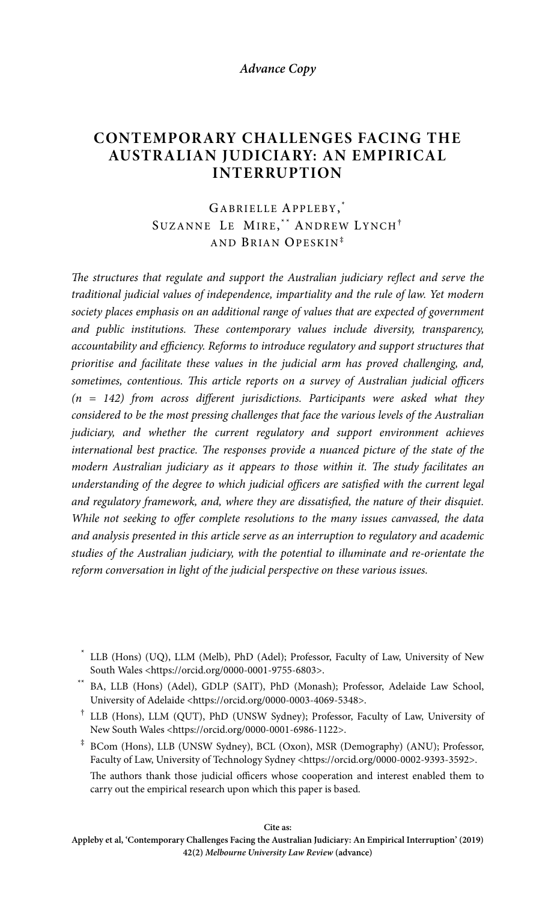*Advance Copy*

# CONTEMPORARY CHALLENGES FACING THE AUSTRALIAN JUDICIARY: AN EMPIRICAL INTERRUPTION

GABRIELLE APPLEBY,[*] SUZANNE LE MIRE,[**] ANDREW LYNCH[†] AND BRIAN OPESKIN[‡]

*The structures that regulate and support the Australian judiciary reflect and serve the traditional judicial values of independence, impartiality and the rule of law. Yet modern society places emphasis on an additional range of values that are expected of government and public institutions. These contemporary values include diversity, transparency, accountability and efficiency. Reforms to introduce regulatory and support structures that prioritise and facilitate these values in the judicial arm has proved challenging, and, sometimes, contentious. This article reports on a survey of Australian judicial officers (n = 142) from across different jurisdictions. Participants were asked what they considered to be the most pressing challenges that face the various levels of the Australian judiciary, and whether the current regulatory and support environment achieves international best practice. The responses provide a nuanced picture of the state of the modern Australian judiciary as it appears to those within it. The study facilitates an understanding of the degree to which judicial officers are satisfied with the current legal and regulatory framework, and, where they are dissatisfied, the nature of their disquiet. While not seeking to offer complete resolutions to the many issues canvassed, the data and analysis presented in this article serve as an interruption to regulatory and academic studies of the Australian judiciary, with the potential to illuminate and re-orientate the reform conversation in light of the judicial perspective on these various issues.*

[*] LLB (Hons) (UQ), LLM (Melb), PhD (Adel); Professor, Faculty of Law, University of New South Wales <https://orcid.org/0000-0001-9755-6803>.

[**] BA, LLB (Hons) (Adel), GDLP (SAIT), PhD (Monash); Professor, Adelaide Law School, University of Adelaide <https://orcid.org/0000-0003-4069-5348>.

[†] LLB (Hons), LLM (QUT), PhD (UNSW Sydney); Professor, Faculty of Law, University of New South Wales <https://orcid.org/0000-0001-6986-1122>.

[‡] BCom (Hons), LLB (UNSW Sydney), BCL (Oxon), MSR (Demography) (ANU); Professor, Faculty of Law, University of Technology Sydney <https://orcid.org/0000-0002-9393-3592>.

The authors thank those judicial officers whose cooperation and interest enabled them to carry out the empirical research upon which this paper is based.

**Cite as:**
**Appleby et al, 'Contemporary Challenges Facing the Australian Judiciary: An Empirical Interruption' (2019) 42(2) *Melbourne University Law Review* (advance)**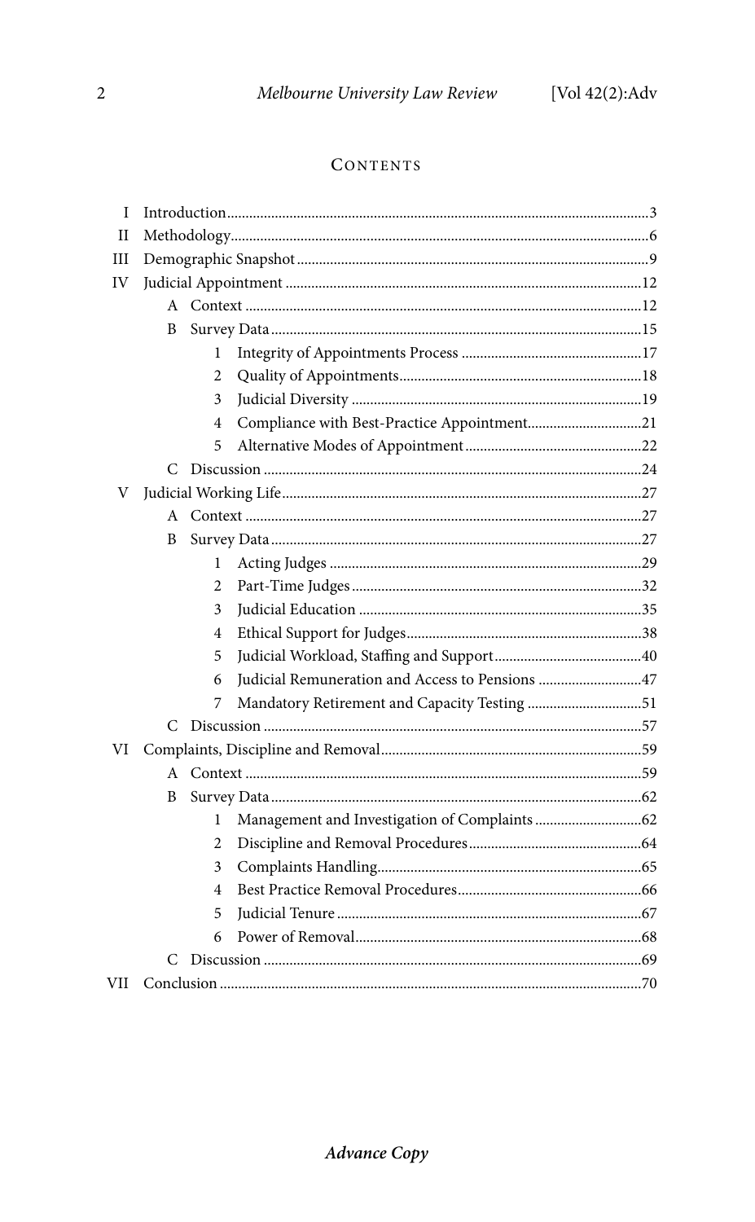## Contents

- I Introduction ... 3
- II Methodology ... 6
- III Demographic Snapshot ... 9
- IV Judicial Appointment ... 12
  - A Context ... 12
  - B Survey Data ... 15
    - 1 Integrity of Appointments Process ... 17
    - 2 Quality of Appointments ... 18
    - 3 Judicial Diversity ... 19
    - 4 Compliance with Best-Practice Appointment ... 21
    - 5 Alternative Modes of Appointment ... 22
  - C Discussion ... 24
- V Judicial Working Life ... 27
  - A Context ... 27
  - B Survey Data ... 27
    - 1 Acting Judges ... 29
    - 2 Part-Time Judges ... 32
    - 3 Judicial Education ... 35
    - 4 Ethical Support for Judges ... 38
    - 5 Judicial Workload, Staffing and Support ... 40
    - 6 Judicial Remuneration and Access to Pensions ... 47
    - 7 Mandatory Retirement and Capacity Testing ... 51
  - C Discussion ... 57
- VI Complaints, Discipline and Removal ... 59
  - A Context ... 59
  - B Survey Data ... 62
    - 1 Management and Investigation of Complaints ... 62
    - 2 Discipline and Removal Procedures ... 64
    - 3 Complaints Handling ... 65
    - 4 Best Practice Removal Procedures ... 66
    - 5 Judicial Tenure ... 67
    - 6 Power of Removal ... 68
  - C Discussion ... 69
- VII Conclusion ... 70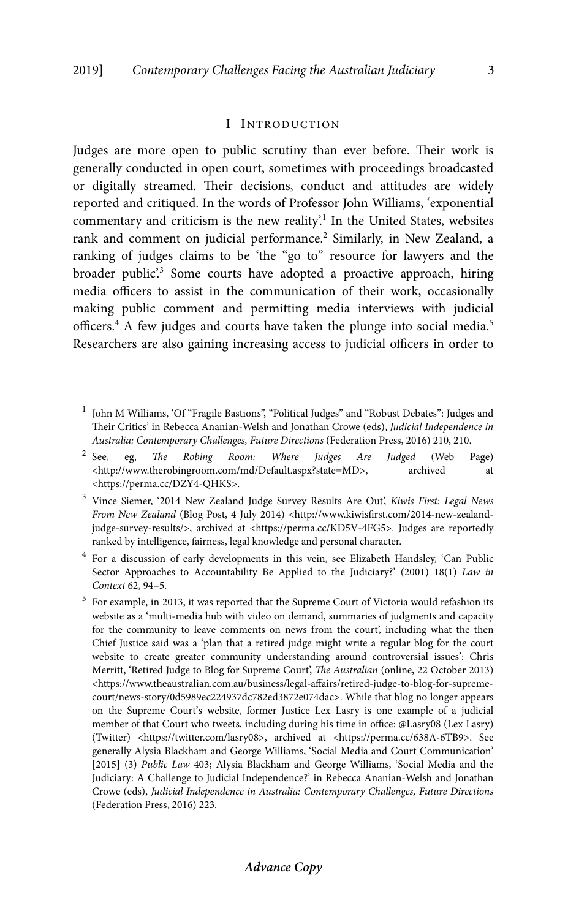## I Introduction

Judges are more open to public scrutiny than ever before. Their work is generally conducted in open court, sometimes with proceedings broadcasted or digitally streamed. Their decisions, conduct and attitudes are widely reported and critiqued. In the words of Professor John Williams, 'exponential commentary and criticism is the new reality'.[1] In the United States, websites rank and comment on judicial performance.[2] Similarly, in New Zealand, a ranking of judges claims to be 'the "go to" resource for lawyers and the broader public'.[3] Some courts have adopted a proactive approach, hiring media officers to assist in the communication of their work, occasionally making public comment and permitting media interviews with judicial officers.[4] A few judges and courts have taken the plunge into social media.[5] Researchers are also gaining increasing access to judicial officers in order to

---

[1] John M Williams, 'Of "Fragile Bastions", "Political Judges" and "Robust Debates": Judges and Their Critics' in Rebecca Ananian-Welsh and Jonathan Crowe (eds), *Judicial Independence in Australia: Contemporary Challenges, Future Directions* (Federation Press, 2016) 210, 210.

[2] See, eg, *The Robing Room: Where Judges Are Judged* (Web Page) <http://www.therobingroom.com/md/Default.aspx?state=MD>, archived at <https://perma.cc/DZY4-QHKS>.

[3] Vince Siemer, '2014 New Zealand Judge Survey Results Are Out', *Kiwis First: Legal News From New Zealand* (Blog Post, 4 July 2014) <http://www.kiwisfirst.com/2014-new-zealand-judge-survey-results/>, archived at <https://perma.cc/KD5V-4FG5>. Judges are reportedly ranked by intelligence, fairness, legal knowledge and personal character.

[4] For a discussion of early developments in this vein, see Elizabeth Handsley, 'Can Public Sector Approaches to Accountability Be Applied to the Judiciary?' (2001) 18(1) *Law in Context* 62, 94–5.

[5] For example, in 2013, it was reported that the Supreme Court of Victoria would refashion its website as a 'multi-media hub with video on demand, summaries of judgments and capacity for the community to leave comments on news from the court', including what the then Chief Justice said was a 'plan that a retired judge might write a regular blog for the court website to create greater community understanding around controversial issues': Chris Merritt, 'Retired Judge to Blog for Supreme Court', *The Australian* (online, 22 October 2013) <https://www.theaustralian.com.au/business/legal-affairs/retired-judge-to-blog-for-supreme-court/news-story/0d5989ec224937dc782ed3872e074dac>. While that blog no longer appears on the Supreme Court's website, former Justice Lex Lasry is one example of a judicial member of that Court who tweets, including during his time in office: @Lasry08 (Lex Lasry) (Twitter) <https://twitter.com/lasry08>, archived at <https://perma.cc/638A-6TB9>. See generally Alysia Blackham and George Williams, 'Social Media and Court Communication' [2015] (3) *Public Law* 403; Alysia Blackham and George Williams, 'Social Media and the Judiciary: A Challenge to Judicial Independence?' in Rebecca Ananian-Welsh and Jonathan Crowe (eds), *Judicial Independence in Australia: Contemporary Challenges, Future Directions* (Federation Press, 2016) 223.

***Advance Copy***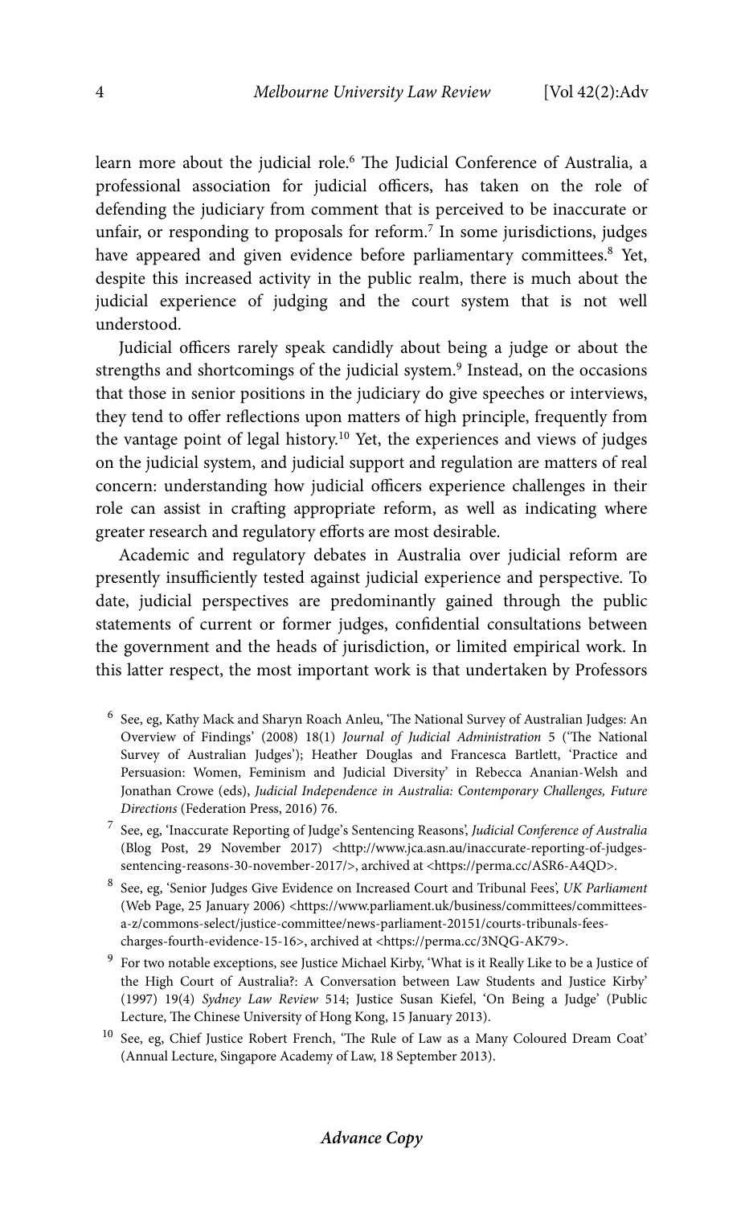learn more about the judicial role.[6] The Judicial Conference of Australia, a professional association for judicial officers, has taken on the role of defending the judiciary from comment that is perceived to be inaccurate or unfair, or responding to proposals for reform.[7] In some jurisdictions, judges have appeared and given evidence before parliamentary committees.[8] Yet, despite this increased activity in the public realm, there is much about the judicial experience of judging and the court system that is not well understood.

Judicial officers rarely speak candidly about being a judge or about the strengths and shortcomings of the judicial system.[9] Instead, on the occasions that those in senior positions in the judiciary do give speeches or interviews, they tend to offer reflections upon matters of high principle, frequently from the vantage point of legal history.[10] Yet, the experiences and views of judges on the judicial system, and judicial support and regulation are matters of real concern: understanding how judicial officers experience challenges in their role can assist in crafting appropriate reform, as well as indicating where greater research and regulatory efforts are most desirable.

Academic and regulatory debates in Australia over judicial reform are presently insufficiently tested against judicial experience and perspective. To date, judicial perspectives are predominantly gained through the public statements of current or former judges, confidential consultations between the government and the heads of jurisdiction, or limited empirical work. In this latter respect, the most important work is that undertaken by Professors

---

[6] See, eg, Kathy Mack and Sharyn Roach Anleu, 'The National Survey of Australian Judges: An Overview of Findings' (2008) 18(1) *Journal of Judicial Administration* 5 ('The National Survey of Australian Judges'); Heather Douglas and Francesca Bartlett, 'Practice and Persuasion: Women, Feminism and Judicial Diversity' in Rebecca Ananian-Welsh and Jonathan Crowe (eds), *Judicial Independence in Australia: Contemporary Challenges, Future Directions* (Federation Press, 2016) 76.

[7] See, eg, 'Inaccurate Reporting of Judge's Sentencing Reasons', *Judicial Conference of Australia* (Blog Post, 29 November 2017) <http://www.jca.asn.au/inaccurate-reporting-of-judges-sentencing-reasons-30-november-2017/>, archived at <https://perma.cc/ASR6-A4QD>.

[8] See, eg, 'Senior Judges Give Evidence on Increased Court and Tribunal Fees', *UK Parliament* (Web Page, 25 January 2006) <https://www.parliament.uk/business/committees/committees-a-z/commons-select/justice-committee/news-parliament-20151/courts-tribunals-fees-charges-fourth-evidence-15-16>, archived at <https://perma.cc/3NQG-AK79>.

[9] For two notable exceptions, see Justice Michael Kirby, 'What is it Really Like to be a Justice of the High Court of Australia?: A Conversation between Law Students and Justice Kirby' (1997) 19(4) *Sydney Law Review* 514; Justice Susan Kiefel, 'On Being a Judge' (Public Lecture, The Chinese University of Hong Kong, 15 January 2013).

[10] See, eg, Chief Justice Robert French, 'The Rule of Law as a Many Coloured Dream Coat' (Annual Lecture, Singapore Academy of Law, 18 September 2013).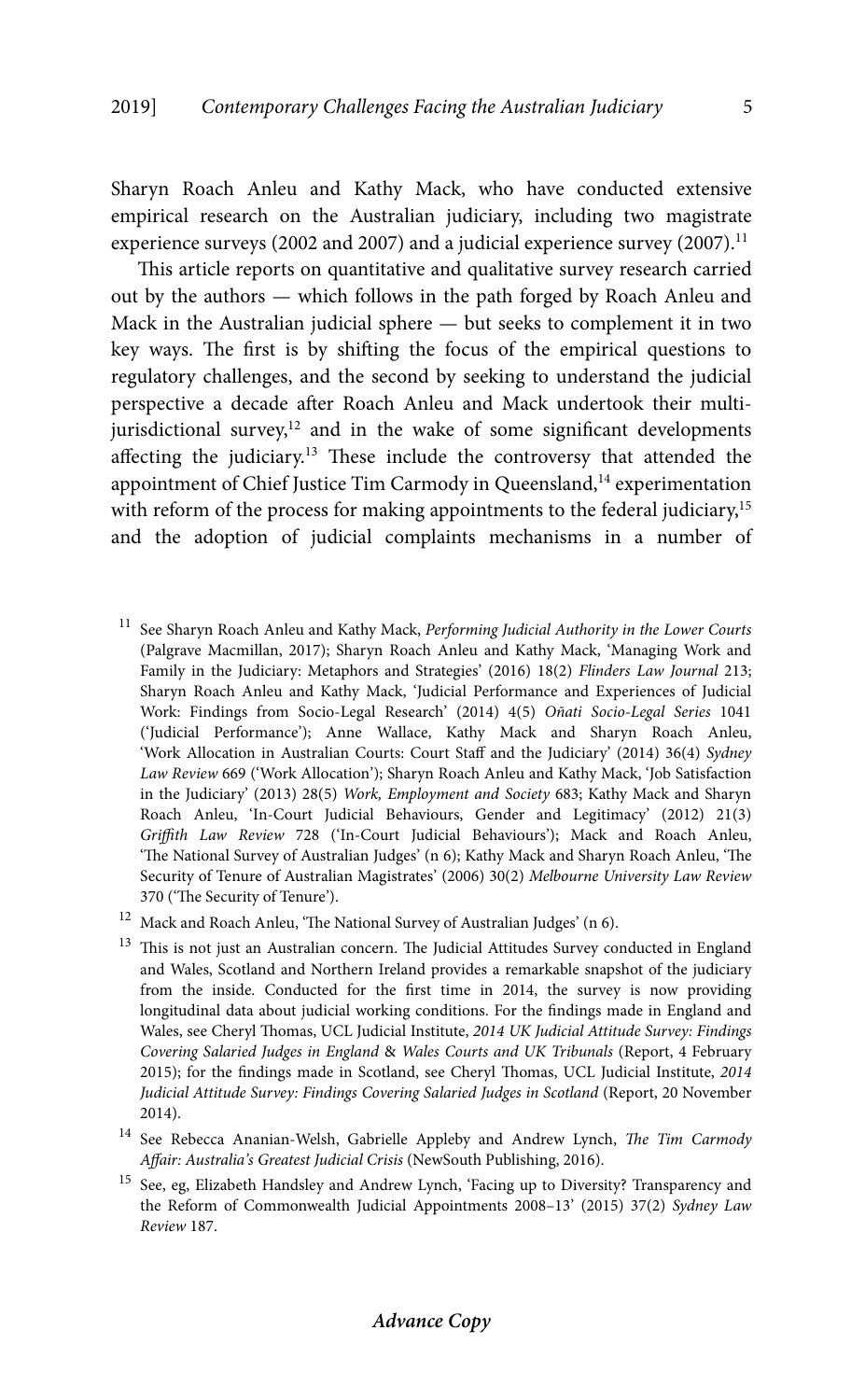Sharyn Roach Anleu and Kathy Mack, who have conducted extensive empirical research on the Australian judiciary, including two magistrate experience surveys (2002 and 2007) and a judicial experience survey (2007).[11]

This article reports on quantitative and qualitative survey research carried out by the authors — which follows in the path forged by Roach Anleu and Mack in the Australian judicial sphere — but seeks to complement it in two key ways. The first is by shifting the focus of the empirical questions to regulatory challenges, and the second by seeking to understand the judicial perspective a decade after Roach Anleu and Mack undertook their multi-jurisdictional survey,[12] and in the wake of some significant developments affecting the judiciary.[13] These include the controversy that attended the appointment of Chief Justice Tim Carmody in Queensland,[14] experimentation with reform of the process for making appointments to the federal judiciary,[15] and the adoption of judicial complaints mechanisms in a number of

[11] See Sharyn Roach Anleu and Kathy Mack, *Performing Judicial Authority in the Lower Courts* (Palgrave Macmillan, 2017); Sharyn Roach Anleu and Kathy Mack, 'Managing Work and Family in the Judiciary: Metaphors and Strategies' (2016) 18(2) *Flinders Law Journal* 213; Sharyn Roach Anleu and Kathy Mack, 'Judicial Performance and Experiences of Judicial Work: Findings from Socio-Legal Research' (2014) 4(5) *Oñati Socio-Legal Series* 1041 ('Judicial Performance'); Anne Wallace, Kathy Mack and Sharyn Roach Anleu, 'Work Allocation in Australian Courts: Court Staff and the Judiciary' (2014) 36(4) *Sydney Law Review* 669 ('Work Allocation'); Sharyn Roach Anleu and Kathy Mack, 'Job Satisfaction in the Judiciary' (2013) 28(5) *Work, Employment and Society* 683; Kathy Mack and Sharyn Roach Anleu, 'In-Court Judicial Behaviours, Gender and Legitimacy' (2012) 21(3) *Griffith Law Review* 728 ('In-Court Judicial Behaviours'); Mack and Roach Anleu, 'The National Survey of Australian Judges' (n 6); Kathy Mack and Sharyn Roach Anleu, 'The Security of Tenure of Australian Magistrates' (2006) 30(2) *Melbourne University Law Review* 370 ('The Security of Tenure').

[12] Mack and Roach Anleu, 'The National Survey of Australian Judges' (n 6).

[13] This is not just an Australian concern. The Judicial Attitudes Survey conducted in England and Wales, Scotland and Northern Ireland provides a remarkable snapshot of the judiciary from the inside. Conducted for the first time in 2014, the survey is now providing longitudinal data about judicial working conditions. For the findings made in England and Wales, see Cheryl Thomas, UCL Judicial Institute, *2014 UK Judicial Attitude Survey: Findings Covering Salaried Judges in England & Wales Courts and UK Tribunals* (Report, 4 February 2015); for the findings made in Scotland, see Cheryl Thomas, UCL Judicial Institute, *2014 Judicial Attitude Survey: Findings Covering Salaried Judges in Scotland* (Report, 20 November 2014).

[14] See Rebecca Ananian-Welsh, Gabrielle Appleby and Andrew Lynch, *The Tim Carmody Affair: Australia's Greatest Judicial Crisis* (NewSouth Publishing, 2016).

[15] See, eg, Elizabeth Handsley and Andrew Lynch, 'Facing up to Diversity? Transparency and the Reform of Commonwealth Judicial Appointments 2008–13' (2015) 37(2) *Sydney Law Review* 187.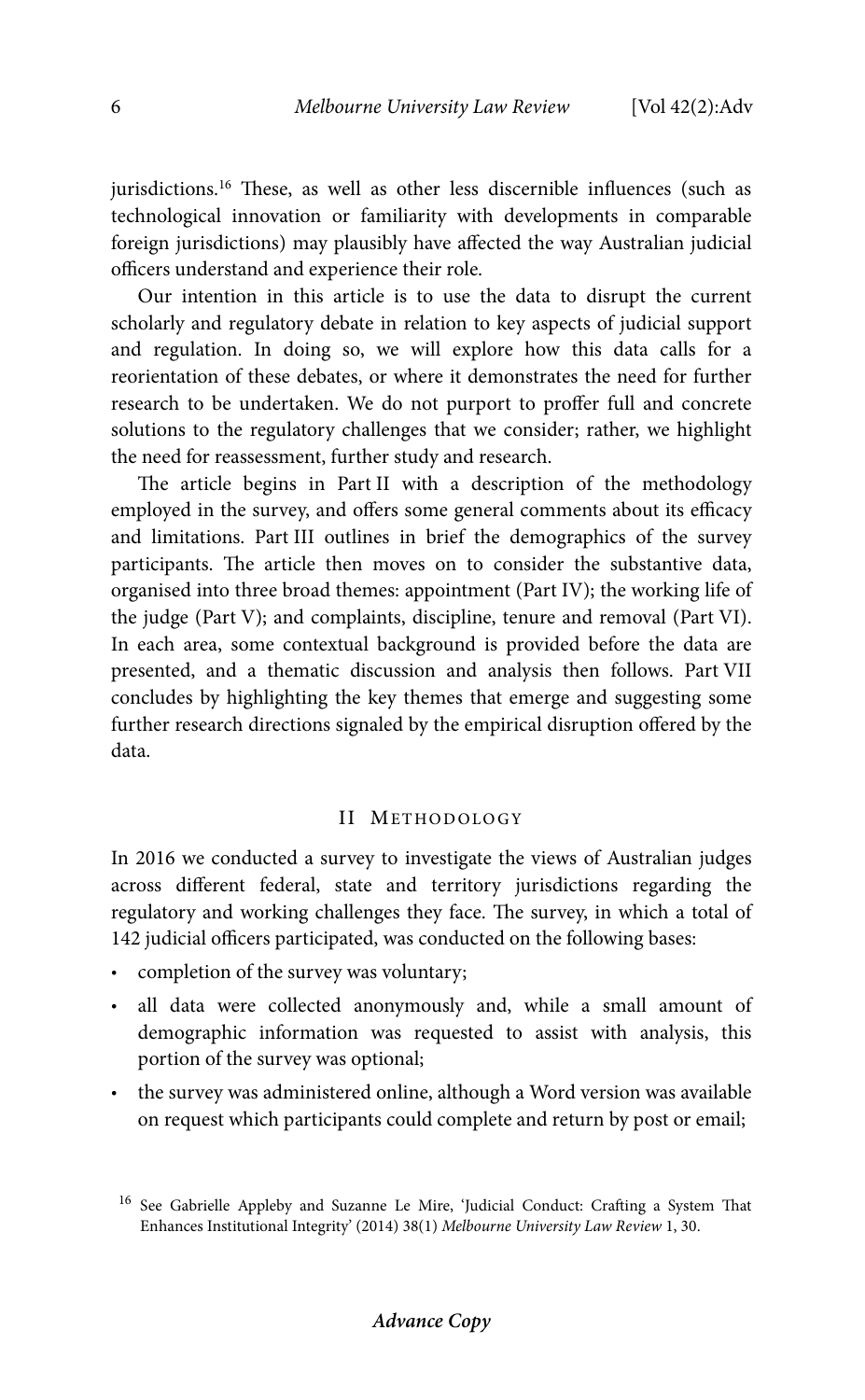jurisdictions.[16] These, as well as other less discernible influences (such as technological innovation or familiarity with developments in comparable foreign jurisdictions) may plausibly have affected the way Australian judicial officers understand and experience their role.

Our intention in this article is to use the data to disrupt the current scholarly and regulatory debate in relation to key aspects of judicial support and regulation. In doing so, we will explore how this data calls for a reorientation of these debates, or where it demonstrates the need for further research to be undertaken. We do not purport to proffer full and concrete solutions to the regulatory challenges that we consider; rather, we highlight the need for reassessment, further study and research.

The article begins in Part II with a description of the methodology employed in the survey, and offers some general comments about its efficacy and limitations. Part III outlines in brief the demographics of the survey participants. The article then moves on to consider the substantive data, organised into three broad themes: appointment (Part IV); the working life of the judge (Part V); and complaints, discipline, tenure and removal (Part VI). In each area, some contextual background is provided before the data are presented, and a thematic discussion and analysis then follows. Part VII concludes by highlighting the key themes that emerge and suggesting some further research directions signaled by the empirical disruption offered by the data.

## II Methodology

In 2016 we conducted a survey to investigate the views of Australian judges across different federal, state and territory jurisdictions regarding the regulatory and working challenges they face. The survey, in which a total of 142 judicial officers participated, was conducted on the following bases:

- completion of the survey was voluntary;
- all data were collected anonymously and, while a small amount of demographic information was requested to assist with analysis, this portion of the survey was optional;
- the survey was administered online, although a Word version was available on request which participants could complete and return by post or email;

[16] See Gabrielle Appleby and Suzanne Le Mire, 'Judicial Conduct: Crafting a System That Enhances Institutional Integrity' (2014) 38(1) *Melbourne University Law Review* 1, 30.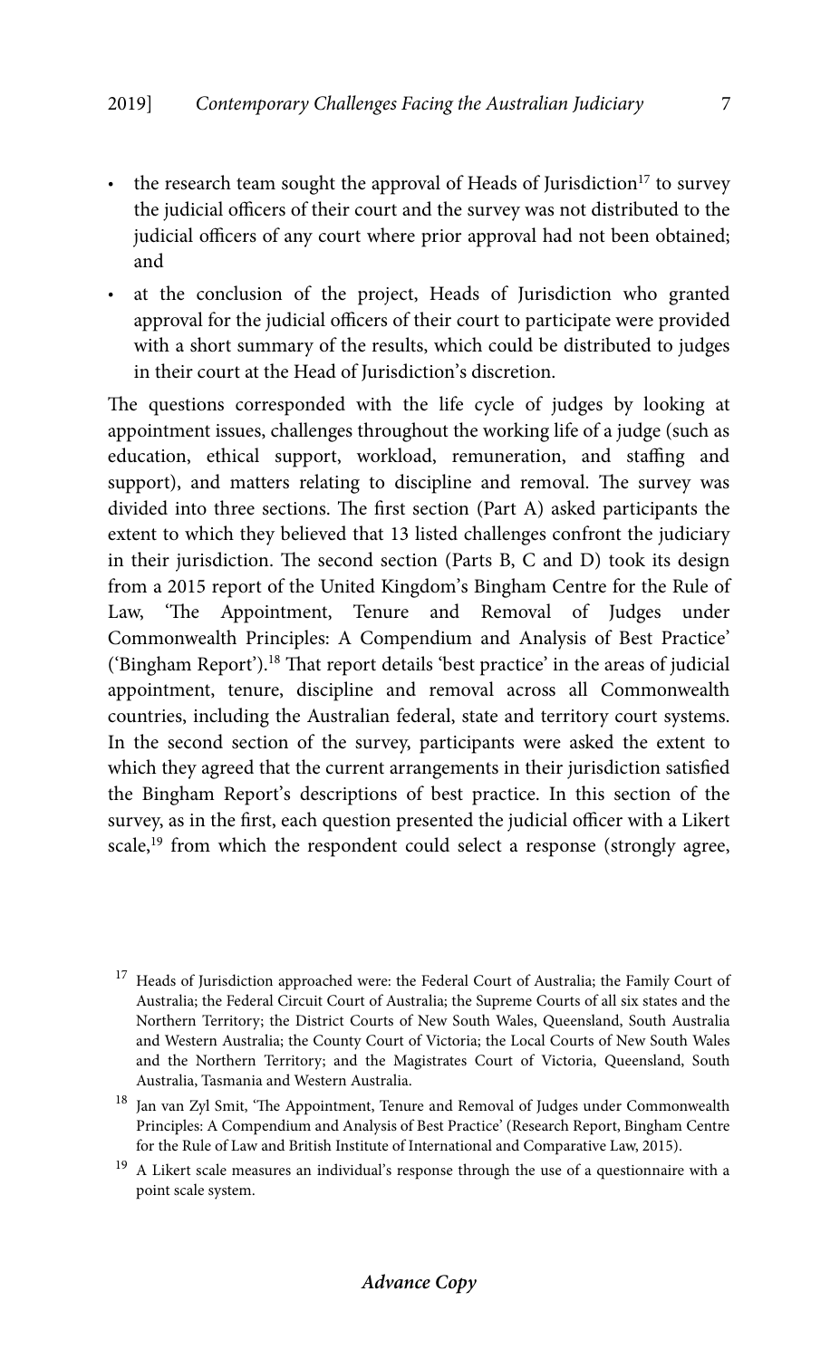- the research team sought the approval of Heads of Jurisdiction[17] to survey the judicial officers of their court and the survey was not distributed to the judicial officers of any court where prior approval had not been obtained; and
- at the conclusion of the project, Heads of Jurisdiction who granted approval for the judicial officers of their court to participate were provided with a short summary of the results, which could be distributed to judges in their court at the Head of Jurisdiction's discretion.

The questions corresponded with the life cycle of judges by looking at appointment issues, challenges throughout the working life of a judge (such as education, ethical support, workload, remuneration, and staffing and support), and matters relating to discipline and removal. The survey was divided into three sections. The first section (Part A) asked participants the extent to which they believed that 13 listed challenges confront the judiciary in their jurisdiction. The second section (Parts B, C and D) took its design from a 2015 report of the United Kingdom's Bingham Centre for the Rule of Law, 'The Appointment, Tenure and Removal of Judges under Commonwealth Principles: A Compendium and Analysis of Best Practice' ('Bingham Report').[18] That report details 'best practice' in the areas of judicial appointment, tenure, discipline and removal across all Commonwealth countries, including the Australian federal, state and territory court systems. In the second section of the survey, participants were asked the extent to which they agreed that the current arrangements in their jurisdiction satisfied the Bingham Report's descriptions of best practice. In this section of the survey, as in the first, each question presented the judicial officer with a Likert scale,[19] from which the respondent could select a response (strongly agree,

---

[17] Heads of Jurisdiction approached were: the Federal Court of Australia; the Family Court of Australia; the Federal Circuit Court of Australia; the Supreme Courts of all six states and the Northern Territory; the District Courts of New South Wales, Queensland, South Australia and Western Australia; the County Court of Victoria; the Local Courts of New South Wales and the Northern Territory; and the Magistrates Court of Victoria, Queensland, South Australia, Tasmania and Western Australia.

[18] Jan van Zyl Smit, 'The Appointment, Tenure and Removal of Judges under Commonwealth Principles: A Compendium and Analysis of Best Practice' (Research Report, Bingham Centre for the Rule of Law and British Institute of International and Comparative Law, 2015).

[19] A Likert scale measures an individual's response through the use of a questionnaire with a point scale system.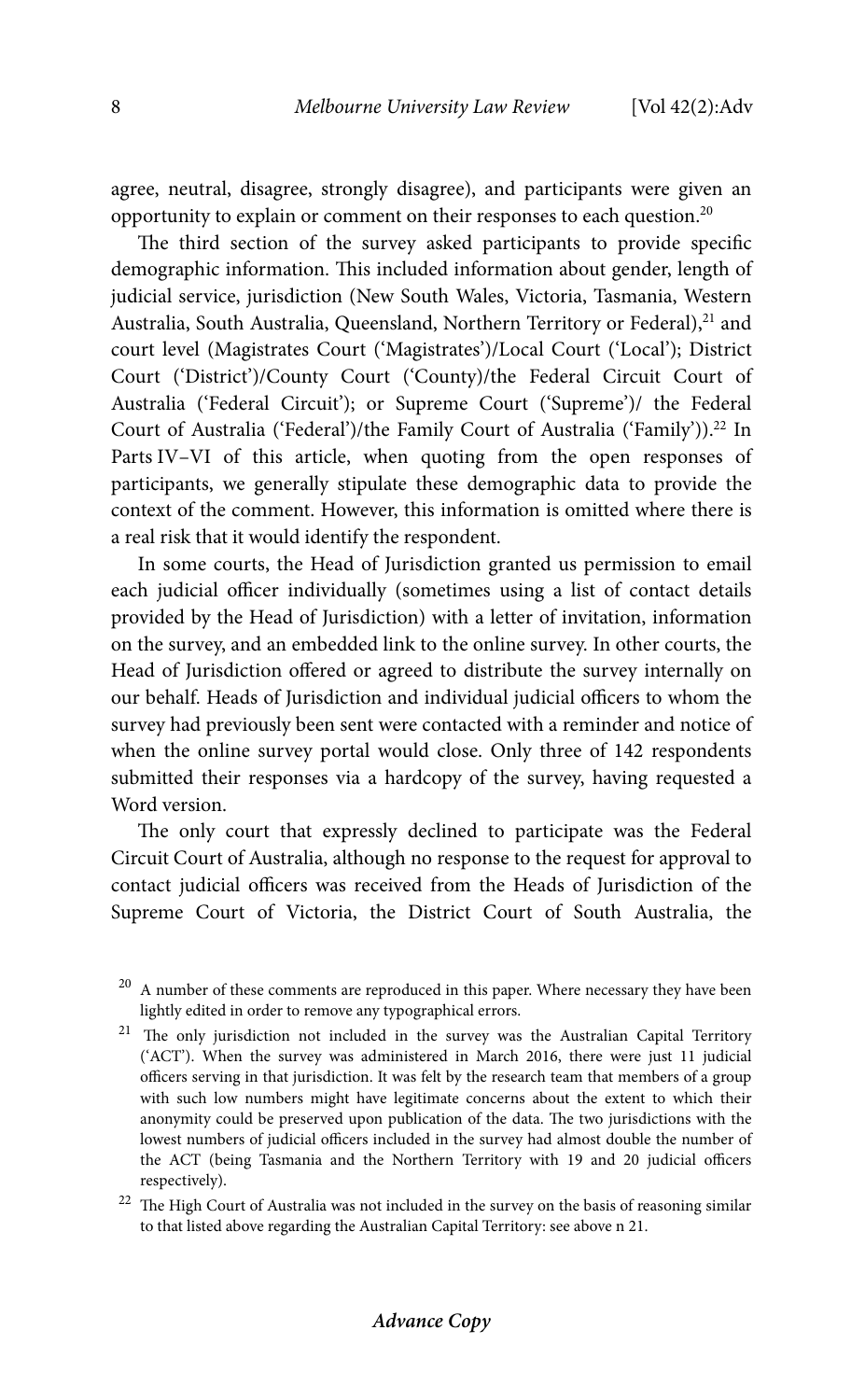agree, neutral, disagree, strongly disagree), and participants were given an opportunity to explain or comment on their responses to each question.[20]

The third section of the survey asked participants to provide specific demographic information. This included information about gender, length of judicial service, jurisdiction (New South Wales, Victoria, Tasmania, Western Australia, South Australia, Queensland, Northern Territory or Federal),[21] and court level (Magistrates Court ('Magistrates')/Local Court ('Local'); District Court ('District')/County Court ('County)/the Federal Circuit Court of Australia ('Federal Circuit'); or Supreme Court ('Supreme')/ the Federal Court of Australia ('Federal')/the Family Court of Australia ('Family')).[22] In Parts IV–VI of this article, when quoting from the open responses of participants, we generally stipulate these demographic data to provide the context of the comment. However, this information is omitted where there is a real risk that it would identify the respondent.

In some courts, the Head of Jurisdiction granted us permission to email each judicial officer individually (sometimes using a list of contact details provided by the Head of Jurisdiction) with a letter of invitation, information on the survey, and an embedded link to the online survey. In other courts, the Head of Jurisdiction offered or agreed to distribute the survey internally on our behalf. Heads of Jurisdiction and individual judicial officers to whom the survey had previously been sent were contacted with a reminder and notice of when the online survey portal would close. Only three of 142 respondents submitted their responses via a hardcopy of the survey, having requested a Word version.

The only court that expressly declined to participate was the Federal Circuit Court of Australia, although no response to the request for approval to contact judicial officers was received from the Heads of Jurisdiction of the Supreme Court of Victoria, the District Court of South Australia, the

---

[20] A number of these comments are reproduced in this paper. Where necessary they have been lightly edited in order to remove any typographical errors.

[21] The only jurisdiction not included in the survey was the Australian Capital Territory ('ACT'). When the survey was administered in March 2016, there were just 11 judicial officers serving in that jurisdiction. It was felt by the research team that members of a group with such low numbers might have legitimate concerns about the extent to which their anonymity could be preserved upon publication of the data. The two jurisdictions with the lowest numbers of judicial officers included in the survey had almost double the number of the ACT (being Tasmania and the Northern Territory with 19 and 20 judicial officers respectively).

[22] The High Court of Australia was not included in the survey on the basis of reasoning similar to that listed above regarding the Australian Capital Territory: see above n 21.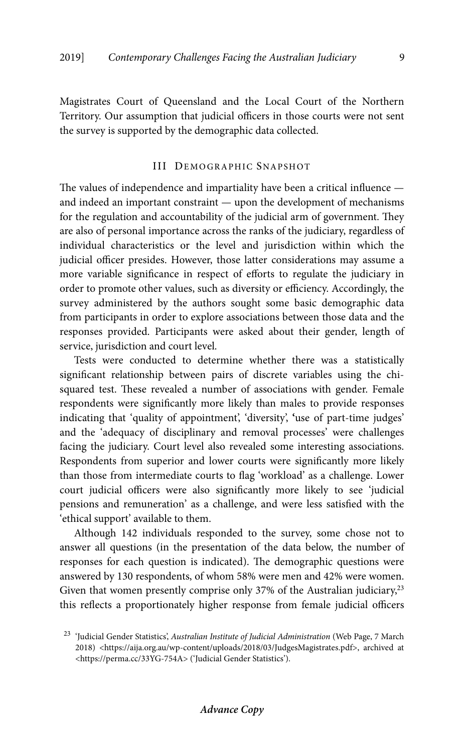Magistrates Court of Queensland and the Local Court of the Northern Territory. Our assumption that judicial officers in those courts were not sent the survey is supported by the demographic data collected.

## III Demographic Snapshot

The values of independence and impartiality have been a critical influence — and indeed an important constraint — upon the development of mechanisms for the regulation and accountability of the judicial arm of government. They are also of personal importance across the ranks of the judiciary, regardless of individual characteristics or the level and jurisdiction within which the judicial officer presides. However, those latter considerations may assume a more variable significance in respect of efforts to regulate the judiciary in order to promote other values, such as diversity or efficiency. Accordingly, the survey administered by the authors sought some basic demographic data from participants in order to explore associations between those data and the responses provided. Participants were asked about their gender, length of service, jurisdiction and court level.

Tests were conducted to determine whether there was a statistically significant relationship between pairs of discrete variables using the chi-squared test. These revealed a number of associations with gender. Female respondents were significantly more likely than males to provide responses indicating that 'quality of appointment', 'diversity', 'use of part-time judges' and the 'adequacy of disciplinary and removal processes' were challenges facing the judiciary. Court level also revealed some interesting associations. Respondents from superior and lower courts were significantly more likely than those from intermediate courts to flag 'workload' as a challenge. Lower court judicial officers were also significantly more likely to see 'judicial pensions and remuneration' as a challenge, and were less satisfied with the 'ethical support' available to them.

Although 142 individuals responded to the survey, some chose not to answer all questions (in the presentation of the data below, the number of responses for each question is indicated). The demographic questions were answered by 130 respondents, of whom 58% were men and 42% were women. Given that women presently comprise only 37% of the Australian judiciary,[23] this reflects a proportionately higher response from female judicial officers

[23] 'Judicial Gender Statistics', *Australian Institute of Judicial Administration* (Web Page, 7 March 2018) <https://aija.org.au/wp-content/uploads/2018/03/JudgesMagistrates.pdf>, archived at <https://perma.cc/33YG-754A> ('Judicial Gender Statistics').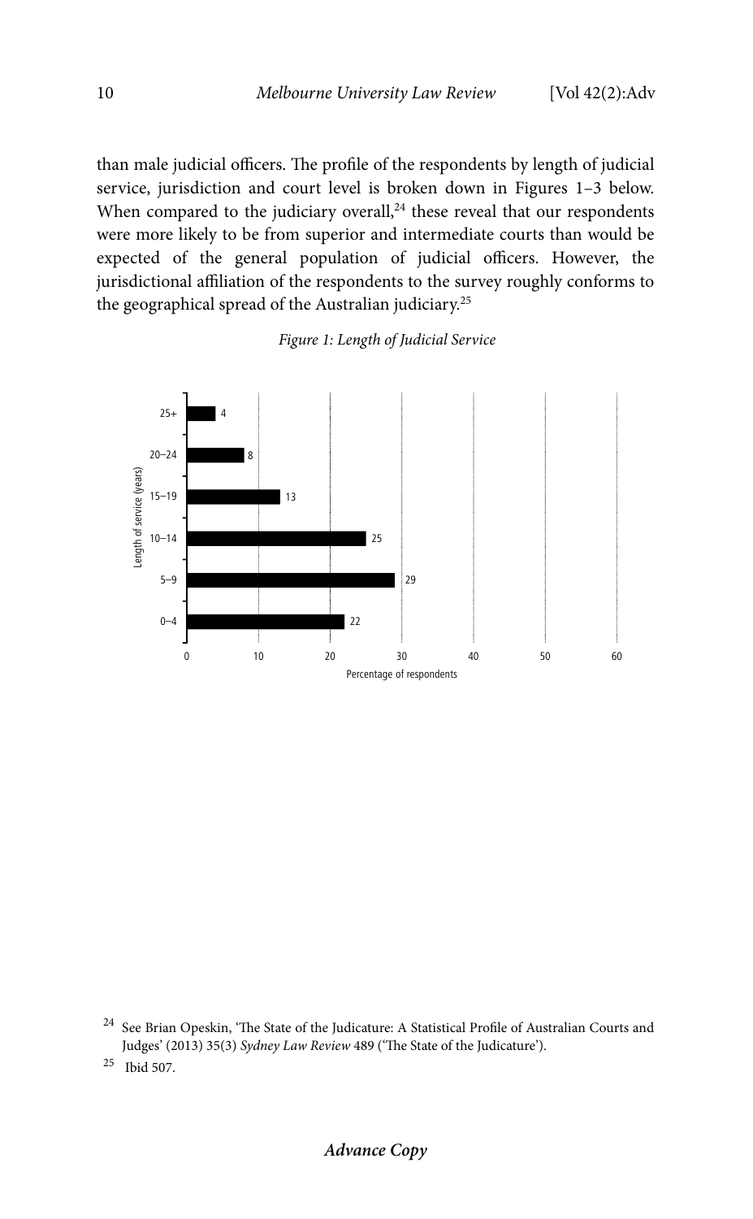than male judicial officers. The profile of the respondents by length of judicial service, jurisdiction and court level is broken down in Figures 1–3 below. When compared to the judiciary overall,[24] these reveal that our respondents were more likely to be from superior and intermediate courts than would be expected of the general population of judicial officers. However, the jurisdictional affiliation of the respondents to the survey roughly conforms to the geographical spread of the Australian judiciary.[25]

*Figure 1: Length of Judicial Service*

| Length of service (years) | Percentage of respondents |
| --- | --- |
| 25+ | 4 |
| 20–24 | 8 |
| 15–19 | 13 |
| 10–14 | 25 |
| 5–9 | 29 |
| 0–4 | 22 |

[24] See Brian Opeskin, 'The State of the Judicature: A Statistical Profile of Australian Courts and Judges' (2013) 35(3) *Sydney Law Review* 489 ('The State of the Judicature').

[25] Ibid 507.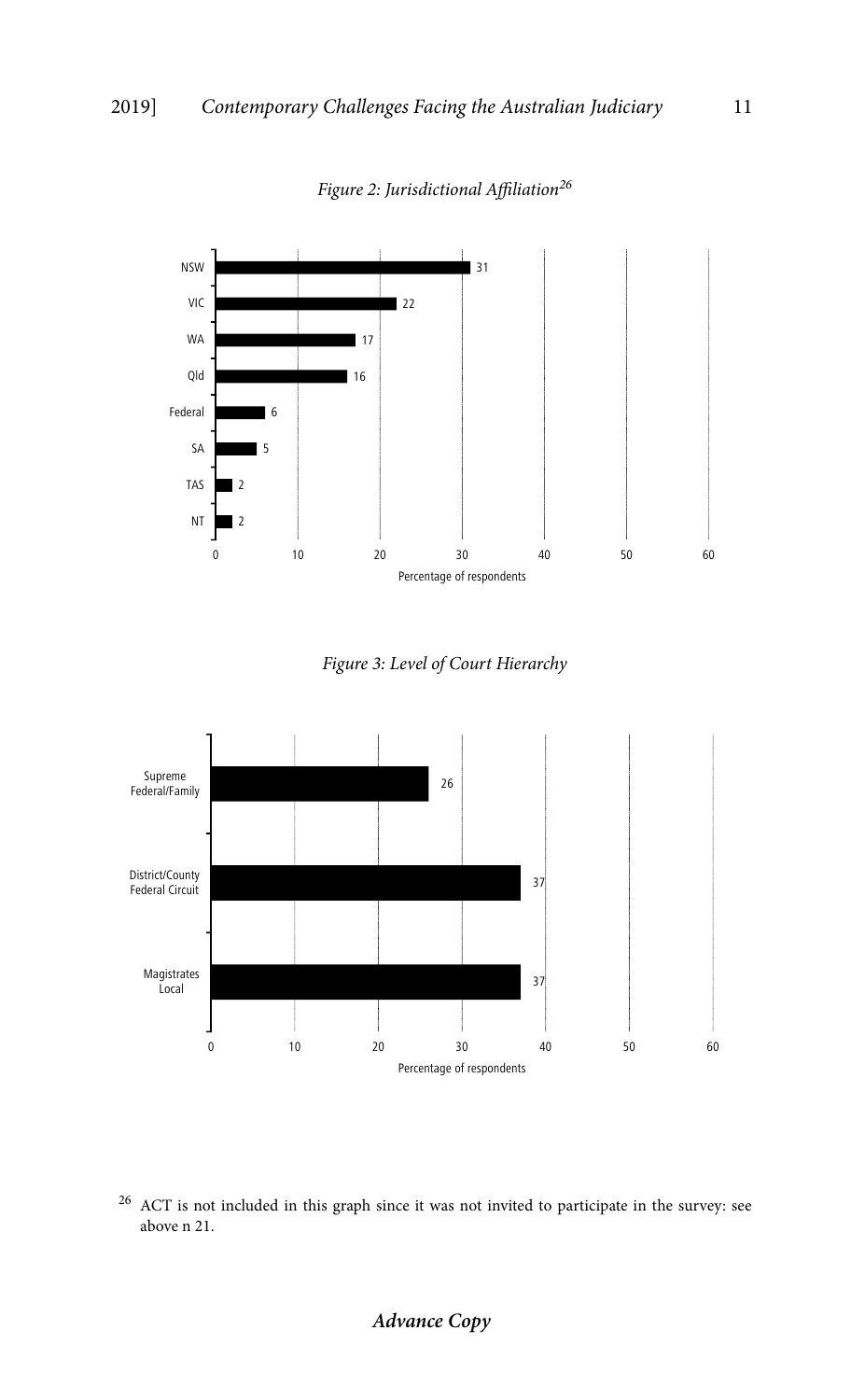*Figure 2: Jurisdictional Affiliation*[26]

| Jurisdiction | Percentage of respondents |
|---|---|
| NSW | 31 |
| VIC | 22 |
| WA | 17 |
| Qld | 16 |
| Federal | 6 |
| SA | 5 |
| TAS | 2 |
| NT | 2 |

*Figure 3: Level of Court Hierarchy*

| Level | Percentage of respondents |
|---|---|
| Supreme Federal/Family | 26 |
| District/County Federal Circuit | 37 |
| Magistrates Local | 37 |

[26] ACT is not included in this graph since it was not invited to participate in the survey: see above n 21.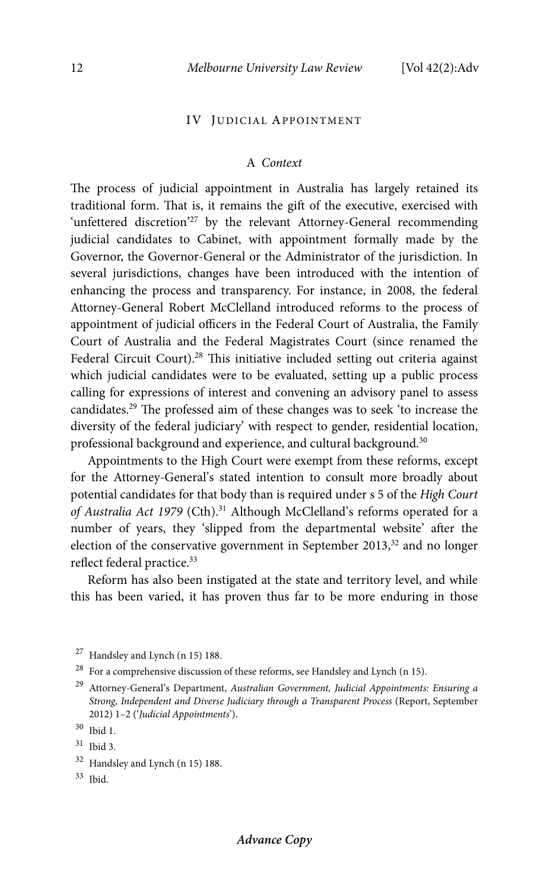## IV Judicial Appointment

### A *Context*

The process of judicial appointment in Australia has largely retained its traditional form. That is, it remains the gift of the executive, exercised with 'unfettered discretion'[27] by the relevant Attorney-General recommending judicial candidates to Cabinet, with appointment formally made by the Governor, the Governor-General or the Administrator of the jurisdiction. In several jurisdictions, changes have been introduced with the intention of enhancing the process and transparency. For instance, in 2008, the federal Attorney-General Robert McClelland introduced reforms to the process of appointment of judicial officers in the Federal Court of Australia, the Family Court of Australia and the Federal Magistrates Court (since renamed the Federal Circuit Court).[28] This initiative included setting out criteria against which judicial candidates were to be evaluated, setting up a public process calling for expressions of interest and convening an advisory panel to assess candidates.[29] The professed aim of these changes was to seek 'to increase the diversity of the federal judiciary' with respect to gender, residential location, professional background and experience, and cultural background.[30]

Appointments to the High Court were exempt from these reforms, except for the Attorney-General's stated intention to consult more broadly about potential candidates for that body than is required under s 5 of the *High Court of Australia Act 1979* (Cth).[31] Although McClelland's reforms operated for a number of years, they 'slipped from the departmental website' after the election of the conservative government in September 2013,[32] and no longer reflect federal practice.[33]

Reform has also been instigated at the state and territory level, and while this has been varied, it has proven thus far to be more enduring in those

---

[27] Handsley and Lynch (n 15) 188.

[28] For a comprehensive discussion of these reforms, see Handsley and Lynch (n 15).

[29] Attorney-General's Department, *Australian Government, Judicial Appointments: Ensuring a Strong, Independent and Diverse Judiciary through a Transparent Process* (Report, September 2012) 1–2 ('*Judicial Appointments*').

[30] Ibid 1.

[31] Ibid 3.

[32] Handsley and Lynch (n 15) 188.

[33] Ibid.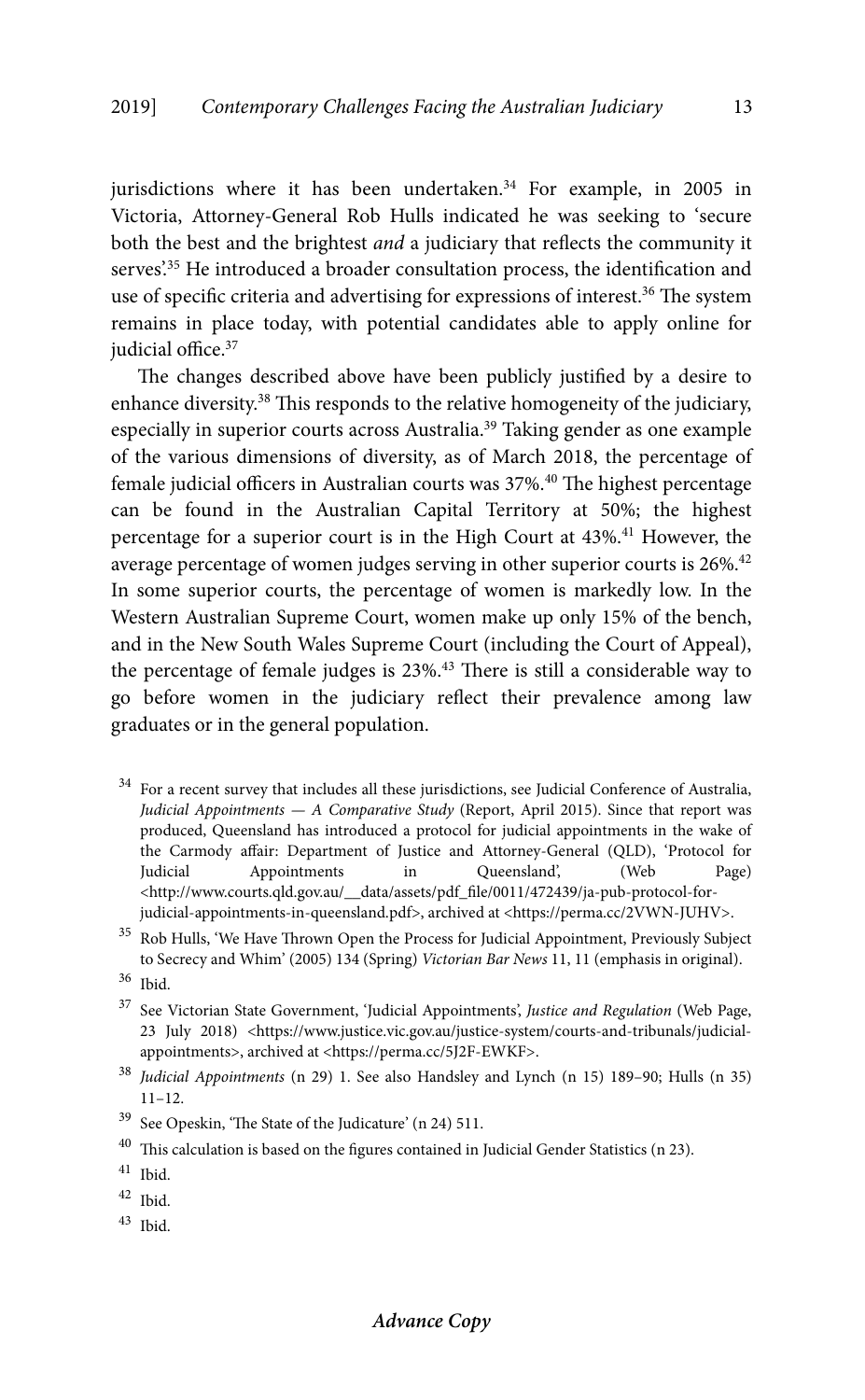jurisdictions where it has been undertaken.[34] For example, in 2005 in Victoria, Attorney-General Rob Hulls indicated he was seeking to 'secure both the best and the brightest *and* a judiciary that reflects the community it serves'.[35] He introduced a broader consultation process, the identification and use of specific criteria and advertising for expressions of interest.[36] The system remains in place today, with potential candidates able to apply online for judicial office.[37]

The changes described above have been publicly justified by a desire to enhance diversity.[38] This responds to the relative homogeneity of the judiciary, especially in superior courts across Australia.[39] Taking gender as one example of the various dimensions of diversity, as of March 2018, the percentage of female judicial officers in Australian courts was 37%.[40] The highest percentage can be found in the Australian Capital Territory at 50%; the highest percentage for a superior court is in the High Court at 43%.[41] However, the average percentage of women judges serving in other superior courts is 26%.[42] In some superior courts, the percentage of women is markedly low. In the Western Australian Supreme Court, women make up only 15% of the bench, and in the New South Wales Supreme Court (including the Court of Appeal), the percentage of female judges is 23%.[43] There is still a considerable way to go before women in the judiciary reflect their prevalence among law graduates or in the general population.

[34] For a recent survey that includes all these jurisdictions, see Judicial Conference of Australia, *Judicial Appointments — A Comparative Study* (Report, April 2015). Since that report was produced, Queensland has introduced a protocol for judicial appointments in the wake of the Carmody affair: Department of Justice and Attorney-General (QLD), 'Protocol for Judicial Appointments in Queensland', (Web Page) <http://www.courts.qld.gov.au/__data/assets/pdf_file/0011/472439/ja-pub-protocol-for-judicial-appointments-in-queensland.pdf>, archived at <https://perma.cc/2VWN-JUHV>.

[35] Rob Hulls, 'We Have Thrown Open the Process for Judicial Appointment, Previously Subject to Secrecy and Whim' (2005) 134 (Spring) *Victorian Bar News* 11, 11 (emphasis in original).

[36] Ibid.

[37] See Victorian State Government, 'Judicial Appointments', *Justice and Regulation* (Web Page, 23 July 2018) <https://www.justice.vic.gov.au/justice-system/courts-and-tribunals/judicial-appointments>, archived at <https://perma.cc/5J2F-EWKF>.

[38] *Judicial Appointments* (n 29) 1. See also Handsley and Lynch (n 15) 189–90; Hulls (n 35) 11–12.

[39] See Opeskin, 'The State of the Judicature' (n 24) 511.

[40] This calculation is based on the figures contained in Judicial Gender Statistics (n 23).

[41] Ibid.

[42] Ibid.

[43] Ibid.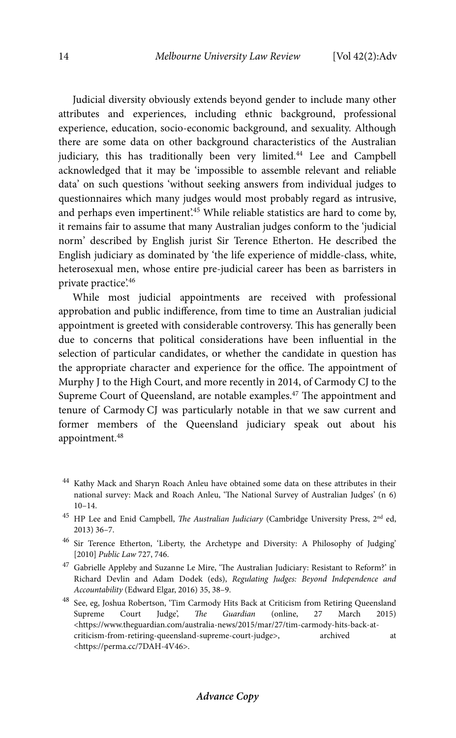Judicial diversity obviously extends beyond gender to include many other attributes and experiences, including ethnic background, professional experience, education, socio-economic background, and sexuality. Although there are some data on other background characteristics of the Australian judiciary, this has traditionally been very limited.[44] Lee and Campbell acknowledged that it may be 'impossible to assemble relevant and reliable data' on such questions 'without seeking answers from individual judges to questionnaires which many judges would most probably regard as intrusive, and perhaps even impertinent'.[45] While reliable statistics are hard to come by, it remains fair to assume that many Australian judges conform to the 'judicial norm' described by English jurist Sir Terence Etherton. He described the English judiciary as dominated by 'the life experience of middle-class, white, heterosexual men, whose entire pre-judicial career has been as barristers in private practice'.[46]

While most judicial appointments are received with professional approbation and public indifference, from time to time an Australian judicial appointment is greeted with considerable controversy. This has generally been due to concerns that political considerations have been influential in the selection of particular candidates, or whether the candidate in question has the appropriate character and experience for the office. The appointment of Murphy J to the High Court, and more recently in 2014, of Carmody CJ to the Supreme Court of Queensland, are notable examples.[47] The appointment and tenure of Carmody CJ was particularly notable in that we saw current and former members of the Queensland judiciary speak out about his appointment.[48]

[44] Kathy Mack and Sharyn Roach Anleu have obtained some data on these attributes in their national survey: Mack and Roach Anleu, 'The National Survey of Australian Judges' (n 6) 10–14.

[45] HP Lee and Enid Campbell, *The Australian Judiciary* (Cambridge University Press, 2nd ed, 2013) 36–7.

[46] Sir Terence Etherton, 'Liberty, the Archetype and Diversity: A Philosophy of Judging' [2010] *Public Law* 727, 746.

[47] Gabrielle Appleby and Suzanne Le Mire, 'The Australian Judiciary: Resistant to Reform?' in Richard Devlin and Adam Dodek (eds), *Regulating Judges: Beyond Independence and Accountability* (Edward Elgar, 2016) 35, 38–9.

[48] See, eg, Joshua Robertson, 'Tim Carmody Hits Back at Criticism from Retiring Queensland Supreme Court Judge', *The Guardian* (online, 27 March 2015) <https://www.theguardian.com/australia-news/2015/mar/27/tim-carmody-hits-back-at-criticism-from-retiring-queensland-supreme-court-judge>, archived at <https://perma.cc/7DAH-4V46>.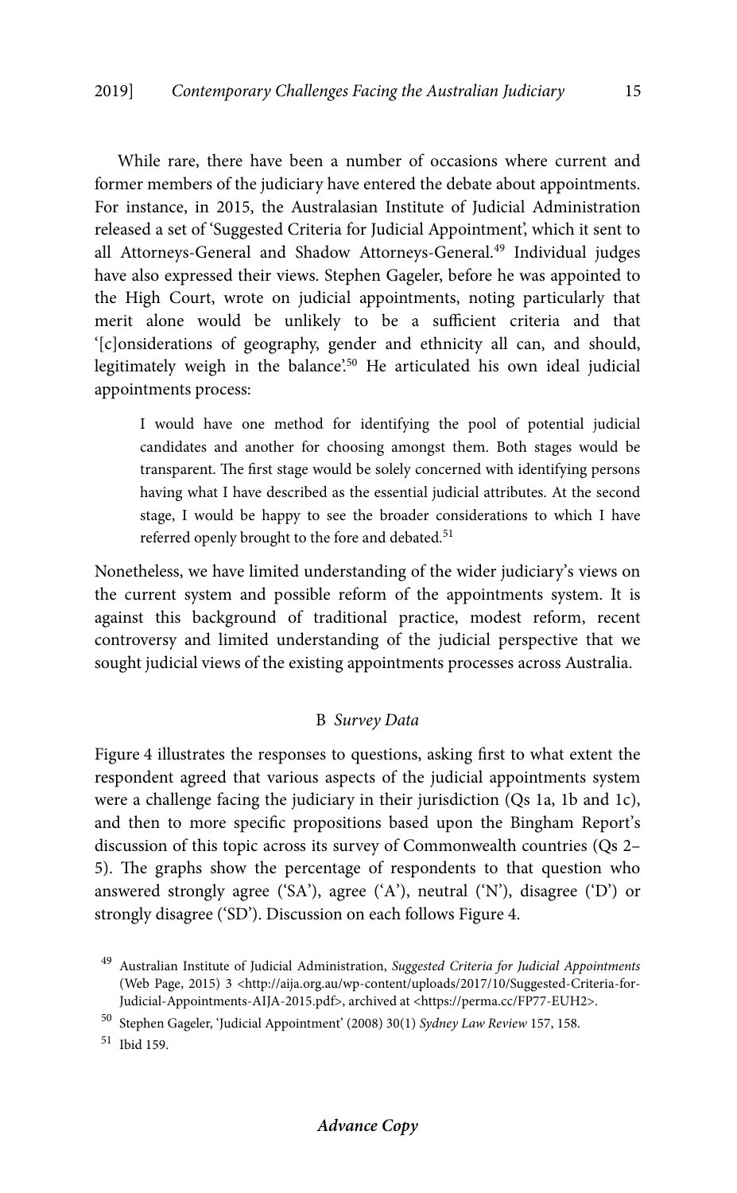While rare, there have been a number of occasions where current and former members of the judiciary have entered the debate about appointments. For instance, in 2015, the Australasian Institute of Judicial Administration released a set of 'Suggested Criteria for Judicial Appointment', which it sent to all Attorneys-General and Shadow Attorneys-General.[49] Individual judges have also expressed their views. Stephen Gageler, before he was appointed to the High Court, wrote on judicial appointments, noting particularly that merit alone would be unlikely to be a sufficient criteria and that '[c]onsiderations of geography, gender and ethnicity all can, and should, legitimately weigh in the balance'.[50] He articulated his own ideal judicial appointments process:

> I would have one method for identifying the pool of potential judicial candidates and another for choosing amongst them. Both stages would be transparent. The first stage would be solely concerned with identifying persons having what I have described as the essential judicial attributes. At the second stage, I would be happy to see the broader considerations to which I have referred openly brought to the fore and debated.[51]

Nonetheless, we have limited understanding of the wider judiciary's views on the current system and possible reform of the appointments system. It is against this background of traditional practice, modest reform, recent controversy and limited understanding of the judicial perspective that we sought judicial views of the existing appointments processes across Australia.

### B *Survey Data*

Figure 4 illustrates the responses to questions, asking first to what extent the respondent agreed that various aspects of the judicial appointments system were a challenge facing the judiciary in their jurisdiction (Qs 1a, 1b and 1c), and then to more specific propositions based upon the Bingham Report's discussion of this topic across its survey of Commonwealth countries (Qs 2–5). The graphs show the percentage of respondents to that question who answered strongly agree ('SA'), agree ('A'), neutral ('N'), disagree ('D') or strongly disagree ('SD'). Discussion on each follows Figure 4.

---

[49] Australian Institute of Judicial Administration, *Suggested Criteria for Judicial Appointments* (Web Page, 2015) 3 <http://aija.org.au/wp-content/uploads/2017/10/Suggested-Criteria-for-Judicial-Appointments-AIJA-2015.pdf>, archived at <https://perma.cc/FP77-EUH2>.

[50] Stephen Gageler, 'Judicial Appointment' (2008) 30(1) *Sydney Law Review* 157, 158.

[51] Ibid 159.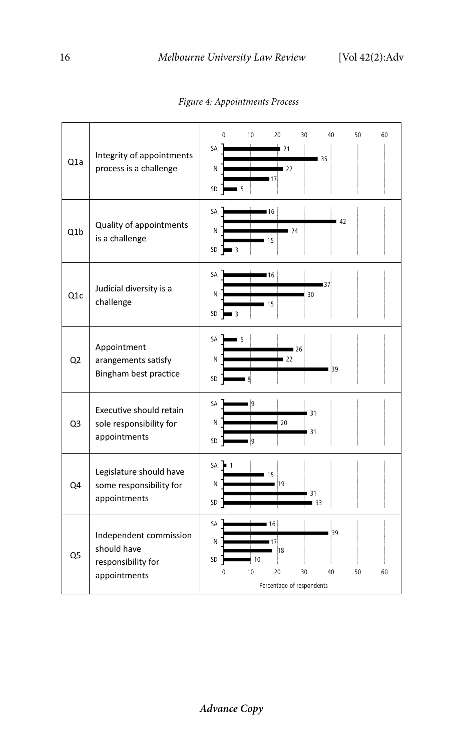*Figure 4: Appointments Process*

| | | SA | | N | | SD |
|---|---|---|---|---|---|---|
| Q1a | Integrity of appointments process is a challenge | 21 | 35 | 22 | 17 | 5 |
| Q1b | Quality of appointments is a challenge | 16 | 42 | 24 | 15 | 3 |
| Q1c | Judicial diversity is a challenge | 16 | 37 | 30 | 15 | 3 |
| Q2 | Appointment arangements satisfy Bingham best practice | 5 | 26 | 22 | 39 | 8 |
| Q3 | Executive should retain sole responsibility for appointments | 9 | 31 | 20 | 31 | 9 |
| Q4 | Legislature should have some responsibility for appointments | 1 | 15 | 19 | 31 | 33 |
| Q5 | Independent commission should have responsibility for appointments | 16 | 39 | 17 | 18 | 10 |

Percentage of respondents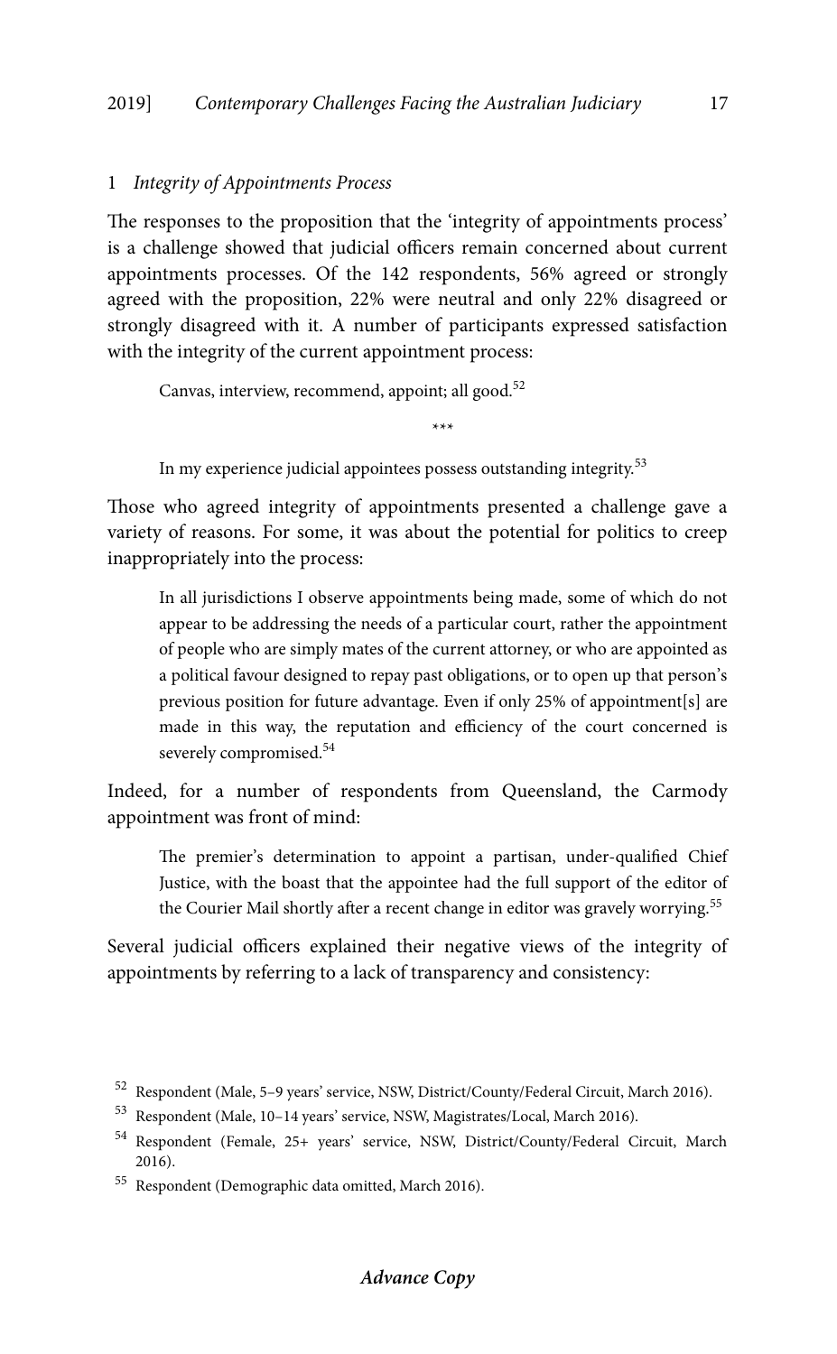### 1 *Integrity of Appointments Process*

The responses to the proposition that the 'integrity of appointments process' is a challenge showed that judicial officers remain concerned about current appointments processes. Of the 142 respondents, 56% agreed or strongly agreed with the proposition, 22% were neutral and only 22% disagreed or strongly disagreed with it. A number of participants expressed satisfaction with the integrity of the current appointment process:

> Canvas, interview, recommend, appoint; all good.[52]
>
> \*\*\*
>
> In my experience judicial appointees possess outstanding integrity.[53]

Those who agreed integrity of appointments presented a challenge gave a variety of reasons. For some, it was about the potential for politics to creep inappropriately into the process:

> In all jurisdictions I observe appointments being made, some of which do not appear to be addressing the needs of a particular court, rather the appointment of people who are simply mates of the current attorney, or who are appointed as a political favour designed to repay past obligations, or to open up that person's previous position for future advantage. Even if only 25% of appointment[s] are made in this way, the reputation and efficiency of the court concerned is severely compromised.[54]

Indeed, for a number of respondents from Queensland, the Carmody appointment was front of mind:

> The premier's determination to appoint a partisan, under-qualified Chief Justice, with the boast that the appointee had the full support of the editor of the Courier Mail shortly after a recent change in editor was gravely worrying.[55]

Several judicial officers explained their negative views of the integrity of appointments by referring to a lack of transparency and consistency:

---

[52] Respondent (Male, 5–9 years' service, NSW, District/County/Federal Circuit, March 2016).

[53] Respondent (Male, 10–14 years' service, NSW, Magistrates/Local, March 2016).

[54] Respondent (Female, 25+ years' service, NSW, District/County/Federal Circuit, March 2016).

[55] Respondent (Demographic data omitted, March 2016).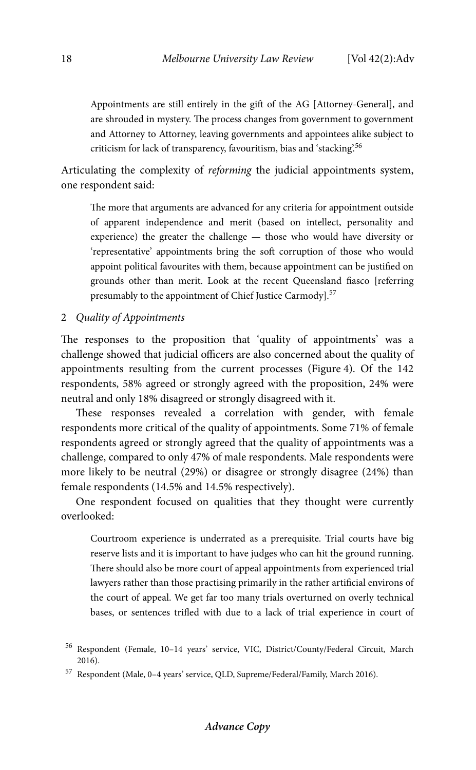> Appointments are still entirely in the gift of the AG [Attorney-General], and are shrouded in mystery. The process changes from government to government and Attorney to Attorney, leaving governments and appointees alike subject to criticism for lack of transparency, favouritism, bias and 'stacking'.[56]

Articulating the complexity of *reforming* the judicial appointments system, one respondent said:

> The more that arguments are advanced for any criteria for appointment outside of apparent independence and merit (based on intellect, personality and experience) the greater the challenge — those who would have diversity or 'representative' appointments bring the soft corruption of those who would appoint political favourites with them, because appointment can be justified on grounds other than merit. Look at the recent Queensland fiasco [referring presumably to the appointment of Chief Justice Carmody].[57]

### 2 *Quality of Appointments*

The responses to the proposition that 'quality of appointments' was a challenge showed that judicial officers are also concerned about the quality of appointments resulting from the current processes (Figure 4). Of the 142 respondents, 58% agreed or strongly agreed with the proposition, 24% were neutral and only 18% disagreed or strongly disagreed with it.

These responses revealed a correlation with gender, with female respondents more critical of the quality of appointments. Some 71% of female respondents agreed or strongly agreed that the quality of appointments was a challenge, compared to only 47% of male respondents. Male respondents were more likely to be neutral (29%) or disagree or strongly disagree (24%) than female respondents (14.5% and 14.5% respectively).

One respondent focused on qualities that they thought were currently overlooked:

> Courtroom experience is underrated as a prerequisite. Trial courts have big reserve lists and it is important to have judges who can hit the ground running. There should also be more court of appeal appointments from experienced trial lawyers rather than those practising primarily in the rather artificial environs of the court of appeal. We get far too many trials overturned on overly technical bases, or sentences trifled with due to a lack of trial experience in court of

---

[56] Respondent (Female, 10–14 years' service, VIC, District/County/Federal Circuit, March 2016).

[57] Respondent (Male, 0–4 years' service, QLD, Supreme/Federal/Family, March 2016).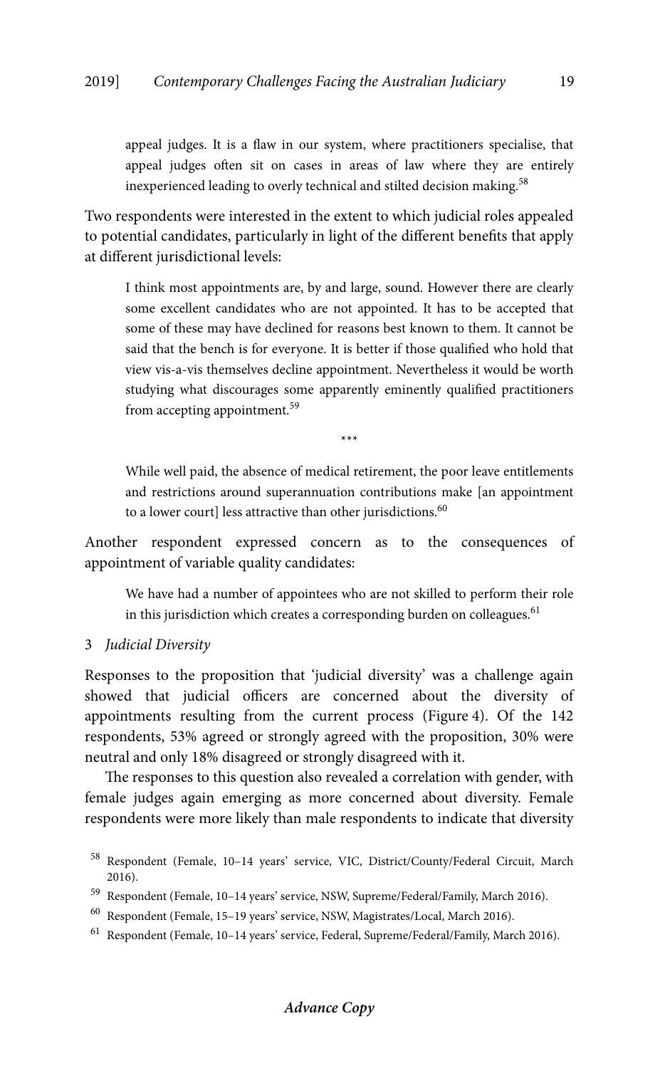appeal judges. It is a flaw in our system, where practitioners specialise, that appeal judges often sit on cases in areas of law where they are entirely inexperienced leading to overly technical and stilted decision making.[58]

Two respondents were interested in the extent to which judicial roles appealed to potential candidates, particularly in light of the different benefits that apply at different jurisdictional levels:

> I think most appointments are, by and large, sound. However there are clearly some excellent candidates who are not appointed. It has to be accepted that some of these may have declined for reasons best known to them. It cannot be said that the bench is for everyone. It is better if those qualified who hold that view vis-a-vis themselves decline appointment. Nevertheless it would be worth studying what discourages some apparently eminently qualified practitioners from accepting appointment.[59]
>
> \*\*\*
>
> While well paid, the absence of medical retirement, the poor leave entitlements and restrictions around superannuation contributions make [an appointment to a lower court] less attractive than other jurisdictions.[60]

Another respondent expressed concern as to the consequences of appointment of variable quality candidates:

> We have had a number of appointees who are not skilled to perform their role in this jurisdiction which creates a corresponding burden on colleagues.[61]

### 3 *Judicial Diversity*

Responses to the proposition that 'judicial diversity' was a challenge again showed that judicial officers are concerned about the diversity of appointments resulting from the current process (Figure 4). Of the 142 respondents, 53% agreed or strongly agreed with the proposition, 30% were neutral and only 18% disagreed or strongly disagreed with it.

The responses to this question also revealed a correlation with gender, with female judges again emerging as more concerned about diversity. Female respondents were more likely than male respondents to indicate that diversity

---

[58] Respondent (Female, 10–14 years' service, VIC, District/County/Federal Circuit, March 2016).

[59] Respondent (Female, 10–14 years' service, NSW, Supreme/Federal/Family, March 2016).

[60] Respondent (Female, 15–19 years' service, NSW, Magistrates/Local, March 2016).

[61] Respondent (Female, 10–14 years' service, Federal, Supreme/Federal/Family, March 2016).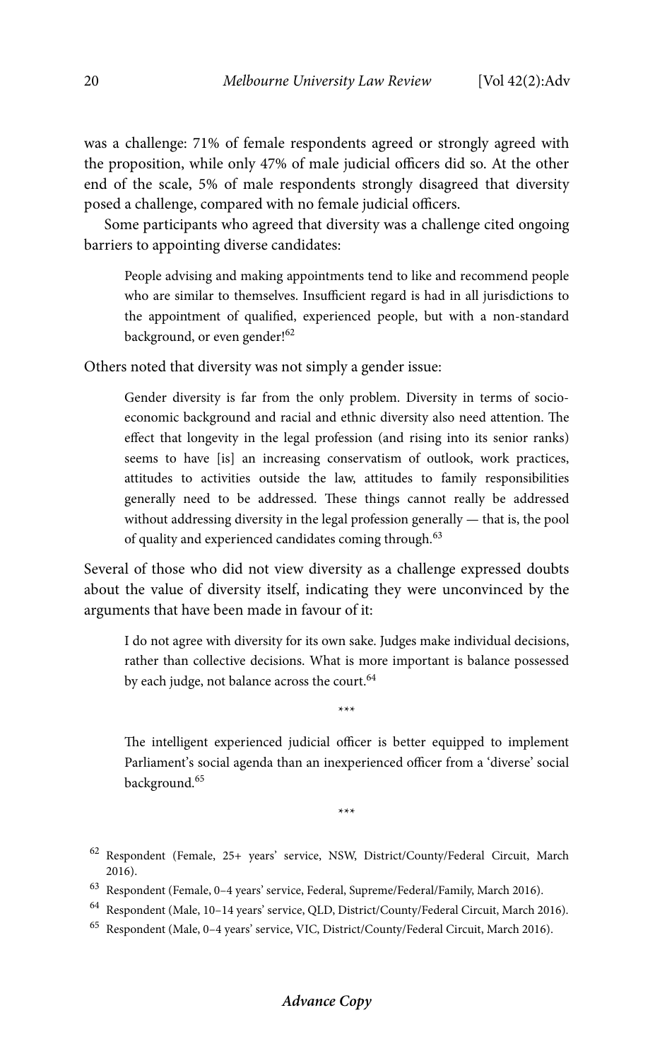was a challenge: 71% of female respondents agreed or strongly agreed with the proposition, while only 47% of male judicial officers did so. At the other end of the scale, 5% of male respondents strongly disagreed that diversity posed a challenge, compared with no female judicial officers.

Some participants who agreed that diversity was a challenge cited ongoing barriers to appointing diverse candidates:

> People advising and making appointments tend to like and recommend people who are similar to themselves. Insufficient regard is had in all jurisdictions to the appointment of qualified, experienced people, but with a non-standard background, or even gender![62]

Others noted that diversity was not simply a gender issue:

> Gender diversity is far from the only problem. Diversity in terms of socio-economic background and racial and ethnic diversity also need attention. The effect that longevity in the legal profession (and rising into its senior ranks) seems to have [is] an increasing conservatism of outlook, work practices, attitudes to activities outside the law, attitudes to family responsibilities generally need to be addressed. These things cannot really be addressed without addressing diversity in the legal profession generally — that is, the pool of quality and experienced candidates coming through.[63]

Several of those who did not view diversity as a challenge expressed doubts about the value of diversity itself, indicating they were unconvinced by the arguments that have been made in favour of it:

> I do not agree with diversity for its own sake. Judges make individual decisions, rather than collective decisions. What is more important is balance possessed by each judge, not balance across the court.[64]

\*\*\*

> The intelligent experienced judicial officer is better equipped to implement Parliament's social agenda than an inexperienced officer from a 'diverse' social background.[65]

\*\*\*

[62] Respondent (Female, 25+ years' service, NSW, District/County/Federal Circuit, March 2016).

[63] Respondent (Female, 0–4 years' service, Federal, Supreme/Federal/Family, March 2016).

[64] Respondent (Male, 10–14 years' service, QLD, District/County/Federal Circuit, March 2016).

[65] Respondent (Male, 0–4 years' service, VIC, District/County/Federal Circuit, March 2016).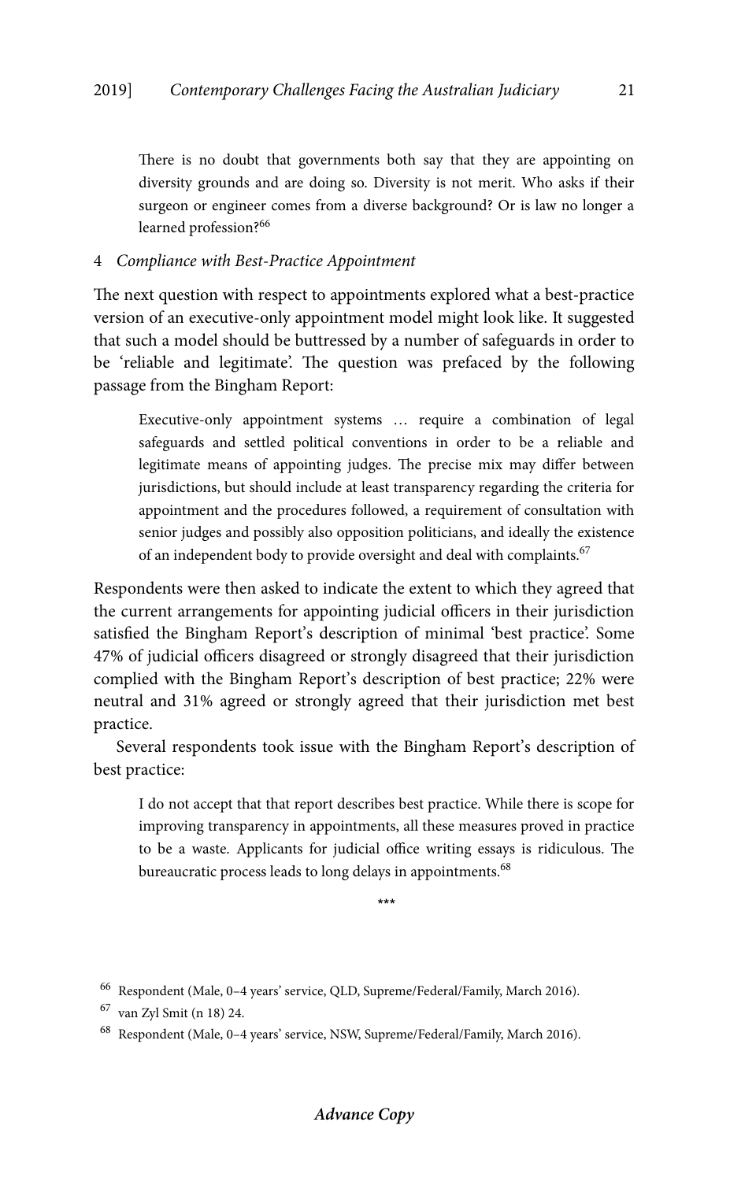> There is no doubt that governments both say that they are appointing on diversity grounds and are doing so. Diversity is not merit. Who asks if their surgeon or engineer comes from a diverse background? Or is law no longer a learned profession?[66]

### 4 *Compliance with Best-Practice Appointment*

The next question with respect to appointments explored what a best-practice version of an executive-only appointment model might look like. It suggested that such a model should be buttressed by a number of safeguards in order to be 'reliable and legitimate'. The question was prefaced by the following passage from the Bingham Report:

> Executive-only appointment systems … require a combination of legal safeguards and settled political conventions in order to be a reliable and legitimate means of appointing judges. The precise mix may differ between jurisdictions, but should include at least transparency regarding the criteria for appointment and the procedures followed, a requirement of consultation with senior judges and possibly also opposition politicians, and ideally the existence of an independent body to provide oversight and deal with complaints.[67]

Respondents were then asked to indicate the extent to which they agreed that the current arrangements for appointing judicial officers in their jurisdiction satisfied the Bingham Report's description of minimal 'best practice'. Some 47% of judicial officers disagreed or strongly disagreed that their jurisdiction complied with the Bingham Report's description of best practice; 22% were neutral and 31% agreed or strongly agreed that their jurisdiction met best practice.

Several respondents took issue with the Bingham Report's description of best practice:

> I do not accept that that report describes best practice. While there is scope for improving transparency in appointments, all these measures proved in practice to be a waste. Applicants for judicial office writing essays is ridiculous. The bureaucratic process leads to long delays in appointments.[68]

\*\*\*

[66] Respondent (Male, 0–4 years' service, QLD, Supreme/Federal/Family, March 2016).

[67] van Zyl Smit (n 18) 24.

[68] Respondent (Male, 0–4 years' service, NSW, Supreme/Federal/Family, March 2016).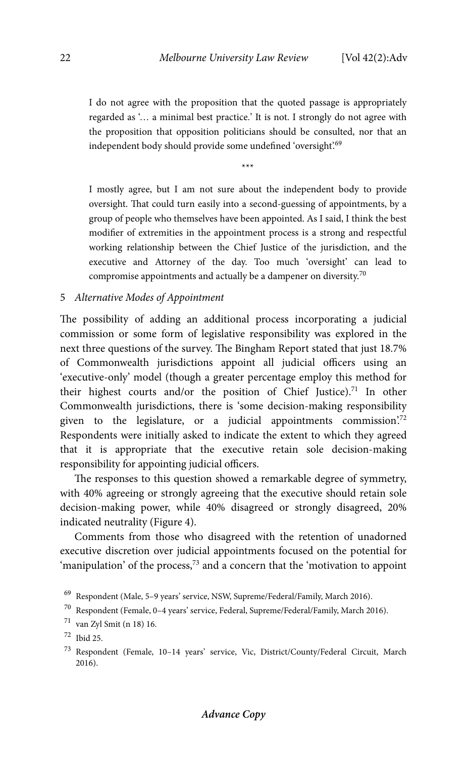> I do not agree with the proposition that the quoted passage is appropriately regarded as '… a minimal best practice.' It is not. I strongly do not agree with the proposition that opposition politicians should be consulted, nor that an independent body should provide some undefined 'oversight'.[69]

\*\*\*

> I mostly agree, but I am not sure about the independent body to provide oversight. That could turn easily into a second-guessing of appointments, by a group of people who themselves have been appointed. As I said, I think the best modifier of extremities in the appointment process is a strong and respectful working relationship between the Chief Justice of the jurisdiction, and the executive and Attorney of the day. Too much 'oversight' can lead to compromise appointments and actually be a dampener on diversity.[70]

### 5 *Alternative Modes of Appointment*

The possibility of adding an additional process incorporating a judicial commission or some form of legislative responsibility was explored in the next three questions of the survey. The Bingham Report stated that just 18.7% of Commonwealth jurisdictions appoint all judicial officers using an 'executive-only' model (though a greater percentage employ this method for their highest courts and/or the position of Chief Justice).[71] In other Commonwealth jurisdictions, there is 'some decision-making responsibility given to the legislature, or a judicial appointments commission'.[72] Respondents were initially asked to indicate the extent to which they agreed that it is appropriate that the executive retain sole decision-making responsibility for appointing judicial officers.

The responses to this question showed a remarkable degree of symmetry, with 40% agreeing or strongly agreeing that the executive should retain sole decision-making power, while 40% disagreed or strongly disagreed, 20% indicated neutrality (Figure 4).

Comments from those who disagreed with the retention of unadorned executive discretion over judicial appointments focused on the potential for 'manipulation' of the process,[73] and a concern that the 'motivation to appoint

---

[69] Respondent (Male, 5–9 years' service, NSW, Supreme/Federal/Family, March 2016).

[70] Respondent (Female, 0–4 years' service, Federal, Supreme/Federal/Family, March 2016).

[71] van Zyl Smit (n 18) 16.

[72] Ibid 25.

[73] Respondent (Female, 10–14 years' service, Vic, District/County/Federal Circuit, March 2016).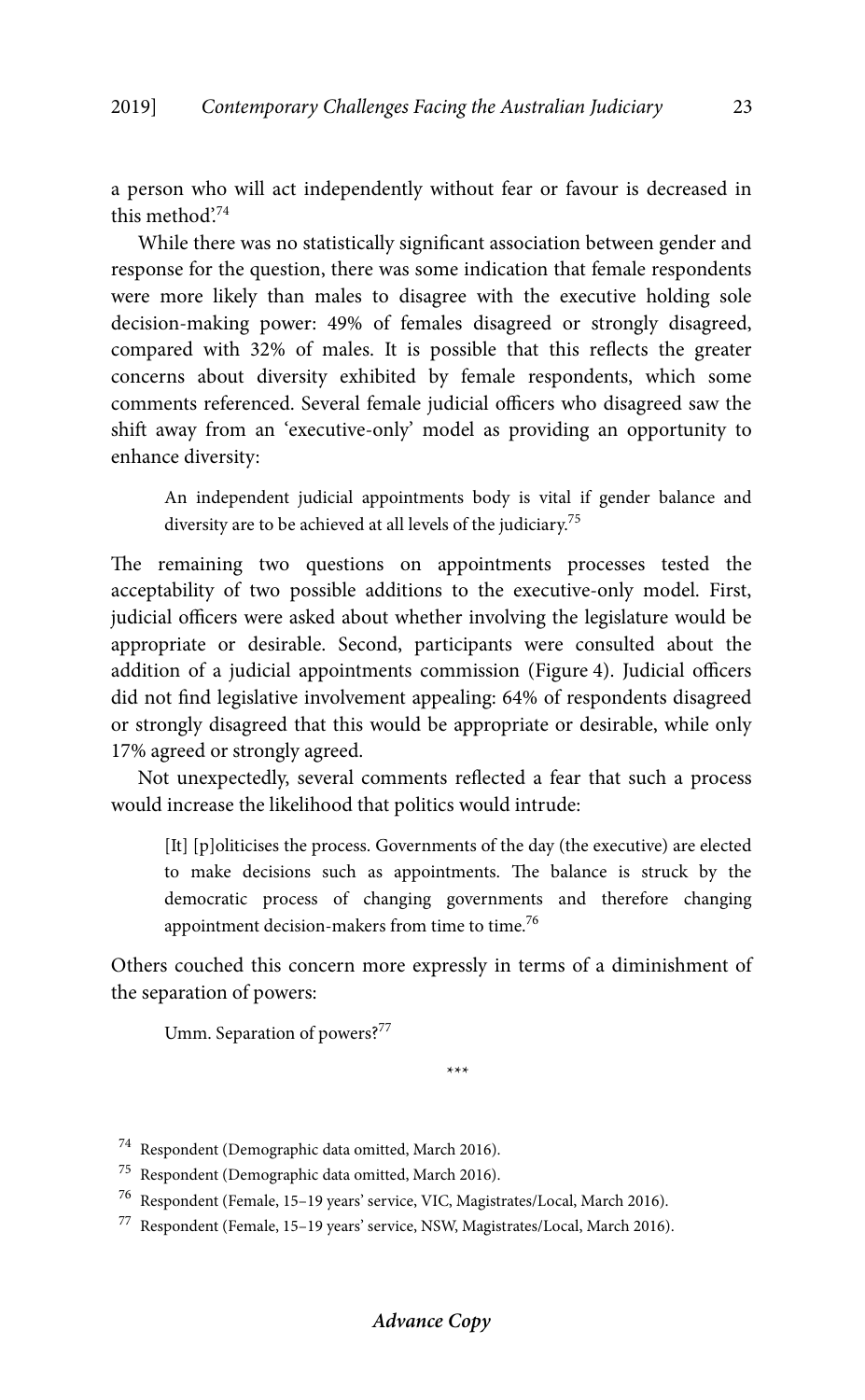a person who will act independently without fear or favour is decreased in this method'.[74]

While there was no statistically significant association between gender and response for the question, there was some indication that female respondents were more likely than males to disagree with the executive holding sole decision-making power: 49% of females disagreed or strongly disagreed, compared with 32% of males. It is possible that this reflects the greater concerns about diversity exhibited by female respondents, which some comments referenced. Several female judicial officers who disagreed saw the shift away from an 'executive-only' model as providing an opportunity to enhance diversity:

> An independent judicial appointments body is vital if gender balance and diversity are to be achieved at all levels of the judiciary.[75]

The remaining two questions on appointments processes tested the acceptability of two possible additions to the executive-only model. First, judicial officers were asked about whether involving the legislature would be appropriate or desirable. Second, participants were consulted about the addition of a judicial appointments commission (Figure 4). Judicial officers did not find legislative involvement appealing: 64% of respondents disagreed or strongly disagreed that this would be appropriate or desirable, while only 17% agreed or strongly agreed.

Not unexpectedly, several comments reflected a fear that such a process would increase the likelihood that politics would intrude:

> [It] [p]oliticises the process. Governments of the day (the executive) are elected to make decisions such as appointments. The balance is struck by the democratic process of changing governments and therefore changing appointment decision-makers from time to time.[76]

Others couched this concern more expressly in terms of a diminishment of the separation of powers:

> Umm. Separation of powers?[77]

\*\*\*

[74] Respondent (Demographic data omitted, March 2016).

[75] Respondent (Demographic data omitted, March 2016).

[76] Respondent (Female, 15–19 years' service, VIC, Magistrates/Local, March 2016).

[77] Respondent (Female, 15–19 years' service, NSW, Magistrates/Local, March 2016).

***Advance Copy***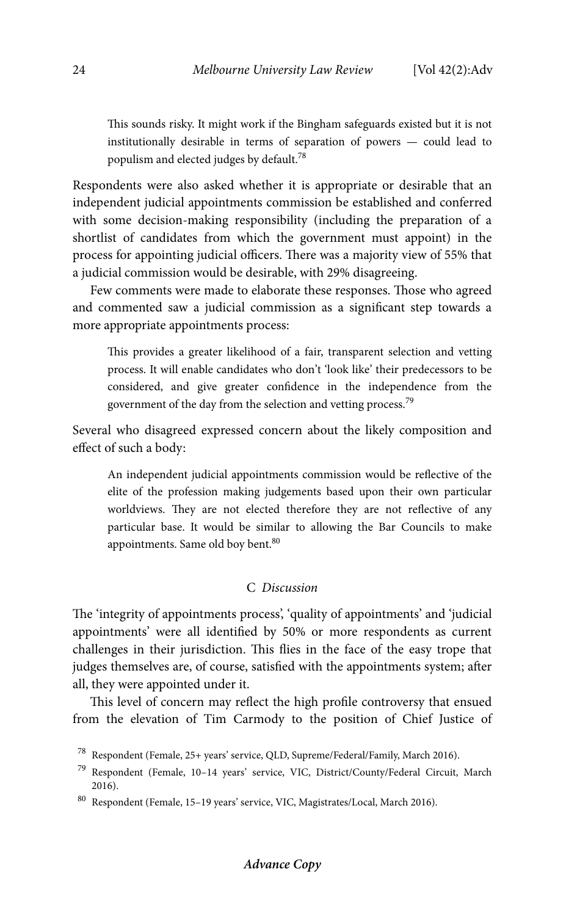> This sounds risky. It might work if the Bingham safeguards existed but it is not institutionally desirable in terms of separation of powers — could lead to populism and elected judges by default.[78]

Respondents were also asked whether it is appropriate or desirable that an independent judicial appointments commission be established and conferred with some decision-making responsibility (including the preparation of a shortlist of candidates from which the government must appoint) in the process for appointing judicial officers. There was a majority view of 55% that a judicial commission would be desirable, with 29% disagreeing.

Few comments were made to elaborate these responses. Those who agreed and commented saw a judicial commission as a significant step towards a more appropriate appointments process:

> This provides a greater likelihood of a fair, transparent selection and vetting process. It will enable candidates who don't 'look like' their predecessors to be considered, and give greater confidence in the independence from the government of the day from the selection and vetting process.[79]

Several who disagreed expressed concern about the likely composition and effect of such a body:

> An independent judicial appointments commission would be reflective of the elite of the profession making judgements based upon their own particular worldviews. They are not elected therefore they are not reflective of any particular base. It would be similar to allowing the Bar Councils to make appointments. Same old boy bent.[80]

### C *Discussion*

The 'integrity of appointments process', 'quality of appointments' and 'judicial appointments' were all identified by 50% or more respondents as current challenges in their jurisdiction. This flies in the face of the easy trope that judges themselves are, of course, satisfied with the appointments system; after all, they were appointed under it.

This level of concern may reflect the high profile controversy that ensued from the elevation of Tim Carmody to the position of Chief Justice of

---

[78] Respondent (Female, 25+ years' service, QLD, Supreme/Federal/Family, March 2016).

[79] Respondent (Female, 10–14 years' service, VIC, District/County/Federal Circuit, March 2016).

[80] Respondent (Female, 15–19 years' service, VIC, Magistrates/Local, March 2016).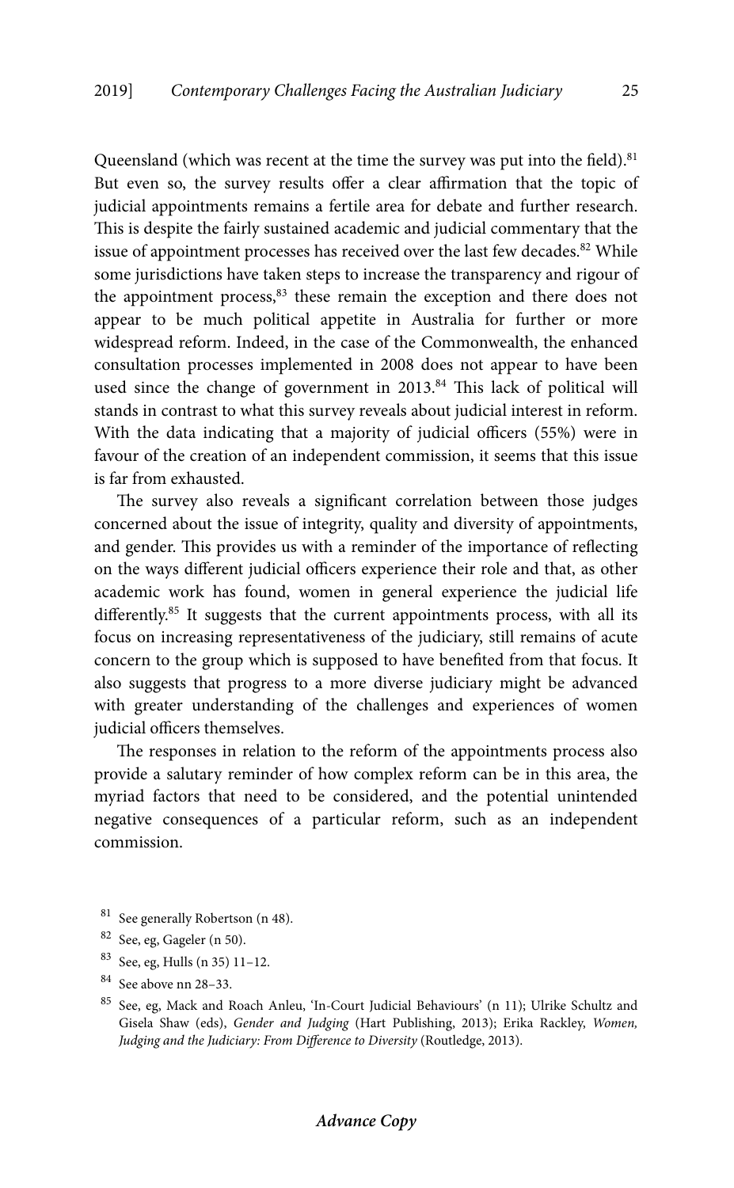Queensland (which was recent at the time the survey was put into the field).[81] But even so, the survey results offer a clear affirmation that the topic of judicial appointments remains a fertile area for debate and further research. This is despite the fairly sustained academic and judicial commentary that the issue of appointment processes has received over the last few decades.[82] While some jurisdictions have taken steps to increase the transparency and rigour of the appointment process,[83] these remain the exception and there does not appear to be much political appetite in Australia for further or more widespread reform. Indeed, in the case of the Commonwealth, the enhanced consultation processes implemented in 2008 does not appear to have been used since the change of government in 2013.[84] This lack of political will stands in contrast to what this survey reveals about judicial interest in reform. With the data indicating that a majority of judicial officers (55%) were in favour of the creation of an independent commission, it seems that this issue is far from exhausted.

The survey also reveals a significant correlation between those judges concerned about the issue of integrity, quality and diversity of appointments, and gender. This provides us with a reminder of the importance of reflecting on the ways different judicial officers experience their role and that, as other academic work has found, women in general experience the judicial life differently.[85] It suggests that the current appointments process, with all its focus on increasing representativeness of the judiciary, still remains of acute concern to the group which is supposed to have benefited from that focus. It also suggests that progress to a more diverse judiciary might be advanced with greater understanding of the challenges and experiences of women judicial officers themselves.

The responses in relation to the reform of the appointments process also provide a salutary reminder of how complex reform can be in this area, the myriad factors that need to be considered, and the potential unintended negative consequences of a particular reform, such as an independent commission.

[81] See generally Robertson (n 48).

[82] See, eg, Gageler (n 50).

[83] See, eg, Hulls (n 35) 11–12.

[84] See above nn 28–33.

[85] See, eg, Mack and Roach Anleu, 'In-Court Judicial Behaviours' (n 11); Ulrike Schultz and Gisela Shaw (eds), *Gender and Judging* (Hart Publishing, 2013); Erika Rackley, *Women, Judging and the Judiciary: From Difference to Diversity* (Routledge, 2013).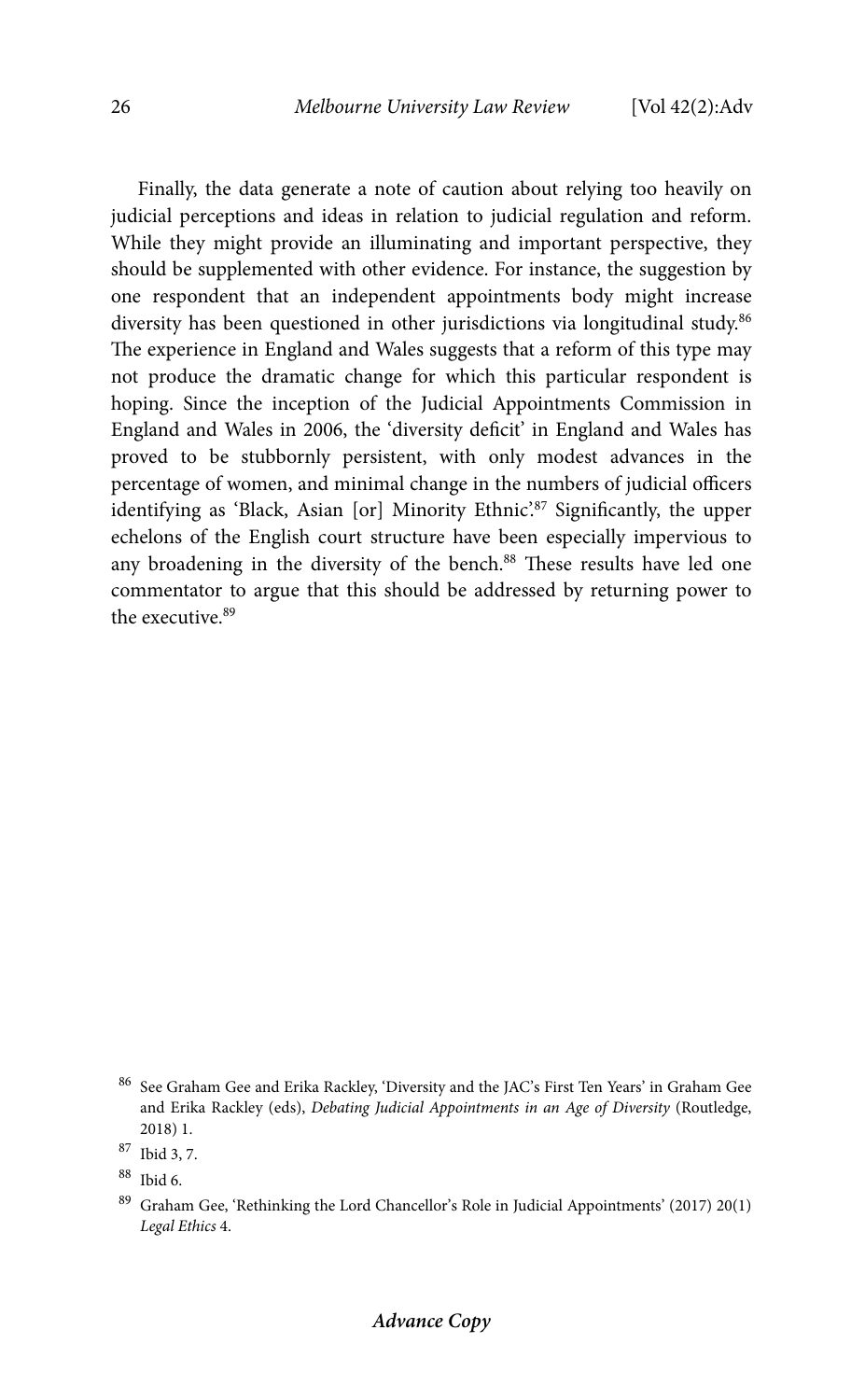Finally, the data generate a note of caution about relying too heavily on judicial perceptions and ideas in relation to judicial regulation and reform. While they might provide an illuminating and important perspective, they should be supplemented with other evidence. For instance, the suggestion by one respondent that an independent appointments body might increase diversity has been questioned in other jurisdictions via longitudinal study.[86] The experience in England and Wales suggests that a reform of this type may not produce the dramatic change for which this particular respondent is hoping. Since the inception of the Judicial Appointments Commission in England and Wales in 2006, the 'diversity deficit' in England and Wales has proved to be stubbornly persistent, with only modest advances in the percentage of women, and minimal change in the numbers of judicial officers identifying as 'Black, Asian [or] Minority Ethnic'.[87] Significantly, the upper echelons of the English court structure have been especially impervious to any broadening in the diversity of the bench.[88] These results have led one commentator to argue that this should be addressed by returning power to the executive.[89]

[86] See Graham Gee and Erika Rackley, 'Diversity and the JAC's First Ten Years' in Graham Gee and Erika Rackley (eds), *Debating Judicial Appointments in an Age of Diversity* (Routledge, 2018) 1.

[87] Ibid 3, 7.

[88] Ibid 6.

[89] Graham Gee, 'Rethinking the Lord Chancellor's Role in Judicial Appointments' (2017) 20(1) *Legal Ethics* 4.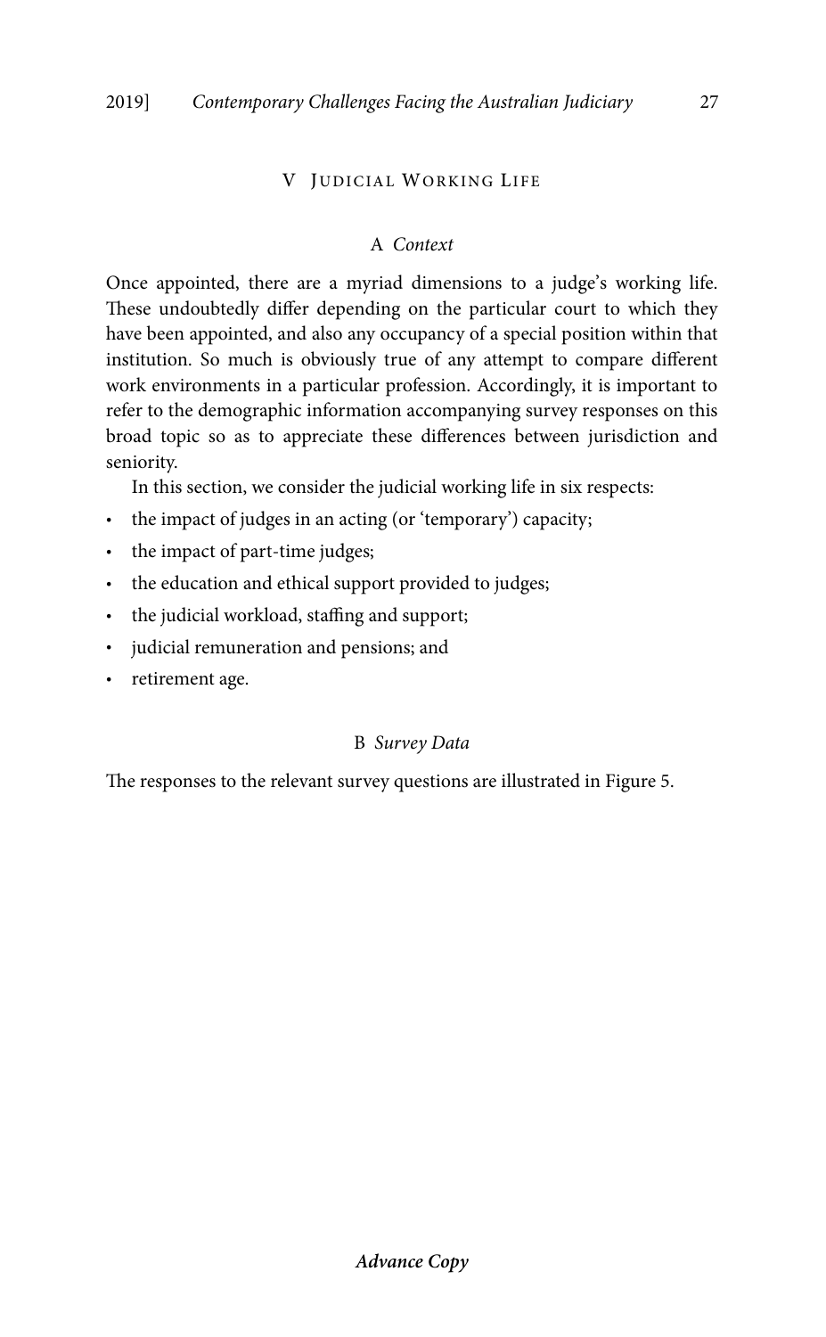## V Judicial Working Life

### A *Context*

Once appointed, there are a myriad dimensions to a judge's working life. These undoubtedly differ depending on the particular court to which they have been appointed, and also any occupancy of a special position within that institution. So much is obviously true of any attempt to compare different work environments in a particular profession. Accordingly, it is important to refer to the demographic information accompanying survey responses on this broad topic so as to appreciate these differences between jurisdiction and seniority.

In this section, we consider the judicial working life in six respects:

- the impact of judges in an acting (or 'temporary') capacity;
- the impact of part-time judges;
- the education and ethical support provided to judges;
- the judicial workload, staffing and support;
- judicial remuneration and pensions; and
- retirement age.

### B *Survey Data*

The responses to the relevant survey questions are illustrated in Figure 5.

***Advance Copy***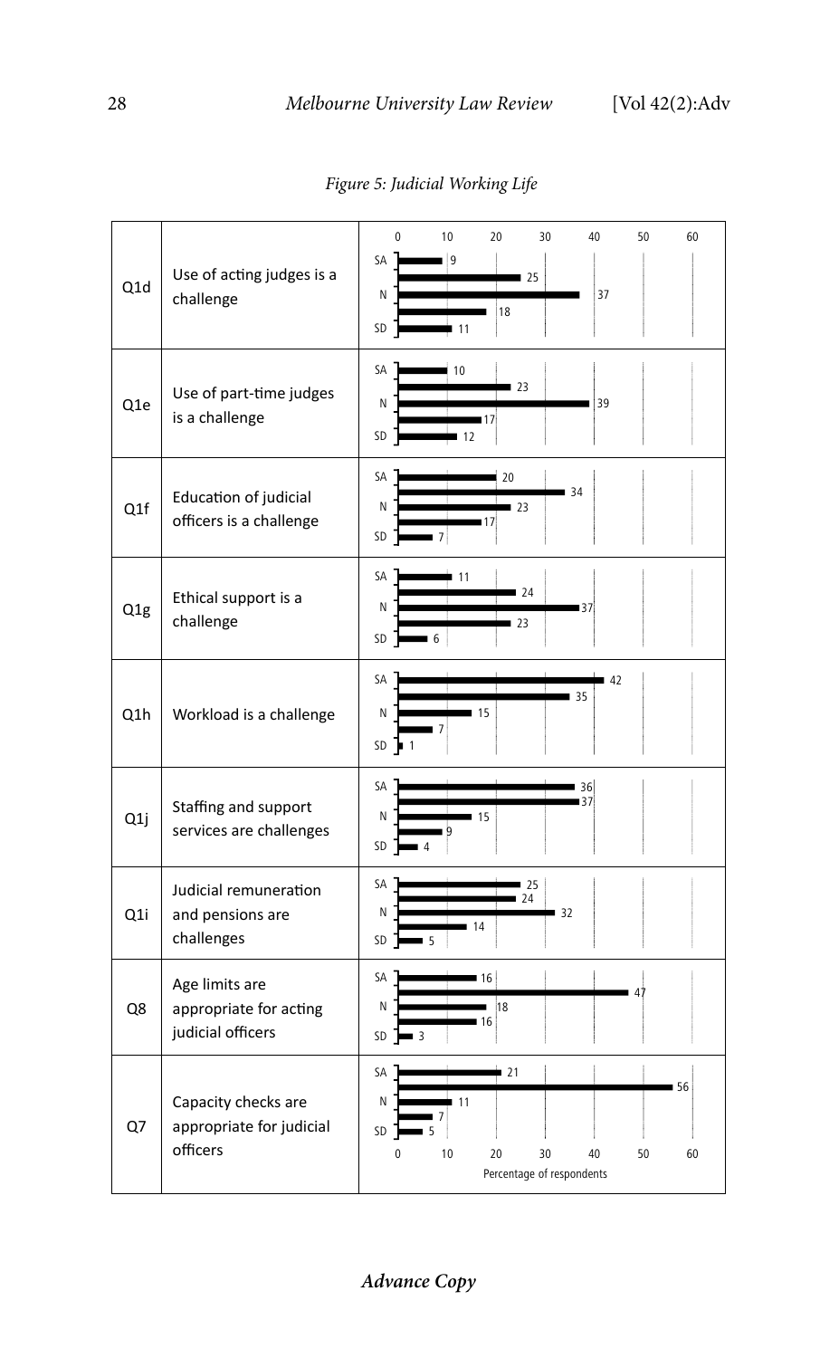*Figure 5: Judicial Working Life*

| Question | Statement | SA | A | N | D | SD |
|---|---|---|---|---|---|---|
| Q1d | Use of acting judges is a challenge | 9 | 25 | 37 | 18 | 11 |
| Q1e | Use of part-time judges is a challenge | 10 | 23 | 39 | 17 | 12 |
| Q1f | Education of judicial officers is a challenge | 20 | 34 | 23 | 17 | 7 |
| Q1g | Ethical support is a challenge | 11 | 24 | 37 | 23 | 6 |
| Q1h | Workload is a challenge | 42 | 35 | 15 | 7 | 1 |
| Q1j | Staffing and support services are challenges | 36 | 37 | 15 | 9 | 4 |
| Q1i | Judicial remuneration and pensions are challenges | 25 | 24 | 32 | 14 | 5 |
| Q8 | Age limits are appropriate for acting judicial officers | 16 | 47 | 18 | 16 | 3 |
| Q7 | Capacity checks are appropriate for judicial officers | 21 | 56 | 11 | 7 | 5 |

Percentage of respondents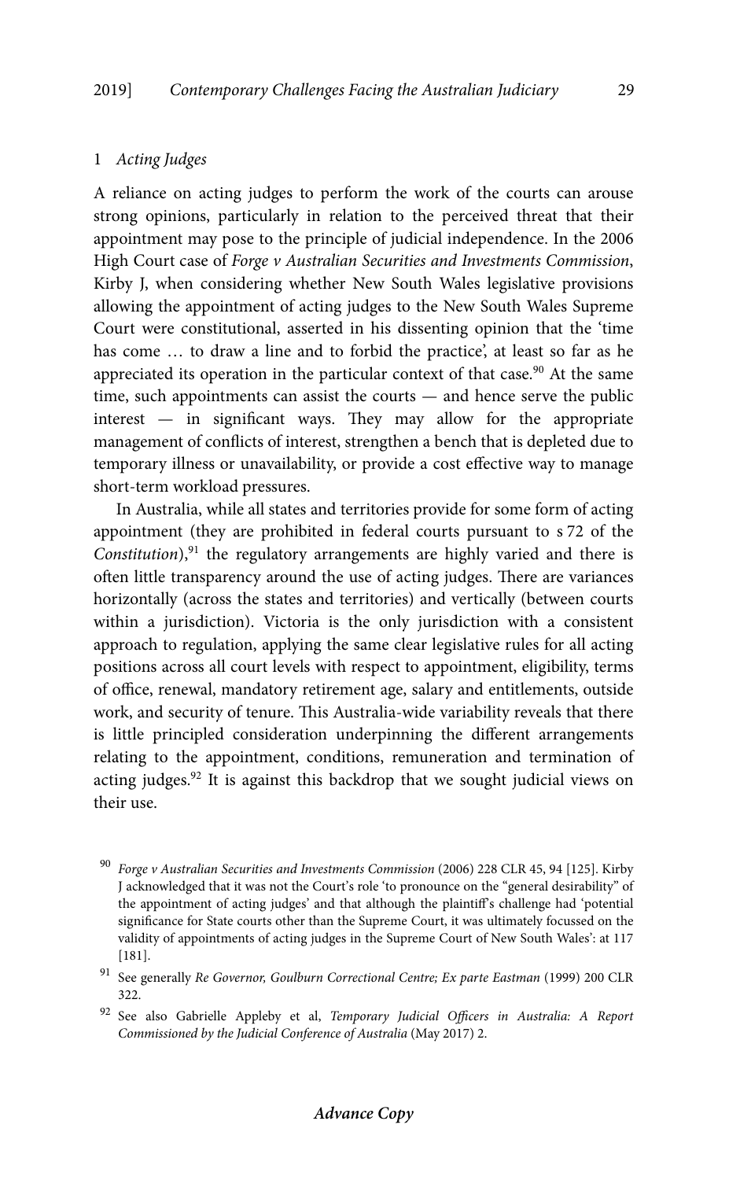### 1 *Acting Judges*

A reliance on acting judges to perform the work of the courts can arouse strong opinions, particularly in relation to the perceived threat that their appointment may pose to the principle of judicial independence. In the 2006 High Court case of *Forge v Australian Securities and Investments Commission*, Kirby J, when considering whether New South Wales legislative provisions allowing the appointment of acting judges to the New South Wales Supreme Court were constitutional, asserted in his dissenting opinion that the 'time has come … to draw a line and to forbid the practice', at least so far as he appreciated its operation in the particular context of that case.[90] At the same time, such appointments can assist the courts — and hence serve the public interest — in significant ways. They may allow for the appropriate management of conflicts of interest, strengthen a bench that is depleted due to temporary illness or unavailability, or provide a cost effective way to manage short-term workload pressures.

In Australia, while all states and territories provide for some form of acting appointment (they are prohibited in federal courts pursuant to s 72 of the *Constitution*),[91] the regulatory arrangements are highly varied and there is often little transparency around the use of acting judges. There are variances horizontally (across the states and territories) and vertically (between courts within a jurisdiction). Victoria is the only jurisdiction with a consistent approach to regulation, applying the same clear legislative rules for all acting positions across all court levels with respect to appointment, eligibility, terms of office, renewal, mandatory retirement age, salary and entitlements, outside work, and security of tenure. This Australia-wide variability reveals that there is little principled consideration underpinning the different arrangements relating to the appointment, conditions, remuneration and termination of acting judges.[92] It is against this backdrop that we sought judicial views on their use.

[90] *Forge v Australian Securities and Investments Commission* (2006) 228 CLR 45, 94 [125]. Kirby J acknowledged that it was not the Court's role 'to pronounce on the "general desirability" of the appointment of acting judges' and that although the plaintiff's challenge had 'potential significance for State courts other than the Supreme Court, it was ultimately focussed on the validity of appointments of acting judges in the Supreme Court of New South Wales': at 117 [181].

[91] See generally *Re Governor, Goulburn Correctional Centre; Ex parte Eastman* (1999) 200 CLR 322.

[92] See also Gabrielle Appleby et al, *Temporary Judicial Officers in Australia: A Report Commissioned by the Judicial Conference of Australia* (May 2017) 2.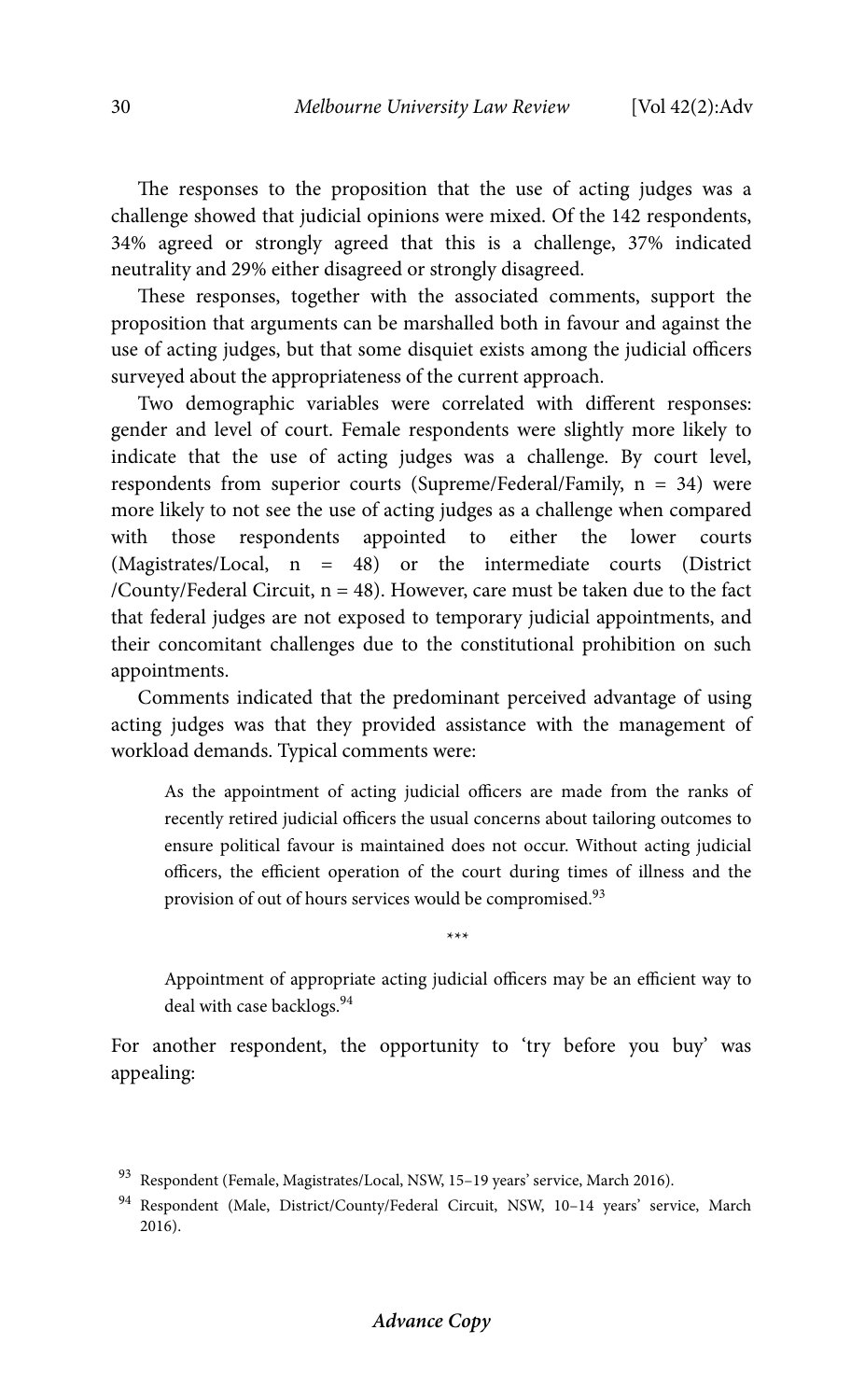The responses to the proposition that the use of acting judges was a challenge showed that judicial opinions were mixed. Of the 142 respondents, 34% agreed or strongly agreed that this is a challenge, 37% indicated neutrality and 29% either disagreed or strongly disagreed.

These responses, together with the associated comments, support the proposition that arguments can be marshalled both in favour and against the use of acting judges, but that some disquiet exists among the judicial officers surveyed about the appropriateness of the current approach.

Two demographic variables were correlated with different responses: gender and level of court. Female respondents were slightly more likely to indicate that the use of acting judges was a challenge. By court level, respondents from superior courts (Supreme/Federal/Family, n = 34) were more likely to not see the use of acting judges as a challenge when compared with those respondents appointed to either the lower courts (Magistrates/Local, n = 48) or the intermediate courts (District /County/Federal Circuit, n = 48). However, care must be taken due to the fact that federal judges are not exposed to temporary judicial appointments, and their concomitant challenges due to the constitutional prohibition on such appointments.

Comments indicated that the predominant perceived advantage of using acting judges was that they provided assistance with the management of workload demands. Typical comments were:

> As the appointment of acting judicial officers are made from the ranks of recently retired judicial officers the usual concerns about tailoring outcomes to ensure political favour is maintained does not occur. Without acting judicial officers, the efficient operation of the court during times of illness and the provision of out of hours services would be compromised.[93]

\*\*\*

> Appointment of appropriate acting judicial officers may be an efficient way to deal with case backlogs.[94]

For another respondent, the opportunity to 'try before you buy' was appealing:

---

[93] Respondent (Female, Magistrates/Local, NSW, 15–19 years' service, March 2016).

[94] Respondent (Male, District/County/Federal Circuit, NSW, 10–14 years' service, March 2016).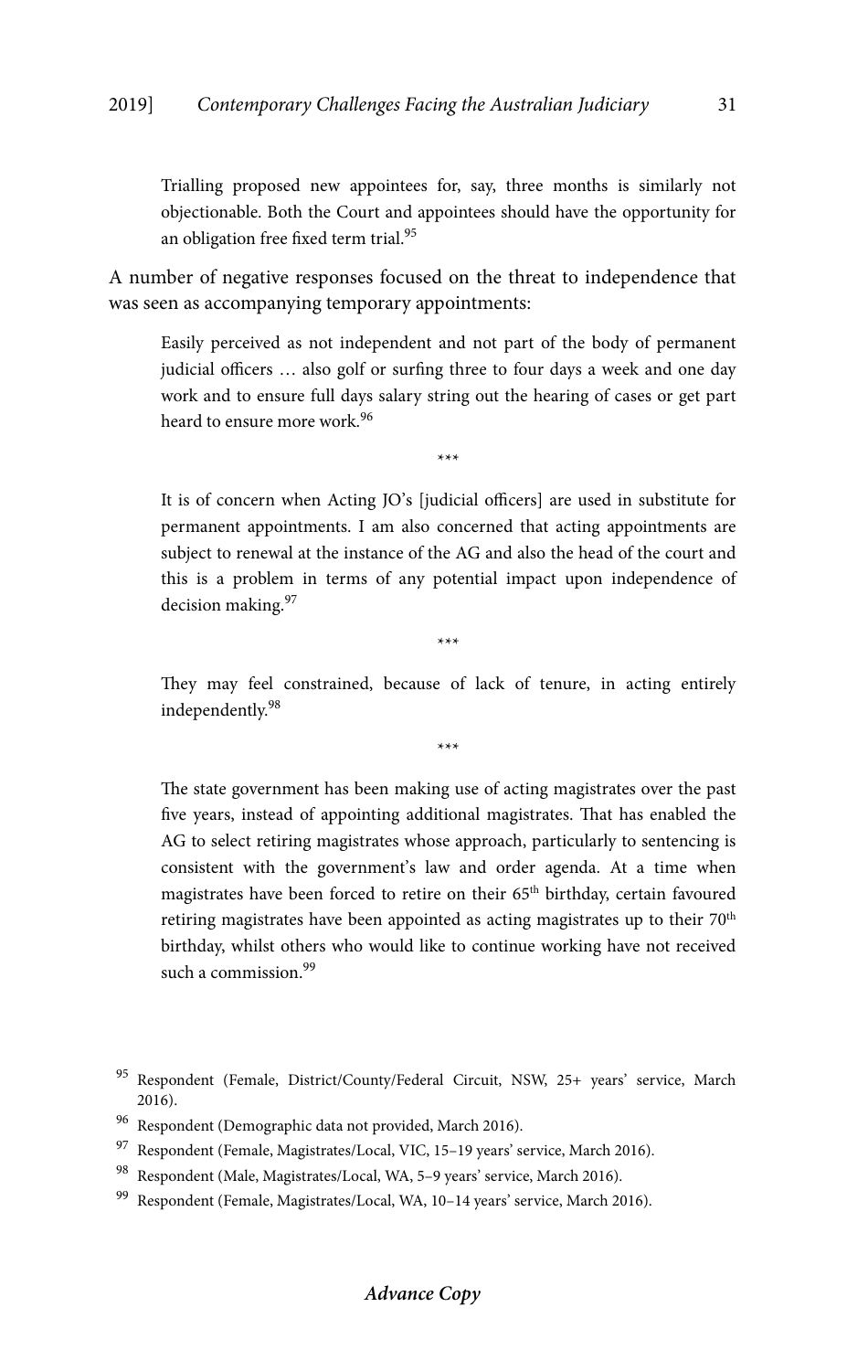> Trialling proposed new appointees for, say, three months is similarly not objectionable. Both the Court and appointees should have the opportunity for an obligation free fixed term trial.[95]

A number of negative responses focused on the threat to independence that was seen as accompanying temporary appointments:

> Easily perceived as not independent and not part of the body of permanent judicial officers … also golf or surfing three to four days a week and one day work and to ensure full days salary string out the hearing of cases or get part heard to ensure more work.[96]
>
> \*\*\*
>
> It is of concern when Acting JO's [judicial officers] are used in substitute for permanent appointments. I am also concerned that acting appointments are subject to renewal at the instance of the AG and also the head of the court and this is a problem in terms of any potential impact upon independence of decision making.[97]
>
> \*\*\*
>
> They may feel constrained, because of lack of tenure, in acting entirely independently.[98]
>
> \*\*\*
>
> The state government has been making use of acting magistrates over the past five years, instead of appointing additional magistrates. That has enabled the AG to select retiring magistrates whose approach, particularly to sentencing is consistent with the government's law and order agenda. At a time when magistrates have been forced to retire on their 65th birthday, certain favoured retiring magistrates have been appointed as acting magistrates up to their 70th birthday, whilst others who would like to continue working have not received such a commission.[99]

---

[95] Respondent (Female, District/County/Federal Circuit, NSW, 25+ years' service, March 2016).

[96] Respondent (Demographic data not provided, March 2016).

[97] Respondent (Female, Magistrates/Local, VIC, 15–19 years' service, March 2016).

[98] Respondent (Male, Magistrates/Local, WA, 5–9 years' service, March 2016).

[99] Respondent (Female, Magistrates/Local, WA, 10–14 years' service, March 2016).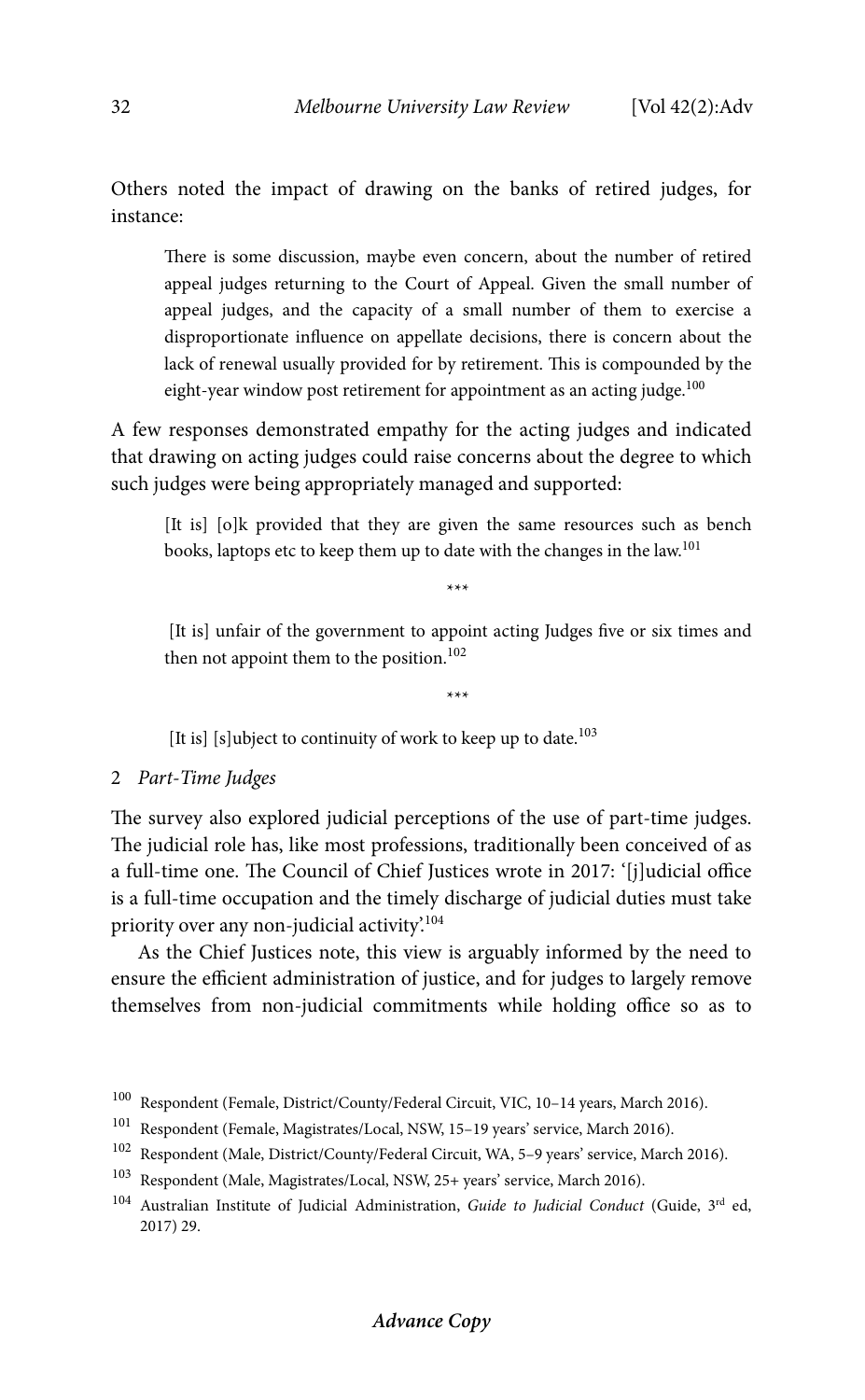Others noted the impact of drawing on the banks of retired judges, for instance:

> There is some discussion, maybe even concern, about the number of retired appeal judges returning to the Court of Appeal. Given the small number of appeal judges, and the capacity of a small number of them to exercise a disproportionate influence on appellate decisions, there is concern about the lack of renewal usually provided for by retirement. This is compounded by the eight-year window post retirement for appointment as an acting judge.[100]

A few responses demonstrated empathy for the acting judges and indicated that drawing on acting judges could raise concerns about the degree to which such judges were being appropriately managed and supported:

> [It is] [o]k provided that they are given the same resources such as bench books, laptops etc to keep them up to date with the changes in the law.[101]
>
> \*\*\*
>
> [It is] unfair of the government to appoint acting Judges five or six times and then not appoint them to the position.[102]
>
> \*\*\*
>
> [It is] [s]ubject to continuity of work to keep up to date.[103]

### 2 *Part-Time Judges*

The survey also explored judicial perceptions of the use of part-time judges. The judicial role has, like most professions, traditionally been conceived of as a full-time one. The Council of Chief Justices wrote in 2017: '[j]udicial office is a full-time occupation and the timely discharge of judicial duties must take priority over any non-judicial activity'.[104]

As the Chief Justices note, this view is arguably informed by the need to ensure the efficient administration of justice, and for judges to largely remove themselves from non-judicial commitments while holding office so as to

---

[100] Respondent (Female, District/County/Federal Circuit, VIC, 10–14 years, March 2016).

[101] Respondent (Female, Magistrates/Local, NSW, 15–19 years' service, March 2016).

[102] Respondent (Male, District/County/Federal Circuit, WA, 5–9 years' service, March 2016).

[103] Respondent (Male, Magistrates/Local, NSW, 25+ years' service, March 2016).

[104] Australian Institute of Judicial Administration, *Guide to Judicial Conduct* (Guide, 3rd ed, 2017) 29.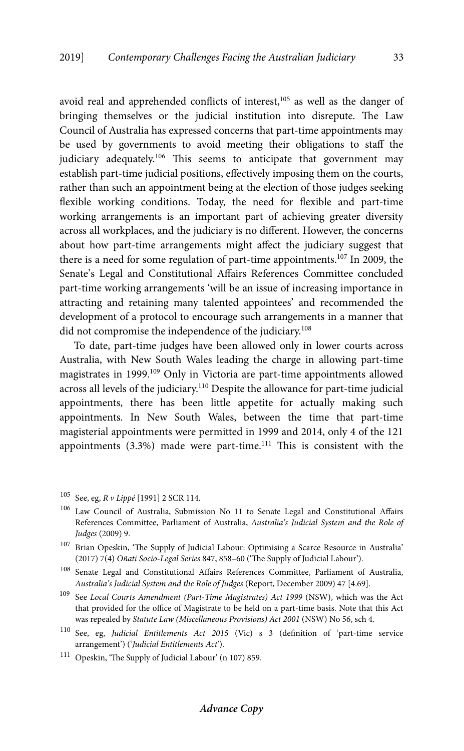avoid real and apprehended conflicts of interest,[105] as well as the danger of bringing themselves or the judicial institution into disrepute. The Law Council of Australia has expressed concerns that part-time appointments may be used by governments to avoid meeting their obligations to staff the judiciary adequately.[106] This seems to anticipate that government may establish part-time judicial positions, effectively imposing them on the courts, rather than such an appointment being at the election of those judges seeking flexible working conditions. Today, the need for flexible and part-time working arrangements is an important part of achieving greater diversity across all workplaces, and the judiciary is no different. However, the concerns about how part-time arrangements might affect the judiciary suggest that there is a need for some regulation of part-time appointments.[107] In 2009, the Senate's Legal and Constitutional Affairs References Committee concluded part-time working arrangements 'will be an issue of increasing importance in attracting and retaining many talented appointees' and recommended the development of a protocol to encourage such arrangements in a manner that did not compromise the independence of the judiciary.[108]

To date, part-time judges have been allowed only in lower courts across Australia, with New South Wales leading the charge in allowing part-time magistrates in 1999.[109] Only in Victoria are part-time appointments allowed across all levels of the judiciary.[110] Despite the allowance for part-time judicial appointments, there has been little appetite for actually making such appointments. In New South Wales, between the time that part-time magisterial appointments were permitted in 1999 and 2014, only 4 of the 121 appointments (3.3%) made were part-time.[111] This is consistent with the

---

[105] See, eg, *R v Lippé* [1991] 2 SCR 114.

[106] Law Council of Australia, Submission No 11 to Senate Legal and Constitutional Affairs References Committee, Parliament of Australia, *Australia's Judicial System and the Role of Judges* (2009) 9.

[107] Brian Opeskin, 'The Supply of Judicial Labour: Optimising a Scarce Resource in Australia' (2017) 7(4) *Oñati Socio-Legal Series* 847, 858–60 ('The Supply of Judicial Labour').

[108] Senate Legal and Constitutional Affairs References Committee, Parliament of Australia, *Australia's Judicial System and the Role of Judges* (Report, December 2009) 47 [4.69].

[109] See *Local Courts Amendment (Part-Time Magistrates) Act 1999* (NSW), which was the Act that provided for the office of Magistrate to be held on a part-time basis. Note that this Act was repealed by *Statute Law (Miscellaneous Provisions) Act 2001* (NSW) No 56, sch 4.

[110] See, eg, *Judicial Entitlements Act 2015* (Vic) s 3 (definition of 'part-time service arrangement') ('*Judicial Entitlements Act*').

[111] Opeskin, 'The Supply of Judicial Labour' (n 107) 859.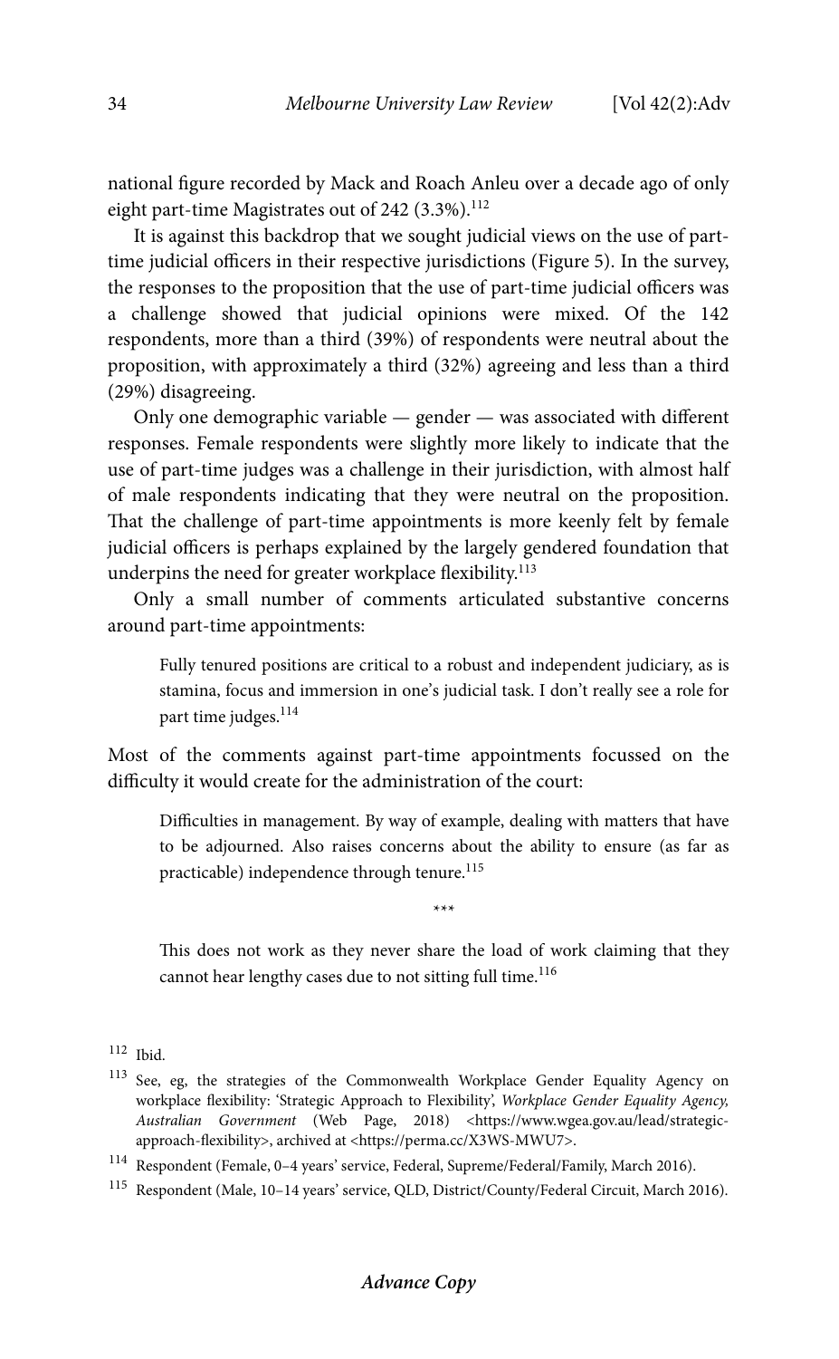national figure recorded by Mack and Roach Anleu over a decade ago of only eight part-time Magistrates out of 242 (3.3%).[112]

It is against this backdrop that we sought judicial views on the use of part-time judicial officers in their respective jurisdictions (Figure 5). In the survey, the responses to the proposition that the use of part-time judicial officers was a challenge showed that judicial opinions were mixed. Of the 142 respondents, more than a third (39%) of respondents were neutral about the proposition, with approximately a third (32%) agreeing and less than a third (29%) disagreeing.

Only one demographic variable — gender — was associated with different responses. Female respondents were slightly more likely to indicate that the use of part-time judges was a challenge in their jurisdiction, with almost half of male respondents indicating that they were neutral on the proposition. That the challenge of part-time appointments is more keenly felt by female judicial officers is perhaps explained by the largely gendered foundation that underpins the need for greater workplace flexibility.[113]

Only a small number of comments articulated substantive concerns around part-time appointments:

> Fully tenured positions are critical to a robust and independent judiciary, as is stamina, focus and immersion in one's judicial task. I don't really see a role for part time judges.[114]

Most of the comments against part-time appointments focussed on the difficulty it would create for the administration of the court:

> Difficulties in management. By way of example, dealing with matters that have to be adjourned. Also raises concerns about the ability to ensure (as far as practicable) independence through tenure.[115]
>
> \*\*\*
>
> This does not work as they never share the load of work claiming that they cannot hear lengthy cases due to not sitting full time.[116]

---

112 Ibid.

113 See, eg, the strategies of the Commonwealth Workplace Gender Equality Agency on workplace flexibility: 'Strategic Approach to Flexibility', *Workplace Gender Equality Agency, Australian Government* (Web Page, 2018) <https://www.wgea.gov.au/lead/strategic-approach-flexibility>, archived at <https://perma.cc/X3WS-MWU7>.

114 Respondent (Female, 0–4 years' service, Federal, Supreme/Federal/Family, March 2016).

115 Respondent (Male, 10–14 years' service, QLD, District/County/Federal Circuit, March 2016).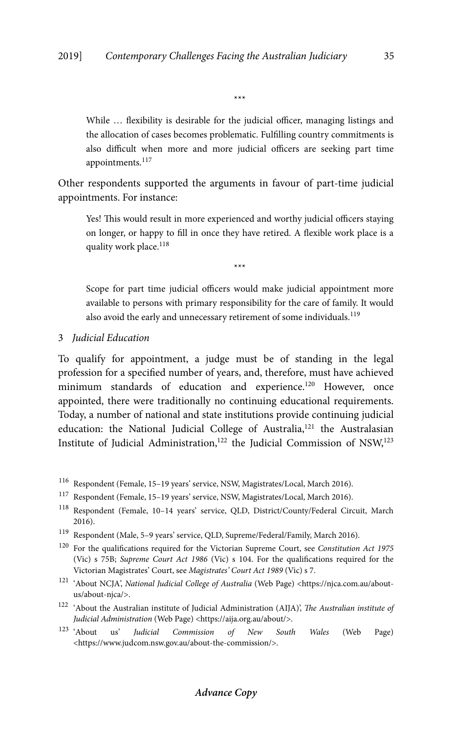\*\*\*

> While … flexibility is desirable for the judicial officer, managing listings and the allocation of cases becomes problematic. Fulfilling country commitments is also difficult when more and more judicial officers are seeking part time appointments.[117]

Other respondents supported the arguments in favour of part-time judicial appointments. For instance:

> Yes! This would result in more experienced and worthy judicial officers staying on longer, or happy to fill in once they have retired. A flexible work place is a quality work place.[118]

\*\*\*

> Scope for part time judicial officers would make judicial appointment more available to persons with primary responsibility for the care of family. It would also avoid the early and unnecessary retirement of some individuals.[119]

### 3 *Judicial Education*

To qualify for appointment, a judge must be of standing in the legal profession for a specified number of years, and, therefore, must have achieved minimum standards of education and experience.[120] However, once appointed, there were traditionally no continuing educational requirements. Today, a number of national and state institutions provide continuing judicial education: the National Judicial College of Australia,[121] the Australasian Institute of Judicial Administration,[122] the Judicial Commission of NSW,[123]

---

116 Respondent (Female, 15–19 years' service, NSW, Magistrates/Local, March 2016).

117 Respondent (Female, 15–19 years' service, NSW, Magistrates/Local, March 2016).

118 Respondent (Female, 10–14 years' service, QLD, District/County/Federal Circuit, March 2016).

119 Respondent (Male, 5–9 years' service, QLD, Supreme/Federal/Family, March 2016).

120 For the qualifications required for the Victorian Supreme Court, see *Constitution Act 1975* (Vic) s 75B; *Supreme Court Act 1986* (Vic) s 104. For the qualifications required for the Victorian Magistrates' Court, see *Magistrates' Court Act 1989* (Vic) s 7.

121 'About NCJA', *National Judicial College of Australia* (Web Page) <https://njca.com.au/about-us/about-njca/>.

122 'About the Australian institute of Judicial Administration (AIJA)', *The Australian institute of Judicial Administration* (Web Page) <https://aija.org.au/about/>.

123 'About us' *Judicial Commission of New South Wales* (Web Page) <https://www.judcom.nsw.gov.au/about-the-commission/>.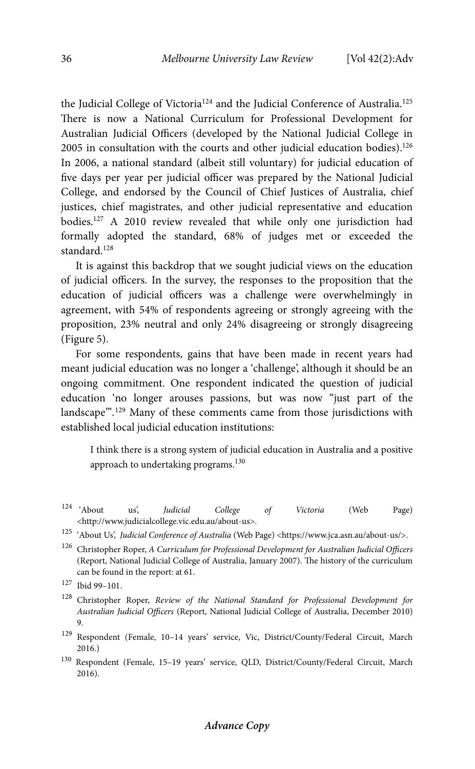the Judicial College of Victoria[124] and the Judicial Conference of Australia.[125] There is now a National Curriculum for Professional Development for Australian Judicial Officers (developed by the National Judicial College in 2005 in consultation with the courts and other judicial education bodies).[126] In 2006, a national standard (albeit still voluntary) for judicial education of five days per year per judicial officer was prepared by the National Judicial College, and endorsed by the Council of Chief Justices of Australia, chief justices, chief magistrates, and other judicial representative and education bodies.[127] A 2010 review revealed that while only one jurisdiction had formally adopted the standard, 68% of judges met or exceeded the standard.[128]

It is against this backdrop that we sought judicial views on the education of judicial officers. In the survey, the responses to the proposition that the education of judicial officers was a challenge were overwhelmingly in agreement, with 54% of respondents agreeing or strongly agreeing with the proposition, 23% neutral and only 24% disagreeing or strongly disagreeing (Figure 5).

For some respondents, gains that have been made in recent years had meant judicial education was no longer a 'challenge', although it should be an ongoing commitment. One respondent indicated the question of judicial education 'no longer arouses passions, but was now "just part of the landscape"'.[129] Many of these comments came from those jurisdictions with established local judicial education institutions:

> I think there is a strong system of judicial education in Australia and a positive approach to undertaking programs.[130]

---

[124] 'About us', *Judicial College of Victoria* (Web Page) <http://www.judicialcollege.vic.edu.au/about-us>.

[125] 'About Us', *Judicial Conference of Australia* (Web Page) <https://www.jca.asn.au/about-us/>.

[126] Christopher Roper, *A Curriculum for Professional Development for Australian Judicial Officers* (Report, National Judicial College of Australia, January 2007). The history of the curriculum can be found in the report: at 61.

[127] Ibid 99–101.

[128] Christopher Roper, *Review of the National Standard for Professional Development for Australian Judicial Officers* (Report, National Judicial College of Australia, December 2010) 9.

[129] Respondent (Female, 10–14 years' service, Vic, District/County/Federal Circuit, March 2016.)

[130] Respondent (Female, 15–19 years' service, QLD, District/County/Federal Circuit, March 2016).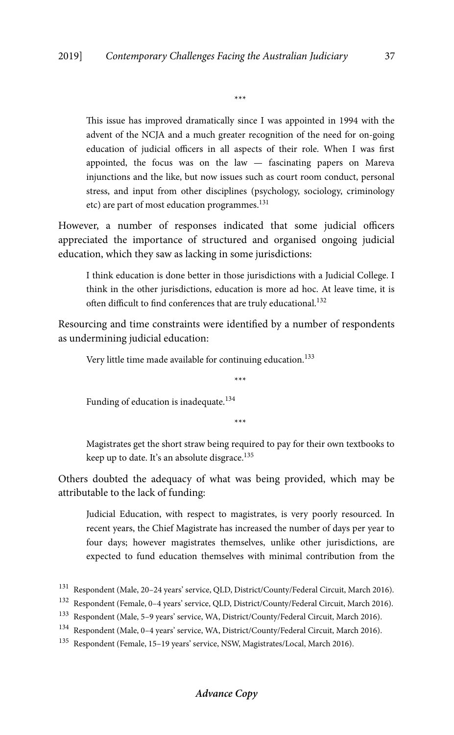\*\*\*

> This issue has improved dramatically since I was appointed in 1994 with the advent of the NCJA and a much greater recognition of the need for on-going education of judicial officers in all aspects of their role. When I was first appointed, the focus was on the law — fascinating papers on Mareva injunctions and the like, but now issues such as court room conduct, personal stress, and input from other disciplines (psychology, sociology, criminology etc) are part of most education programmes.[131]

However, a number of responses indicated that some judicial officers appreciated the importance of structured and organised ongoing judicial education, which they saw as lacking in some jurisdictions:

> I think education is done better in those jurisdictions with a Judicial College. I think in the other jurisdictions, education is more ad hoc. At leave time, it is often difficult to find conferences that are truly educational.[132]

Resourcing and time constraints were identified by a number of respondents as undermining judicial education:

> Very little time made available for continuing education.[133]
>
> \*\*\*
>
> Funding of education is inadequate.[134]
>
> \*\*\*
>
> Magistrates get the short straw being required to pay for their own textbooks to keep up to date. It's an absolute disgrace.[135]

Others doubted the adequacy of what was being provided, which may be attributable to the lack of funding:

> Judicial Education, with respect to magistrates, is very poorly resourced. In recent years, the Chief Magistrate has increased the number of days per year to four days; however magistrates themselves, unlike other jurisdictions, are expected to fund education themselves with minimal contribution from the

---

[131] Respondent (Male, 20–24 years' service, QLD, District/County/Federal Circuit, March 2016).

[132] Respondent (Female, 0–4 years' service, QLD, District/County/Federal Circuit, March 2016).

[133] Respondent (Male, 5–9 years' service, WA, District/County/Federal Circuit, March 2016).

[134] Respondent (Male, 0–4 years' service, WA, District/County/Federal Circuit, March 2016).

[135] Respondent (Female, 15–19 years' service, NSW, Magistrates/Local, March 2016).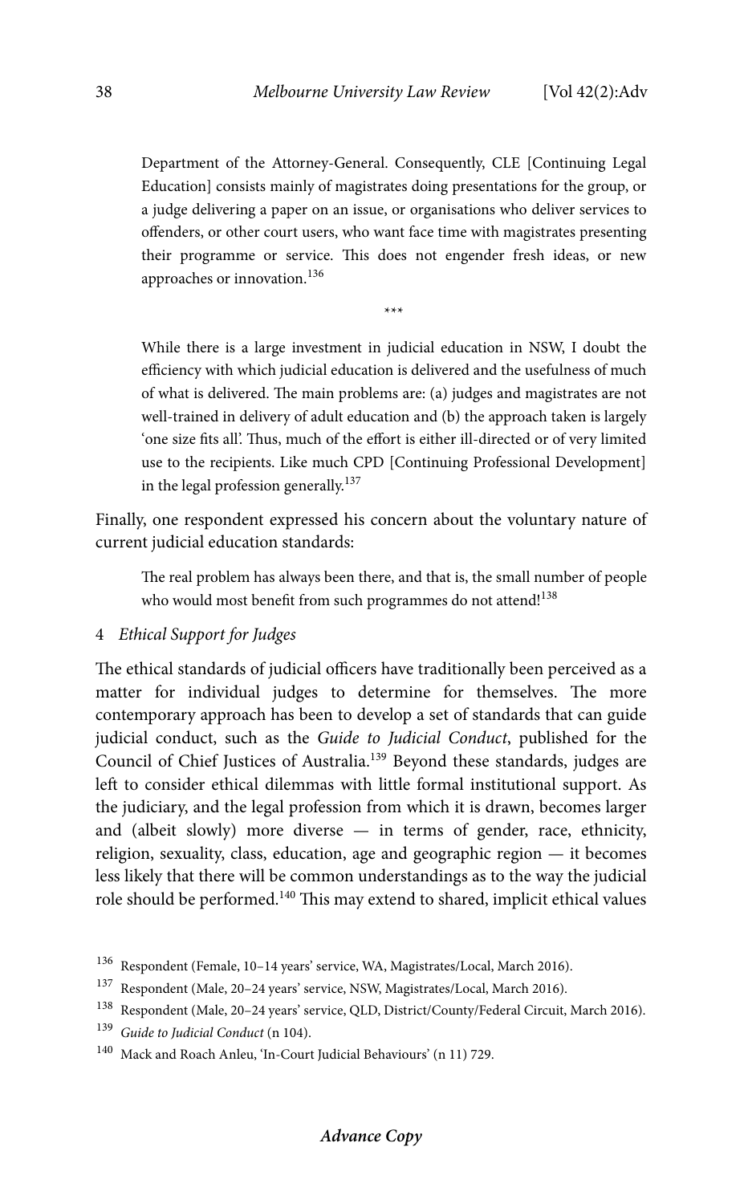> Department of the Attorney-General. Consequently, CLE [Continuing Legal Education] consists mainly of magistrates doing presentations for the group, or a judge delivering a paper on an issue, or organisations who deliver services to offenders, or other court users, who want face time with magistrates presenting their programme or service. This does not engender fresh ideas, or new approaches or innovation.[136]
>
> \*\*\*
>
> While there is a large investment in judicial education in NSW, I doubt the efficiency with which judicial education is delivered and the usefulness of much of what is delivered. The main problems are: (a) judges and magistrates are not well-trained in delivery of adult education and (b) the approach taken is largely 'one size fits all'. Thus, much of the effort is either ill-directed or of very limited use to the recipients. Like much CPD [Continuing Professional Development] in the legal profession generally.[137]

Finally, one respondent expressed his concern about the voluntary nature of current judicial education standards:

> The real problem has always been there, and that is, the small number of people who would most benefit from such programmes do not attend![138]

### 4 *Ethical Support for Judges*

The ethical standards of judicial officers have traditionally been perceived as a matter for individual judges to determine for themselves. The more contemporary approach has been to develop a set of standards that can guide judicial conduct, such as the *Guide to Judicial Conduct*, published for the Council of Chief Justices of Australia.[139] Beyond these standards, judges are left to consider ethical dilemmas with little formal institutional support. As the judiciary, and the legal profession from which it is drawn, becomes larger and (albeit slowly) more diverse — in terms of gender, race, ethnicity, religion, sexuality, class, education, age and geographic region — it becomes less likely that there will be common understandings as to the way the judicial role should be performed.[140] This may extend to shared, implicit ethical values

---

[136] Respondent (Female, 10–14 years' service, WA, Magistrates/Local, March 2016).

[137] Respondent (Male, 20–24 years' service, NSW, Magistrates/Local, March 2016).

[138] Respondent (Male, 20–24 years' service, QLD, District/County/Federal Circuit, March 2016).

[139] *Guide to Judicial Conduct* (n 104).

[140] Mack and Roach Anleu, 'In-Court Judicial Behaviours' (n 11) 729.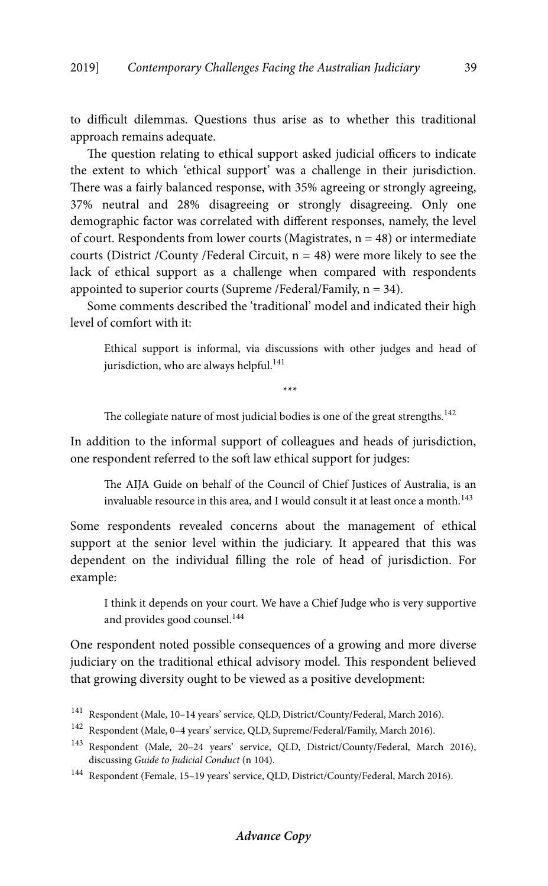to difficult dilemmas. Questions thus arise as to whether this traditional approach remains adequate.

The question relating to ethical support asked judicial officers to indicate the extent to which 'ethical support' was a challenge in their jurisdiction. There was a fairly balanced response, with 35% agreeing or strongly agreeing, 37% neutral and 28% disagreeing or strongly disagreeing. Only one demographic factor was correlated with different responses, namely, the level of court. Respondents from lower courts (Magistrates, n = 48) or intermediate courts (District /County /Federal Circuit, n = 48) were more likely to see the lack of ethical support as a challenge when compared with respondents appointed to superior courts (Supreme /Federal/Family, n = 34).

Some comments described the 'traditional' model and indicated their high level of comfort with it:

> Ethical support is informal, via discussions with other judges and head of jurisdiction, who are always helpful.[141]
>
> \*\*\*
>
> The collegiate nature of most judicial bodies is one of the great strengths.[142]

In addition to the informal support of colleagues and heads of jurisdiction, one respondent referred to the soft law ethical support for judges:

> The AIJA Guide on behalf of the Council of Chief Justices of Australia, is an invaluable resource in this area, and I would consult it at least once a month.[143]

Some respondents revealed concerns about the management of ethical support at the senior level within the judiciary. It appeared that this was dependent on the individual filling the role of head of jurisdiction. For example:

> I think it depends on your court. We have a Chief Judge who is very supportive and provides good counsel.[144]

One respondent noted possible consequences of a growing and more diverse judiciary on the traditional ethical advisory model. This respondent believed that growing diversity ought to be viewed as a positive development:

[141] Respondent (Male, 10–14 years' service, QLD, District/County/Federal, March 2016).

[142] Respondent (Male, 0–4 years' service, QLD, Supreme/Federal/Family, March 2016).

[143] Respondent (Male, 20–24 years' service, QLD, District/County/Federal, March 2016), discussing *Guide to Judicial Conduct* (n 104).

[144] Respondent (Female, 15–19 years' service, QLD, District/County/Federal, March 2016).

***Advance Copy***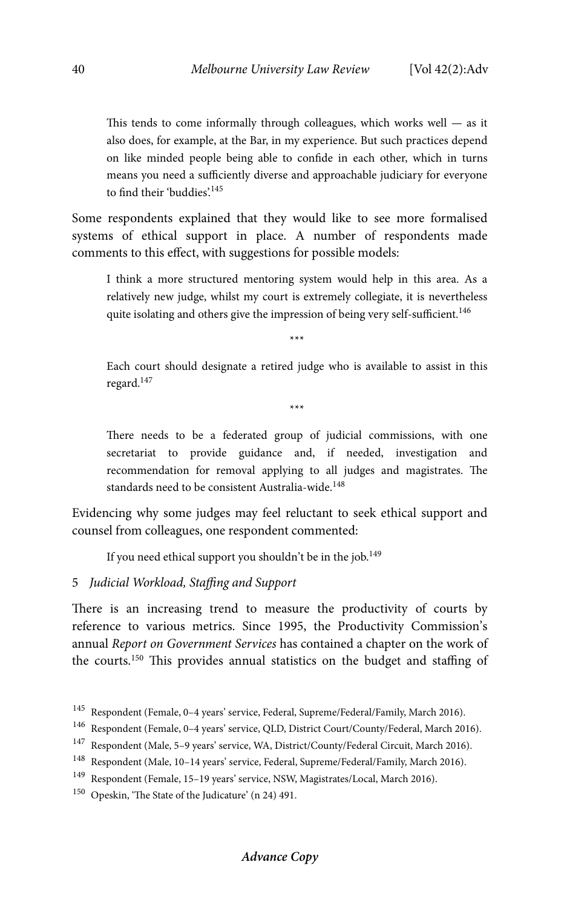> This tends to come informally through colleagues, which works well — as it also does, for example, at the Bar, in my experience. But such practices depend on like minded people being able to confide in each other, which in turns means you need a sufficiently diverse and approachable judiciary for everyone to find their 'buddies'.[145]

Some respondents explained that they would like to see more formalised systems of ethical support in place. A number of respondents made comments to this effect, with suggestions for possible models:

> I think a more structured mentoring system would help in this area. As a relatively new judge, whilst my court is extremely collegiate, it is nevertheless quite isolating and others give the impression of being very self-sufficient.[146]

\*\*\*

> Each court should designate a retired judge who is available to assist in this regard.[147]

\*\*\*

> There needs to be a federated group of judicial commissions, with one secretariat to provide guidance and, if needed, investigation and recommendation for removal applying to all judges and magistrates. The standards need to be consistent Australia-wide.[148]

Evidencing why some judges may feel reluctant to seek ethical support and counsel from colleagues, one respondent commented:

> If you need ethical support you shouldn't be in the job.[149]

### 5 *Judicial Workload, Staffing and Support*

There is an increasing trend to measure the productivity of courts by reference to various metrics. Since 1995, the Productivity Commission's annual *Report on Government Services* has contained a chapter on the work of the courts.[150] This provides annual statistics on the budget and staffing of

---

[145] Respondent (Female, 0–4 years' service, Federal, Supreme/Federal/Family, March 2016).

[146] Respondent (Female, 0–4 years' service, QLD, District Court/County/Federal, March 2016).

[147] Respondent (Male, 5–9 years' service, WA, District/County/Federal Circuit, March 2016).

[148] Respondent (Male, 10–14 years' service, Federal, Supreme/Federal/Family, March 2016).

[149] Respondent (Female, 15–19 years' service, NSW, Magistrates/Local, March 2016).

[150] Opeskin, 'The State of the Judicature' (n 24) 491.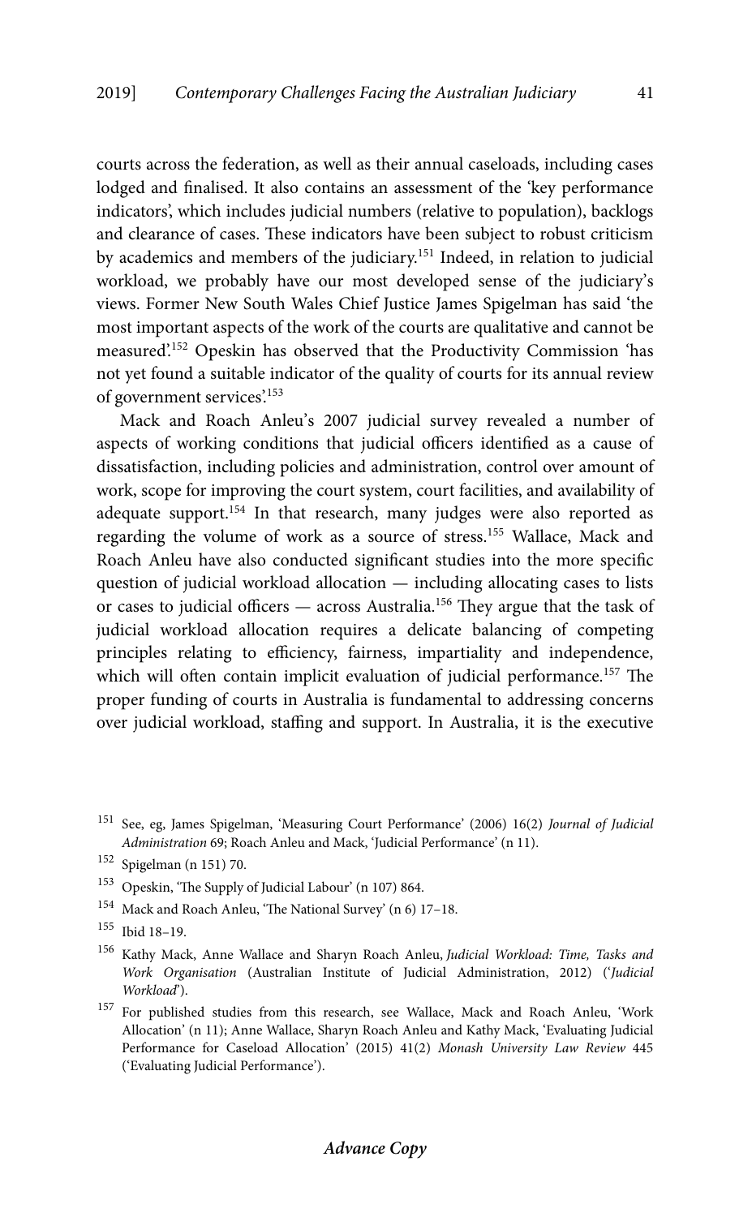courts across the federation, as well as their annual caseloads, including cases lodged and finalised. It also contains an assessment of the 'key performance indicators', which includes judicial numbers (relative to population), backlogs and clearance of cases. These indicators have been subject to robust criticism by academics and members of the judiciary.[151] Indeed, in relation to judicial workload, we probably have our most developed sense of the judiciary's views. Former New South Wales Chief Justice James Spigelman has said 'the most important aspects of the work of the courts are qualitative and cannot be measured'.[152] Opeskin has observed that the Productivity Commission 'has not yet found a suitable indicator of the quality of courts for its annual review of government services'.[153]

Mack and Roach Anleu's 2007 judicial survey revealed a number of aspects of working conditions that judicial officers identified as a cause of dissatisfaction, including policies and administration, control over amount of work, scope for improving the court system, court facilities, and availability of adequate support.[154] In that research, many judges were also reported as regarding the volume of work as a source of stress.[155] Wallace, Mack and Roach Anleu have also conducted significant studies into the more specific question of judicial workload allocation — including allocating cases to lists or cases to judicial officers — across Australia.[156] They argue that the task of judicial workload allocation requires a delicate balancing of competing principles relating to efficiency, fairness, impartiality and independence, which will often contain implicit evaluation of judicial performance.[157] The proper funding of courts in Australia is fundamental to addressing concerns over judicial workload, staffing and support. In Australia, it is the executive

---

[151] See, eg, James Spigelman, 'Measuring Court Performance' (2006) 16(2) *Journal of Judicial Administration* 69; Roach Anleu and Mack, 'Judicial Performance' (n 11).

[152] Spigelman (n 151) 70.

[153] Opeskin, 'The Supply of Judicial Labour' (n 107) 864.

[154] Mack and Roach Anleu, 'The National Survey' (n 6) 17–18.

[155] Ibid 18–19.

[156] Kathy Mack, Anne Wallace and Sharyn Roach Anleu, *Judicial Workload: Time, Tasks and Work Organisation* (Australian Institute of Judicial Administration, 2012) ('*Judicial Workload*').

[157] For published studies from this research, see Wallace, Mack and Roach Anleu, 'Work Allocation' (n 11); Anne Wallace, Sharyn Roach Anleu and Kathy Mack, 'Evaluating Judicial Performance for Caseload Allocation' (2015) 41(2) *Monash University Law Review* 445 ('Evaluating Judicial Performance').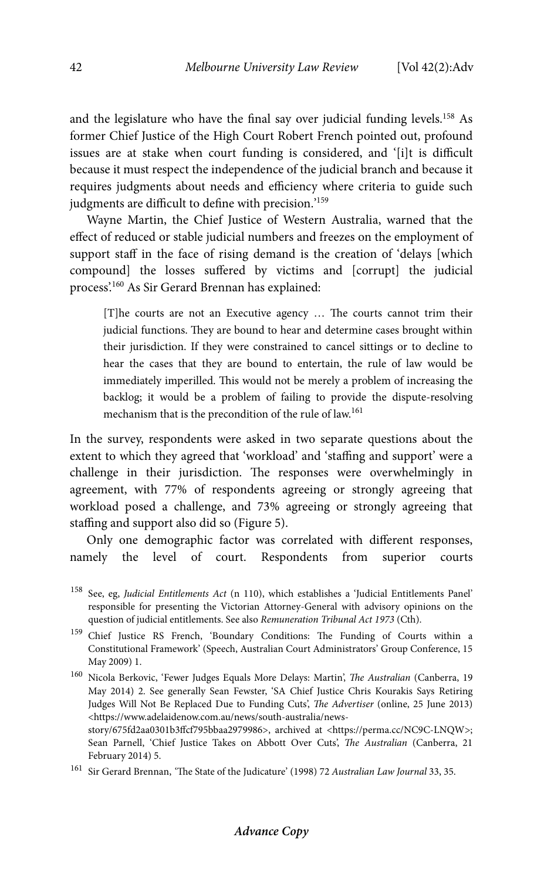and the legislature who have the final say over judicial funding levels.[158] As former Chief Justice of the High Court Robert French pointed out, profound issues are at stake when court funding is considered, and '[i]t is difficult because it must respect the independence of the judicial branch and because it requires judgments about needs and efficiency where criteria to guide such judgments are difficult to define with precision.'[159]

Wayne Martin, the Chief Justice of Western Australia, warned that the effect of reduced or stable judicial numbers and freezes on the employment of support staff in the face of rising demand is the creation of 'delays [which compound] the losses suffered by victims and [corrupt] the judicial process'.[160] As Sir Gerard Brennan has explained:

> [T]he courts are not an Executive agency … The courts cannot trim their judicial functions. They are bound to hear and determine cases brought within their jurisdiction. If they were constrained to cancel sittings or to decline to hear the cases that they are bound to entertain, the rule of law would be immediately imperilled. This would not be merely a problem of increasing the backlog; it would be a problem of failing to provide the dispute-resolving mechanism that is the precondition of the rule of law.[161]

In the survey, respondents were asked in two separate questions about the extent to which they agreed that 'workload' and 'staffing and support' were a challenge in their jurisdiction. The responses were overwhelmingly in agreement, with 77% of respondents agreeing or strongly agreeing that workload posed a challenge, and 73% agreeing or strongly agreeing that staffing and support also did so (Figure 5).

Only one demographic factor was correlated with different responses, namely the level of court. Respondents from superior courts

---

[158] See, eg, *Judicial Entitlements Act* (n 110), which establishes a 'Judicial Entitlements Panel' responsible for presenting the Victorian Attorney-General with advisory opinions on the question of judicial entitlements. See also *Remuneration Tribunal Act 1973* (Cth).

[159] Chief Justice RS French, 'Boundary Conditions: The Funding of Courts within a Constitutional Framework' (Speech, Australian Court Administrators' Group Conference, 15 May 2009) 1.

[160] Nicola Berkovic, 'Fewer Judges Equals More Delays: Martin', *The Australian* (Canberra, 19 May 2014) 2. See generally Sean Fewster, 'SA Chief Justice Chris Kourakis Says Retiring Judges Will Not Be Replaced Due to Funding Cuts', *The Advertiser* (online, 25 June 2013) <https://www.adelaidenow.com.au/news/south-australia/news-story/675fd2aa0301b3ffcf795bbaa2979986>, archived at <https://perma.cc/NC9C-LNQW>; Sean Parnell, 'Chief Justice Takes on Abbott Over Cuts', *The Australian* (Canberra, 21 February 2014) 5.

[161] Sir Gerard Brennan, 'The State of the Judicature' (1998) 72 *Australian Law Journal* 33, 35.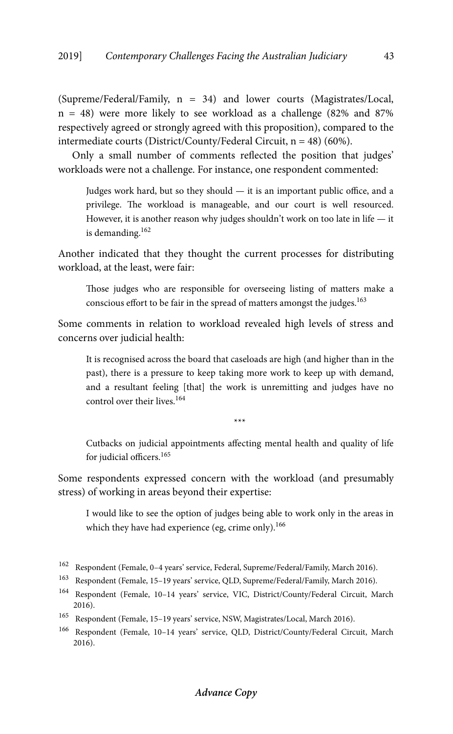(Supreme/Federal/Family, n = 34) and lower courts (Magistrates/Local, n = 48) were more likely to see workload as a challenge (82% and 87% respectively agreed or strongly agreed with this proposition), compared to the intermediate courts (District/County/Federal Circuit, n = 48) (60%).

Only a small number of comments reflected the position that judges' workloads were not a challenge. For instance, one respondent commented:

> Judges work hard, but so they should — it is an important public office, and a privilege. The workload is manageable, and our court is well resourced. However, it is another reason why judges shouldn't work on too late in life — it is demanding.[162]

Another indicated that they thought the current processes for distributing workload, at the least, were fair:

> Those judges who are responsible for overseeing listing of matters make a conscious effort to be fair in the spread of matters amongst the judges.[163]

Some comments in relation to workload revealed high levels of stress and concerns over judicial health:

> It is recognised across the board that caseloads are high (and higher than in the past), there is a pressure to keep taking more work to keep up with demand, and a resultant feeling [that] the work is unremitting and judges have no control over their lives.[164]
>
> \*\*\*
>
> Cutbacks on judicial appointments affecting mental health and quality of life for judicial officers.[165]

Some respondents expressed concern with the workload (and presumably stress) of working in areas beyond their expertise:

> I would like to see the option of judges being able to work only in the areas in which they have had experience (eg, crime only).[166]

---

162 Respondent (Female, 0–4 years' service, Federal, Supreme/Federal/Family, March 2016).

163 Respondent (Female, 15–19 years' service, QLD, Supreme/Federal/Family, March 2016).

164 Respondent (Female, 10–14 years' service, VIC, District/County/Federal Circuit, March 2016).

165 Respondent (Female, 15–19 years' service, NSW, Magistrates/Local, March 2016).

166 Respondent (Female, 10–14 years' service, QLD, District/County/Federal Circuit, March 2016).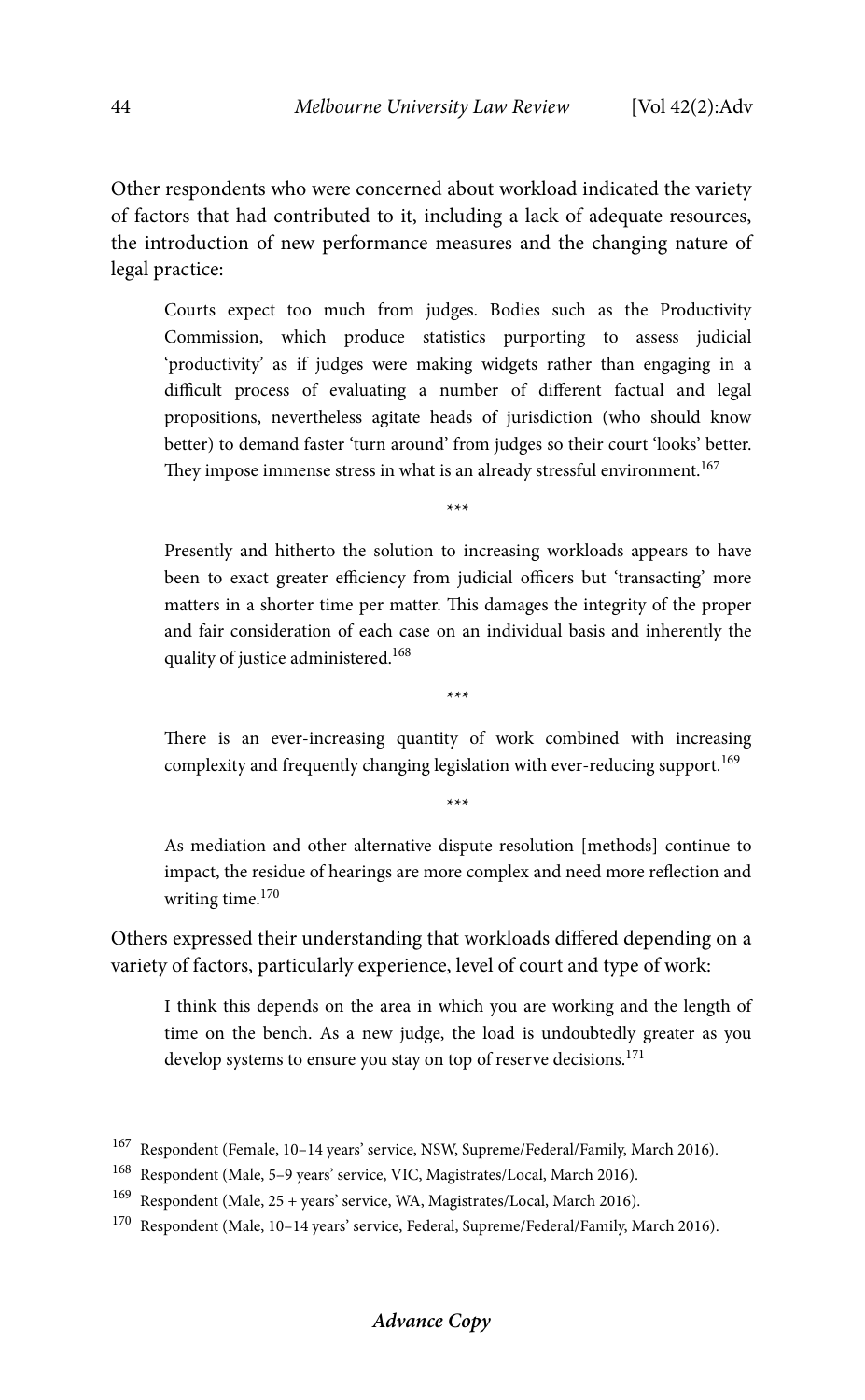Other respondents who were concerned about workload indicated the variety of factors that had contributed to it, including a lack of adequate resources, the introduction of new performance measures and the changing nature of legal practice:

> Courts expect too much from judges. Bodies such as the Productivity Commission, which produce statistics purporting to assess judicial 'productivity' as if judges were making widgets rather than engaging in a difficult process of evaluating a number of different factual and legal propositions, nevertheless agitate heads of jurisdiction (who should know better) to demand faster 'turn around' from judges so their court 'looks' better. They impose immense stress in what is an already stressful environment.[167]
>
> \*\*\*
>
> Presently and hitherto the solution to increasing workloads appears to have been to exact greater efficiency from judicial officers but 'transacting' more matters in a shorter time per matter. This damages the integrity of the proper and fair consideration of each case on an individual basis and inherently the quality of justice administered.[168]
>
> \*\*\*
>
> There is an ever-increasing quantity of work combined with increasing complexity and frequently changing legislation with ever-reducing support.[169]
>
> \*\*\*
>
> As mediation and other alternative dispute resolution [methods] continue to impact, the residue of hearings are more complex and need more reflection and writing time.[170]

Others expressed their understanding that workloads differed depending on a variety of factors, particularly experience, level of court and type of work:

> I think this depends on the area in which you are working and the length of time on the bench. As a new judge, the load is undoubtedly greater as you develop systems to ensure you stay on top of reserve decisions.[171]

---

[167] Respondent (Female, 10–14 years' service, NSW, Supreme/Federal/Family, March 2016).

[168] Respondent (Male, 5–9 years' service, VIC, Magistrates/Local, March 2016).

[169] Respondent (Male, 25 + years' service, WA, Magistrates/Local, March 2016).

[170] Respondent (Male, 10–14 years' service, Federal, Supreme/Federal/Family, March 2016).

*Advance Copy*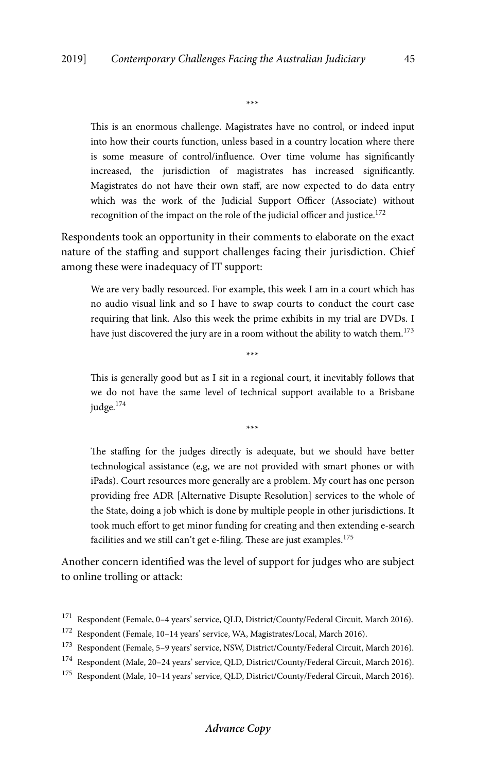\*\*\*

> This is an enormous challenge. Magistrates have no control, or indeed input into how their courts function, unless based in a country location where there is some measure of control/influence. Over time volume has significantly increased, the jurisdiction of magistrates has increased significantly. Magistrates do not have their own staff, are now expected to do data entry which was the work of the Judicial Support Officer (Associate) without recognition of the impact on the role of the judicial officer and justice.[172]

Respondents took an opportunity in their comments to elaborate on the exact nature of the staffing and support challenges facing their jurisdiction. Chief among these were inadequacy of IT support:

> We are very badly resourced. For example, this week I am in a court which has no audio visual link and so I have to swap courts to conduct the court case requiring that link. Also this week the prime exhibits in my trial are DVDs. I have just discovered the jury are in a room without the ability to watch them.[173]

\*\*\*

> This is generally good but as I sit in a regional court, it inevitably follows that we do not have the same level of technical support available to a Brisbane judge.[174]

\*\*\*

> The staffing for the judges directly is adequate, but we should have better technological assistance (e,g, we are not provided with smart phones or with iPads). Court resources more generally are a problem. My court has one person providing free ADR [Alternative Disupte Resolution] services to the whole of the State, doing a job which is done by multiple people in other jurisdictions. It took much effort to get minor funding for creating and then extending e-search facilities and we still can't get e-filing. These are just examples.[175]

Another concern identified was the level of support for judges who are subject to online trolling or attack:

---

[171] Respondent (Female, 0–4 years' service, QLD, District/County/Federal Circuit, March 2016).

[172] Respondent (Female, 10–14 years' service, WA, Magistrates/Local, March 2016).

[173] Respondent (Female, 5–9 years' service, NSW, District/County/Federal Circuit, March 2016).

[174] Respondent (Male, 20–24 years' service, QLD, District/County/Federal Circuit, March 2016).

[175] Respondent (Male, 10–14 years' service, QLD, District/County/Federal Circuit, March 2016).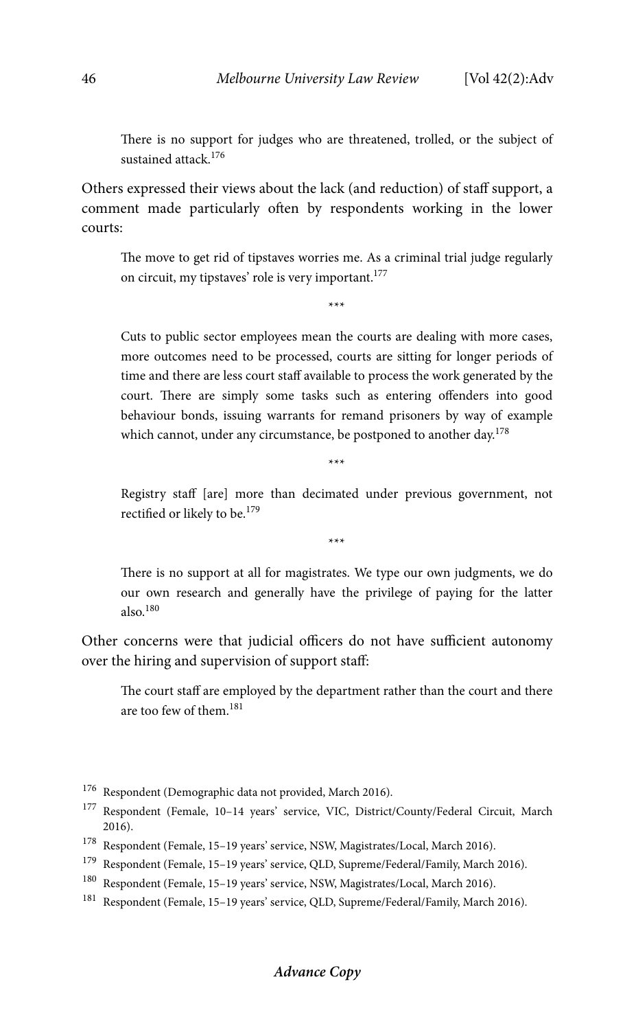> There is no support for judges who are threatened, trolled, or the subject of sustained attack.[176]

Others expressed their views about the lack (and reduction) of staff support, a comment made particularly often by respondents working in the lower courts:

> The move to get rid of tipstaves worries me. As a criminal trial judge regularly on circuit, my tipstaves' role is very important.[177]
>
> \*\*\*
>
> Cuts to public sector employees mean the courts are dealing with more cases, more outcomes need to be processed, courts are sitting for longer periods of time and there are less court staff available to process the work generated by the court. There are simply some tasks such as entering offenders into good behaviour bonds, issuing warrants for remand prisoners by way of example which cannot, under any circumstance, be postponed to another day.[178]
>
> \*\*\*
>
> Registry staff [are] more than decimated under previous government, not rectified or likely to be.[179]
>
> \*\*\*
>
> There is no support at all for magistrates. We type our own judgments, we do our own research and generally have the privilege of paying for the latter also.[180]

Other concerns were that judicial officers do not have sufficient autonomy over the hiring and supervision of support staff:

> The court staff are employed by the department rather than the court and there are too few of them.[181]

---

[176] Respondent (Demographic data not provided, March 2016).

[177] Respondent (Female, 10–14 years' service, VIC, District/County/Federal Circuit, March 2016).

[178] Respondent (Female, 15–19 years' service, NSW, Magistrates/Local, March 2016).

[179] Respondent (Female, 15–19 years' service, QLD, Supreme/Federal/Family, March 2016).

[180] Respondent (Female, 15–19 years' service, NSW, Magistrates/Local, March 2016).

[181] Respondent (Female, 15–19 years' service, QLD, Supreme/Federal/Family, March 2016).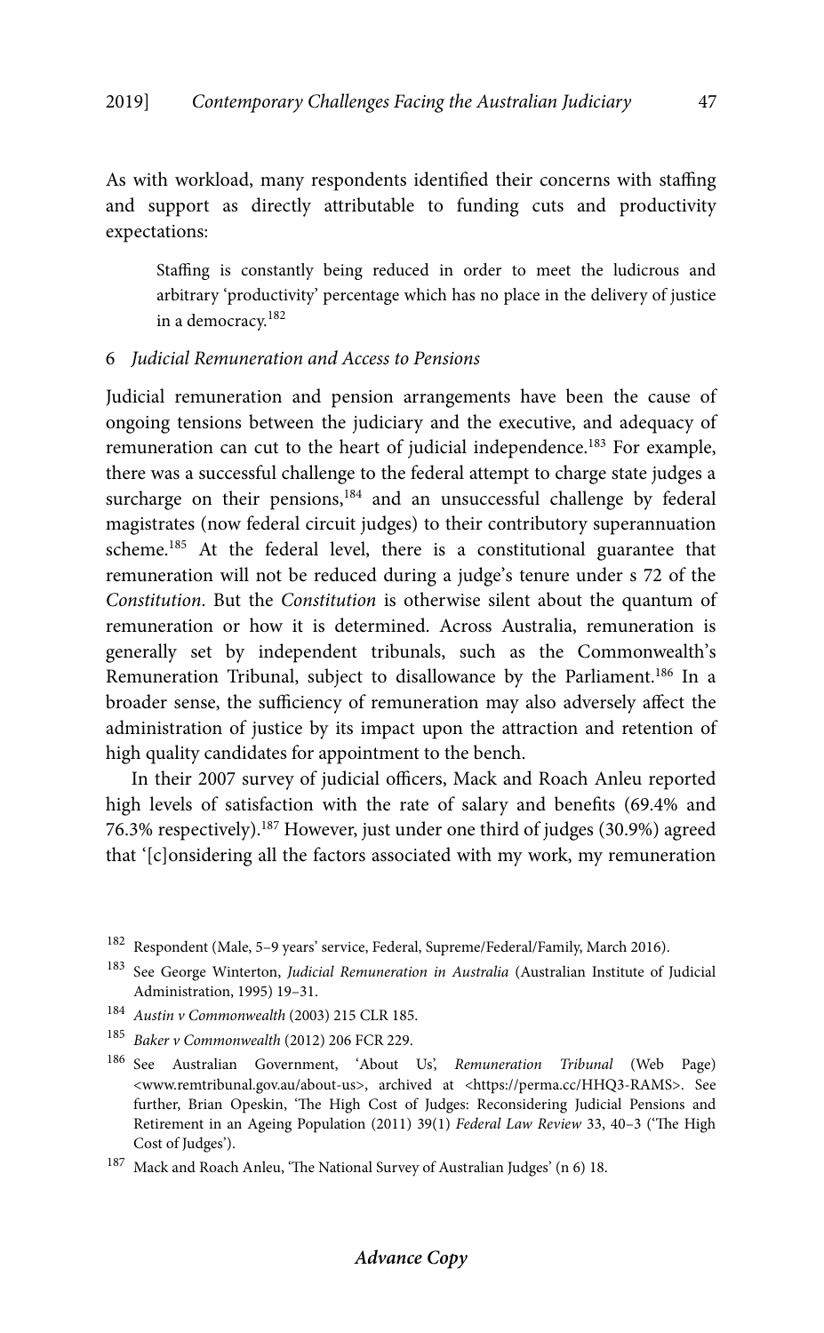As with workload, many respondents identified their concerns with staffing and support as directly attributable to funding cuts and productivity expectations:

> Staffing is constantly being reduced in order to meet the ludicrous and arbitrary 'productivity' percentage which has no place in the delivery of justice in a democracy.[182]

### 6 *Judicial Remuneration and Access to Pensions*

Judicial remuneration and pension arrangements have been the cause of ongoing tensions between the judiciary and the executive, and adequacy of remuneration can cut to the heart of judicial independence.[183] For example, there was a successful challenge to the federal attempt to charge state judges a surcharge on their pensions,[184] and an unsuccessful challenge by federal magistrates (now federal circuit judges) to their contributory superannuation scheme.[185] At the federal level, there is a constitutional guarantee that remuneration will not be reduced during a judge's tenure under s 72 of the *Constitution*. But the *Constitution* is otherwise silent about the quantum of remuneration or how it is determined. Across Australia, remuneration is generally set by independent tribunals, such as the Commonwealth's Remuneration Tribunal, subject to disallowance by the Parliament.[186] In a broader sense, the sufficiency of remuneration may also adversely affect the administration of justice by its impact upon the attraction and retention of high quality candidates for appointment to the bench.

In their 2007 survey of judicial officers, Mack and Roach Anleu reported high levels of satisfaction with the rate of salary and benefits (69.4% and 76.3% respectively).[187] However, just under one third of judges (30.9%) agreed that '[c]onsidering all the factors associated with my work, my remuneration

---

[182] Respondent (Male, 5–9 years' service, Federal, Supreme/Federal/Family, March 2016).

[183] See George Winterton, *Judicial Remuneration in Australia* (Australian Institute of Judicial Administration, 1995) 19–31.

[184] *Austin v Commonwealth* (2003) 215 CLR 185.

[185] *Baker v Commonwealth* (2012) 206 FCR 229.

[186] See Australian Government, 'About Us', *Remuneration Tribunal* (Web Page) <www.remtribunal.gov.au/about-us>, archived at <https://perma.cc/HHQ3-RAMS>. See further, Brian Opeskin, 'The High Cost of Judges: Reconsidering Judicial Pensions and Retirement in an Ageing Population (2011) 39(1) *Federal Law Review* 33, 40–3 ('The High Cost of Judges').

[187] Mack and Roach Anleu, 'The National Survey of Australian Judges' (n 6) 18.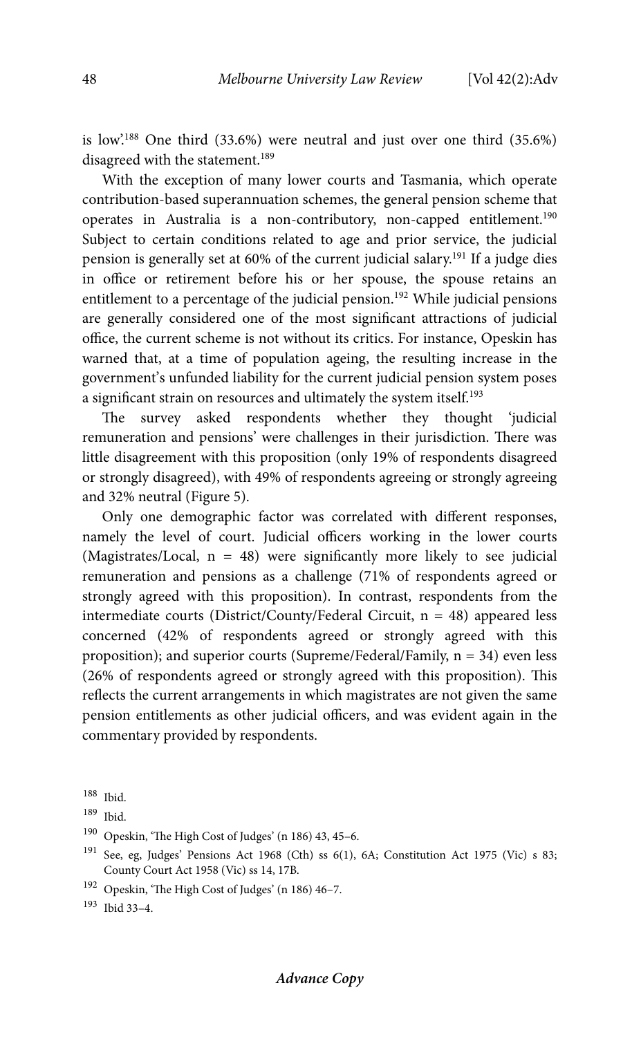is low'.[188] One third (33.6%) were neutral and just over one third (35.6%) disagreed with the statement.[189]

With the exception of many lower courts and Tasmania, which operate contribution-based superannuation schemes, the general pension scheme that operates in Australia is a non-contributory, non-capped entitlement.[190] Subject to certain conditions related to age and prior service, the judicial pension is generally set at 60% of the current judicial salary.[191] If a judge dies in office or retirement before his or her spouse, the spouse retains an entitlement to a percentage of the judicial pension.[192] While judicial pensions are generally considered one of the most significant attractions of judicial office, the current scheme is not without its critics. For instance, Opeskin has warned that, at a time of population ageing, the resulting increase in the government's unfunded liability for the current judicial pension system poses a significant strain on resources and ultimately the system itself.[193]

The survey asked respondents whether they thought 'judicial remuneration and pensions' were challenges in their jurisdiction. There was little disagreement with this proposition (only 19% of respondents disagreed or strongly disagreed), with 49% of respondents agreeing or strongly agreeing and 32% neutral (Figure 5).

Only one demographic factor was correlated with different responses, namely the level of court. Judicial officers working in the lower courts (Magistrates/Local, n = 48) were significantly more likely to see judicial remuneration and pensions as a challenge (71% of respondents agreed or strongly agreed with this proposition). In contrast, respondents from the intermediate courts (District/County/Federal Circuit, n = 48) appeared less concerned (42% of respondents agreed or strongly agreed with this proposition); and superior courts (Supreme/Federal/Family, n = 34) even less (26% of respondents agreed or strongly agreed with this proposition). This reflects the current arrangements in which magistrates are not given the same pension entitlements as other judicial officers, and was evident again in the commentary provided by respondents.

---

[188] Ibid.

[189] Ibid.

[190] Opeskin, 'The High Cost of Judges' (n 186) 43, 45–6.

[191] See, eg, Judges' Pensions Act 1968 (Cth) ss 6(1), 6A; Constitution Act 1975 (Vic) s 83; County Court Act 1958 (Vic) ss 14, 17B.

[192] Opeskin, 'The High Cost of Judges' (n 186) 46–7.

[193] Ibid 33–4.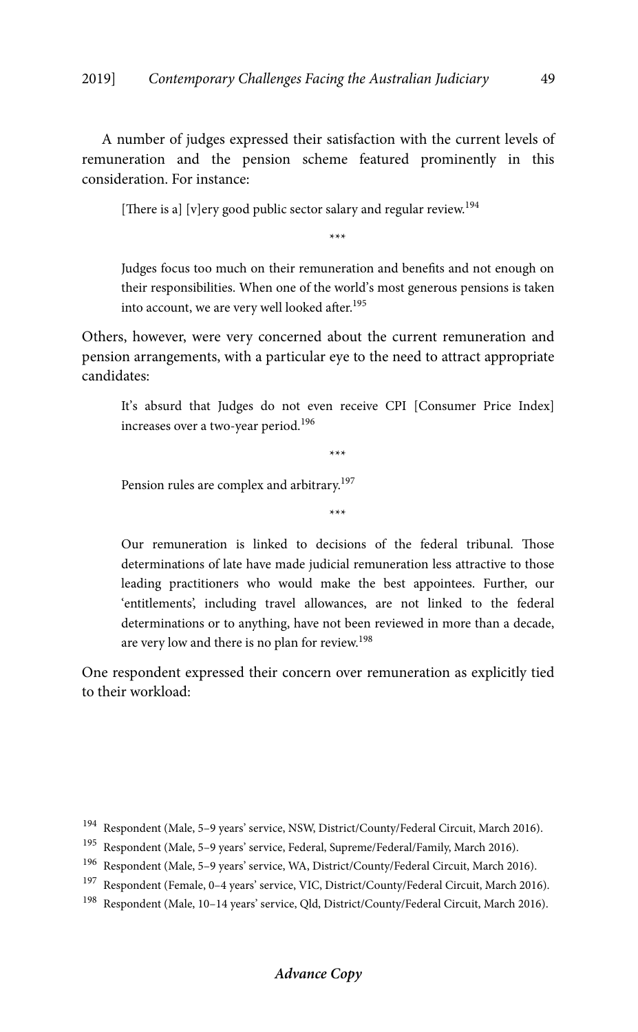A number of judges expressed their satisfaction with the current levels of remuneration and the pension scheme featured prominently in this consideration. For instance:

> [There is a] [v]ery good public sector salary and regular review.[194]
>
> \*\*\*
>
> Judges focus too much on their remuneration and benefits and not enough on their responsibilities. When one of the world's most generous pensions is taken into account, we are very well looked after.[195]

Others, however, were very concerned about the current remuneration and pension arrangements, with a particular eye to the need to attract appropriate candidates:

> It's absurd that Judges do not even receive CPI [Consumer Price Index] increases over a two-year period.[196]
>
> \*\*\*
>
> Pension rules are complex and arbitrary.[197]
>
> \*\*\*
>
> Our remuneration is linked to decisions of the federal tribunal. Those determinations of late have made judicial remuneration less attractive to those leading practitioners who would make the best appointees. Further, our 'entitlements', including travel allowances, are not linked to the federal determinations or to anything, have not been reviewed in more than a decade, are very low and there is no plan for review.[198]

One respondent expressed their concern over remuneration as explicitly tied to their workload:

---

[194] Respondent (Male, 5–9 years' service, NSW, District/County/Federal Circuit, March 2016).

[195] Respondent (Male, 5–9 years' service, Federal, Supreme/Federal/Family, March 2016).

[196] Respondent (Male, 5–9 years' service, WA, District/County/Federal Circuit, March 2016).

[197] Respondent (Female, 0–4 years' service, VIC, District/County/Federal Circuit, March 2016).

[198] Respondent (Male, 10–14 years' service, Qld, District/County/Federal Circuit, March 2016).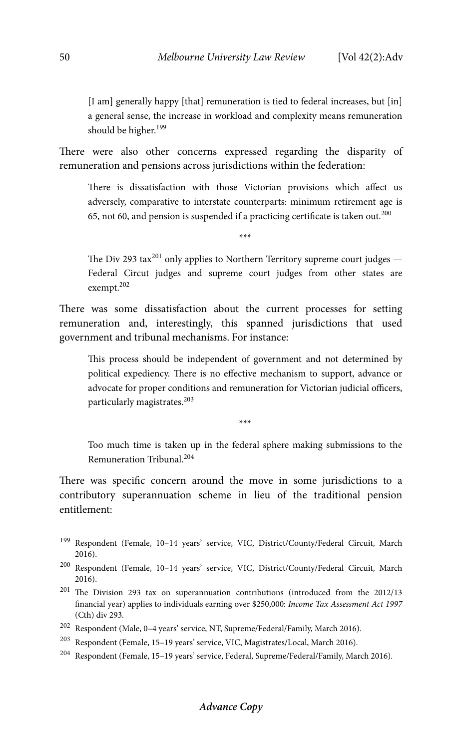> [I am] generally happy [that] remuneration is tied to federal increases, but [in] a general sense, the increase in workload and complexity means remuneration should be higher.[199]

There were also other concerns expressed regarding the disparity of remuneration and pensions across jurisdictions within the federation:

> There is dissatisfaction with those Victorian provisions which affect us adversely, comparative to interstate counterparts: minimum retirement age is 65, not 60, and pension is suspended if a practicing certificate is taken out.[200]
>
> \*\*\*
>
> The Div 293 tax[201] only applies to Northern Territory supreme court judges — Federal Circut judges and supreme court judges from other states are exempt.[202]

There was some dissatisfaction about the current processes for setting remuneration and, interestingly, this spanned jurisdictions that used government and tribunal mechanisms. For instance:

> This process should be independent of government and not determined by political expediency. There is no effective mechanism to support, advance or advocate for proper conditions and remuneration for Victorian judicial officers, particularly magistrates.[203]
>
> \*\*\*
>
> Too much time is taken up in the federal sphere making submissions to the Remuneration Tribunal.[204]

There was specific concern around the move in some jurisdictions to a contributory superannuation scheme in lieu of the traditional pension entitlement:

---

[199] Respondent (Female, 10–14 years' service, VIC, District/County/Federal Circuit, March 2016).

[200] Respondent (Female, 10–14 years' service, VIC, District/County/Federal Circuit, March 2016).

[201] The Division 293 tax on superannuation contributions (introduced from the 2012/13 financial year) applies to individuals earning over \$250,000: *Income Tax Assessment Act 1997* (Cth) div 293.

[202] Respondent (Male, 0–4 years' service, NT, Supreme/Federal/Family, March 2016).

[203] Respondent (Female, 15–19 years' service, VIC, Magistrates/Local, March 2016).

[204] Respondent (Female, 15–19 years' service, Federal, Supreme/Federal/Family, March 2016).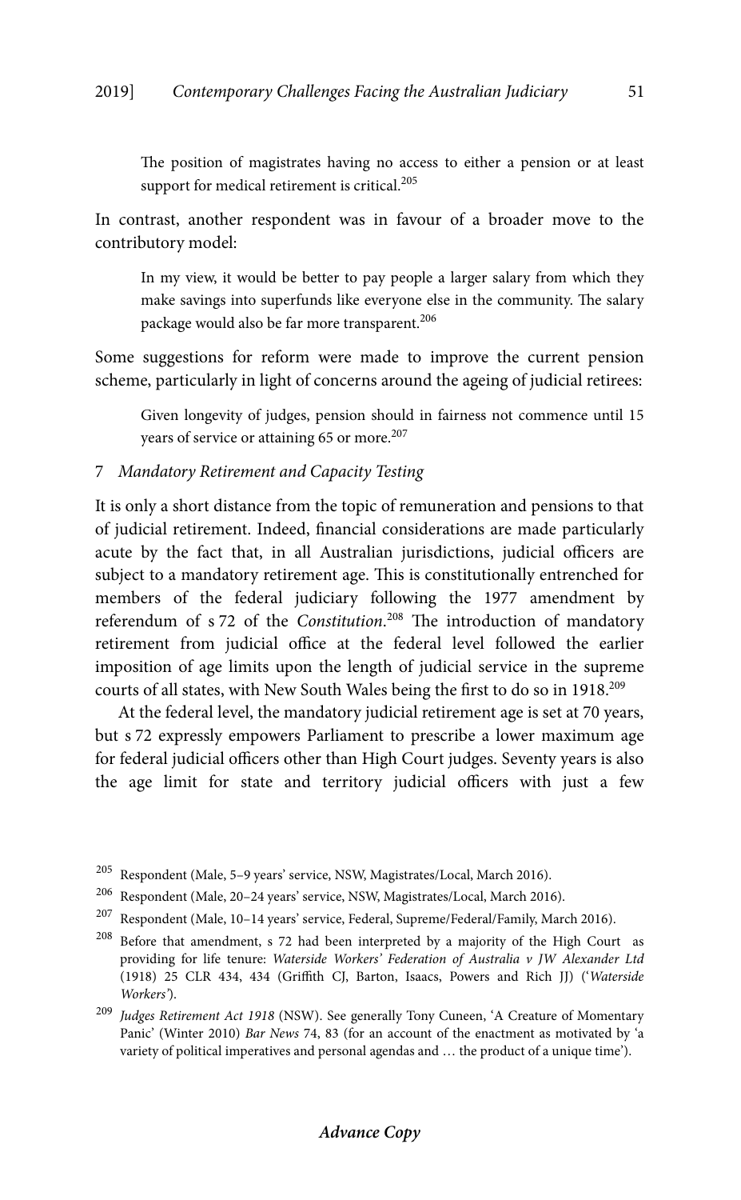> The position of magistrates having no access to either a pension or at least support for medical retirement is critical.[205]

In contrast, another respondent was in favour of a broader move to the contributory model:

> In my view, it would be better to pay people a larger salary from which they make savings into superfunds like everyone else in the community. The salary package would also be far more transparent.[206]

Some suggestions for reform were made to improve the current pension scheme, particularly in light of concerns around the ageing of judicial retirees:

> Given longevity of judges, pension should in fairness not commence until 15 years of service or attaining 65 or more.[207]

### 7 *Mandatory Retirement and Capacity Testing*

It is only a short distance from the topic of remuneration and pensions to that of judicial retirement. Indeed, financial considerations are made particularly acute by the fact that, in all Australian jurisdictions, judicial officers are subject to a mandatory retirement age. This is constitutionally entrenched for members of the federal judiciary following the 1977 amendment by referendum of s 72 of the *Constitution*.[208] The introduction of mandatory retirement from judicial office at the federal level followed the earlier imposition of age limits upon the length of judicial service in the supreme courts of all states, with New South Wales being the first to do so in 1918.[209]

At the federal level, the mandatory judicial retirement age is set at 70 years, but s 72 expressly empowers Parliament to prescribe a lower maximum age for federal judicial officers other than High Court judges. Seventy years is also the age limit for state and territory judicial officers with just a few

---

[205] Respondent (Male, 5–9 years' service, NSW, Magistrates/Local, March 2016).

[206] Respondent (Male, 20–24 years' service, NSW, Magistrates/Local, March 2016).

[207] Respondent (Male, 10–14 years' service, Federal, Supreme/Federal/Family, March 2016).

[208] Before that amendment, s 72 had been interpreted by a majority of the High Court as providing for life tenure: *Waterside Workers' Federation of Australia v JW Alexander Ltd* (1918) 25 CLR 434, 434 (Griffith CJ, Barton, Isaacs, Powers and Rich JJ) ('*Waterside Workers*').

[209] *Judges Retirement Act 1918* (NSW). See generally Tony Cuneen, 'A Creature of Momentary Panic' (Winter 2010) *Bar News* 74, 83 (for an account of the enactment as motivated by 'a variety of political imperatives and personal agendas and … the product of a unique time').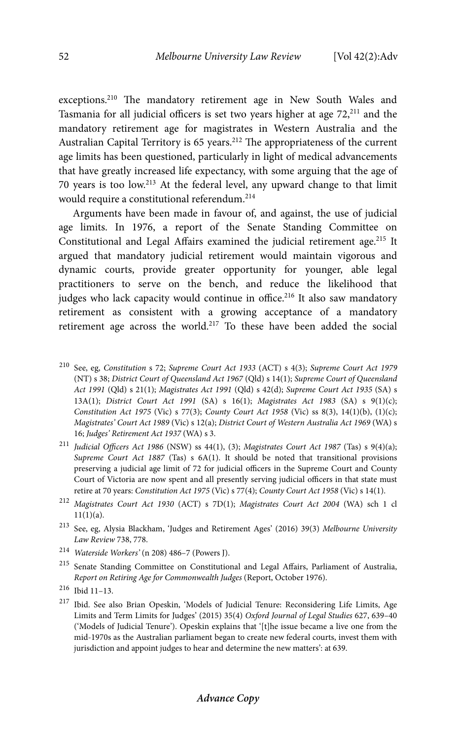exceptions.[210] The mandatory retirement age in New South Wales and Tasmania for all judicial officers is set two years higher at age 72,[211] and the mandatory retirement age for magistrates in Western Australia and the Australian Capital Territory is 65 years.[212] The appropriateness of the current age limits has been questioned, particularly in light of medical advancements that have greatly increased life expectancy, with some arguing that the age of 70 years is too low.[213] At the federal level, any upward change to that limit would require a constitutional referendum.[214]

Arguments have been made in favour of, and against, the use of judicial age limits. In 1976, a report of the Senate Standing Committee on Constitutional and Legal Affairs examined the judicial retirement age.[215] It argued that mandatory judicial retirement would maintain vigorous and dynamic courts, provide greater opportunity for younger, able legal practitioners to serve on the bench, and reduce the likelihood that judges who lack capacity would continue in office.[216] It also saw mandatory retirement as consistent with a growing acceptance of a mandatory retirement age across the world.[217] To these have been added the social

---

[210] See, eg, *Constitution* s 72; *Supreme Court Act 1933* (ACT) s 4(3); *Supreme Court Act 1979* (NT) s 38; *District Court of Queensland Act 1967* (Qld) s 14(1); *Supreme Court of Queensland Act 1991* (Qld) s 21(1); *Magistrates Act 1991* (Qld) s 42(d); *Supreme Court Act 1935* (SA) s 13A(1); *District Court Act 1991* (SA) s 16(1); *Magistrates Act 1983* (SA) s 9(1)(c); *Constitution Act 1975* (Vic) s 77(3); *County Court Act 1958* (Vic) ss 8(3), 14(1)(b), (1)(c); *Magistrates' Court Act 1989* (Vic) s 12(a); *District Court of Western Australia Act 1969* (WA) s 16; *Judges' Retirement Act 1937* (WA) s 3.

[211] *Judicial Officers Act 1986* (NSW) ss 44(1), (3); *Magistrates Court Act 1987* (Tas) s 9(4)(a); *Supreme Court Act 1887* (Tas) s 6A(1). It should be noted that transitional provisions preserving a judicial age limit of 72 for judicial officers in the Supreme Court and County Court of Victoria are now spent and all presently serving judicial officers in that state must retire at 70 years: *Constitution Act 1975* (Vic) s 77(4); *County Court Act 1958* (Vic) s 14(1).

[212] *Magistrates Court Act 1930* (ACT) s 7D(1); *Magistrates Court Act 2004* (WA) sch 1 cl 11(1)(a).

[213] See, eg, Alysia Blackham, 'Judges and Retirement Ages' (2016) 39(3) *Melbourne University Law Review* 738, 778.

[214] *Waterside Workers'* (n 208) 486–7 (Powers J).

[215] Senate Standing Committee on Constitutional and Legal Affairs, Parliament of Australia, *Report on Retiring Age for Commonwealth Judges* (Report, October 1976).

[216] Ibid 11–13.

[217] Ibid. See also Brian Opeskin, 'Models of Judicial Tenure: Reconsidering Life Limits, Age Limits and Term Limits for Judges' (2015) 35(4) *Oxford Journal of Legal Studies* 627, 639–40 ('Models of Judicial Tenure'). Opeskin explains that '[t]he issue became a live one from the mid-1970s as the Australian parliament began to create new federal courts, invest them with jurisdiction and appoint judges to hear and determine the new matters': at 639.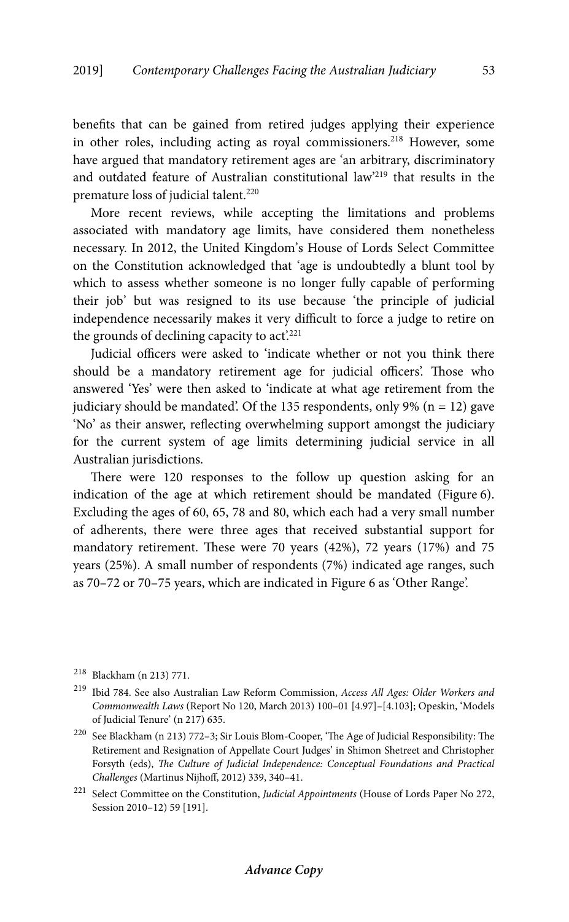benefits that can be gained from retired judges applying their experience in other roles, including acting as royal commissioners.[218] However, some have argued that mandatory retirement ages are 'an arbitrary, discriminatory and outdated feature of Australian constitutional law'[219] that results in the premature loss of judicial talent.[220]

More recent reviews, while accepting the limitations and problems associated with mandatory age limits, have considered them nonetheless necessary. In 2012, the United Kingdom's House of Lords Select Committee on the Constitution acknowledged that 'age is undoubtedly a blunt tool by which to assess whether someone is no longer fully capable of performing their job' but was resigned to its use because 'the principle of judicial independence necessarily makes it very difficult to force a judge to retire on the grounds of declining capacity to act'.[221]

Judicial officers were asked to 'indicate whether or not you think there should be a mandatory retirement age for judicial officers'. Those who answered 'Yes' were then asked to 'indicate at what age retirement from the judiciary should be mandated'. Of the 135 respondents, only 9% (n = 12) gave 'No' as their answer, reflecting overwhelming support amongst the judiciary for the current system of age limits determining judicial service in all Australian jurisdictions.

There were 120 responses to the follow up question asking for an indication of the age at which retirement should be mandated (Figure 6). Excluding the ages of 60, 65, 78 and 80, which each had a very small number of adherents, there were three ages that received substantial support for mandatory retirement. These were 70 years (42%), 72 years (17%) and 75 years (25%). A small number of respondents (7%) indicated age ranges, such as 70–72 or 70–75 years, which are indicated in Figure 6 as 'Other Range'.

---

[218] Blackham (n 213) 771.

[219] Ibid 784. See also Australian Law Reform Commission, *Access All Ages: Older Workers and Commonwealth Laws* (Report No 120, March 2013) 100–01 [4.97]–[4.103]; Opeskin, 'Models of Judicial Tenure' (n 217) 635.

[220] See Blackham (n 213) 772–3; Sir Louis Blom-Cooper, 'The Age of Judicial Responsibility: The Retirement and Resignation of Appellate Court Judges' in Shimon Shetreet and Christopher Forsyth (eds), *The Culture of Judicial Independence: Conceptual Foundations and Practical Challenges* (Martinus Nijhoff, 2012) 339, 340–41.

[221] Select Committee on the Constitution, *Judicial Appointments* (House of Lords Paper No 272, Session 2010–12) 59 [191].

***Advance Copy***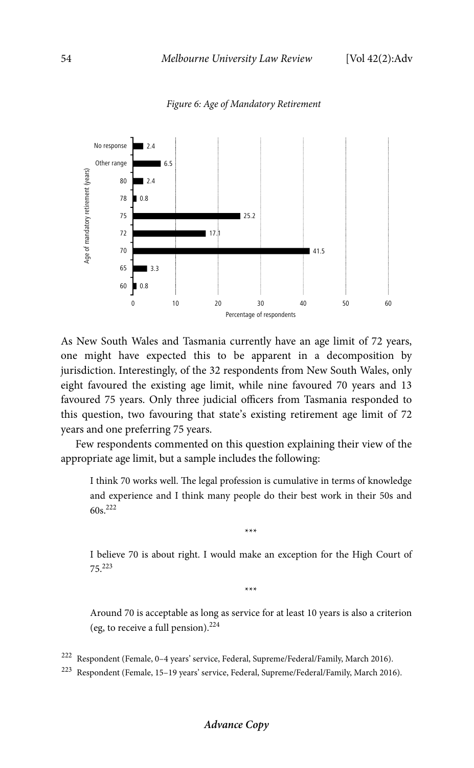*Figure 6: Age of Mandatory Retirement*

| Age of mandatory retirement (years) | Percentage of respondents |
|---|---|
| No response | 2.4 |
| Other range | 6.5 |
| 80 | 2.4 |
| 78 | 0.8 |
| 75 | 25.2 |
| 72 | 17.1 |
| 70 | 41.5 |
| 65 | 3.3 |
| 60 | 0.8 |

As New South Wales and Tasmania currently have an age limit of 72 years, one might have expected this to be apparent in a decomposition by jurisdiction. Interestingly, of the 32 respondents from New South Wales, only eight favoured the existing age limit, while nine favoured 70 years and 13 favoured 75 years. Only three judicial officers from Tasmania responded to this question, two favouring that state's existing retirement age limit of 72 years and one preferring 75 years.

Few respondents commented on this question explaining their view of the appropriate age limit, but a sample includes the following:

> I think 70 works well. The legal profession is cumulative in terms of knowledge and experience and I think many people do their best work in their 50s and 60s.[222]
>
> \*\*\*
>
> I believe 70 is about right. I would make an exception for the High Court of 75.[223]
>
> \*\*\*
>
> Around 70 is acceptable as long as service for at least 10 years is also a criterion (eg, to receive a full pension).[224]

[222] Respondent (Female, 0–4 years' service, Federal, Supreme/Federal/Family, March 2016).

[223] Respondent (Female, 15–19 years' service, Federal, Supreme/Federal/Family, March 2016).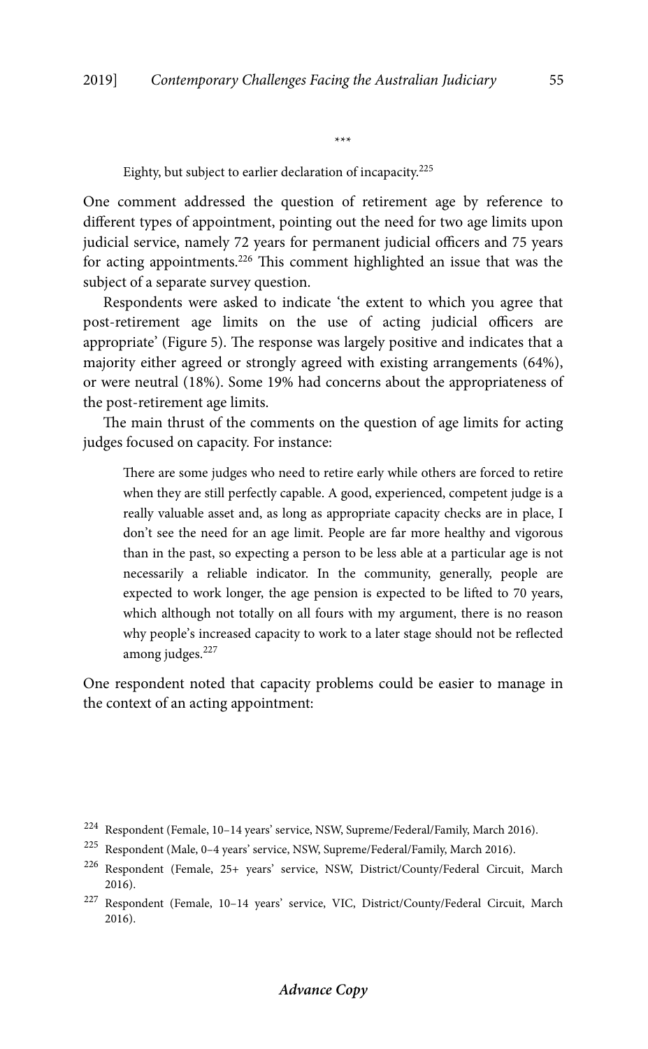\*\*\*

> Eighty, but subject to earlier declaration of incapacity.[225]

One comment addressed the question of retirement age by reference to different types of appointment, pointing out the need for two age limits upon judicial service, namely 72 years for permanent judicial officers and 75 years for acting appointments.[226] This comment highlighted an issue that was the subject of a separate survey question.

Respondents were asked to indicate 'the extent to which you agree that post-retirement age limits on the use of acting judicial officers are appropriate' (Figure 5). The response was largely positive and indicates that a majority either agreed or strongly agreed with existing arrangements (64%), or were neutral (18%). Some 19% had concerns about the appropriateness of the post-retirement age limits.

The main thrust of the comments on the question of age limits for acting judges focused on capacity. For instance:

> There are some judges who need to retire early while others are forced to retire when they are still perfectly capable. A good, experienced, competent judge is a really valuable asset and, as long as appropriate capacity checks are in place, I don't see the need for an age limit. People are far more healthy and vigorous than in the past, so expecting a person to be less able at a particular age is not necessarily a reliable indicator. In the community, generally, people are expected to work longer, the age pension is expected to be lifted to 70 years, which although not totally on all fours with my argument, there is no reason why people's increased capacity to work to a later stage should not be reflected among judges.[227]

One respondent noted that capacity problems could be easier to manage in the context of an acting appointment:

---

[224] Respondent (Female, 10–14 years' service, NSW, Supreme/Federal/Family, March 2016).

[225] Respondent (Male, 0–4 years' service, NSW, Supreme/Federal/Family, March 2016).

[226] Respondent (Female, 25+ years' service, NSW, District/County/Federal Circuit, March 2016).

[227] Respondent (Female, 10–14 years' service, VIC, District/County/Federal Circuit, March 2016).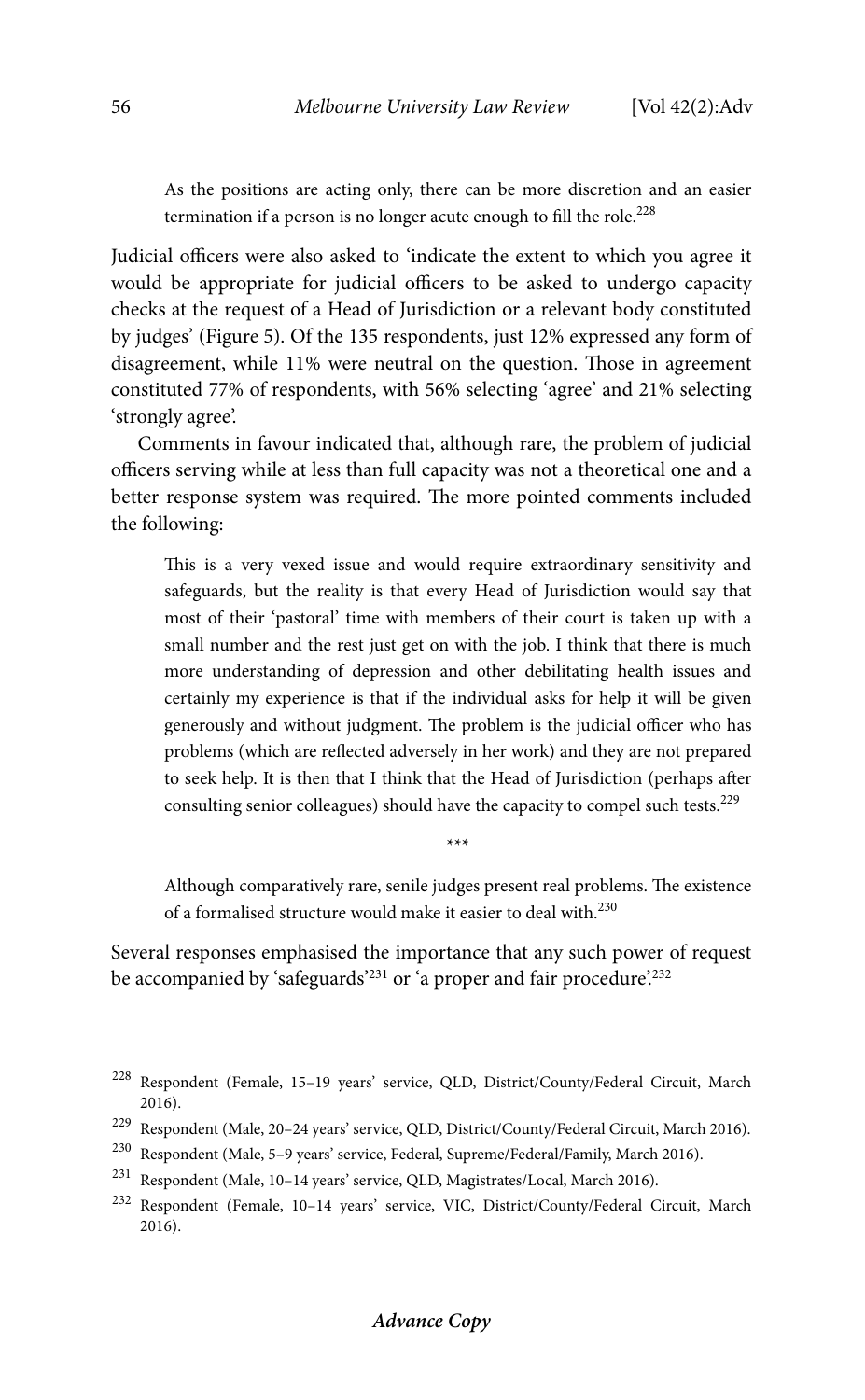> As the positions are acting only, there can be more discretion and an easier termination if a person is no longer acute enough to fill the role.[228]

Judicial officers were also asked to 'indicate the extent to which you agree it would be appropriate for judicial officers to be asked to undergo capacity checks at the request of a Head of Jurisdiction or a relevant body constituted by judges' (Figure 5). Of the 135 respondents, just 12% expressed any form of disagreement, while 11% were neutral on the question. Those in agreement constituted 77% of respondents, with 56% selecting 'agree' and 21% selecting 'strongly agree'.

Comments in favour indicated that, although rare, the problem of judicial officers serving while at less than full capacity was not a theoretical one and a better response system was required. The more pointed comments included the following:

> This is a very vexed issue and would require extraordinary sensitivity and safeguards, but the reality is that every Head of Jurisdiction would say that most of their 'pastoral' time with members of their court is taken up with a small number and the rest just get on with the job. I think that there is much more understanding of depression and other debilitating health issues and certainly my experience is that if the individual asks for help it will be given generously and without judgment. The problem is the judicial officer who has problems (which are reflected adversely in her work) and they are not prepared to seek help. It is then that I think that the Head of Jurisdiction (perhaps after consulting senior colleagues) should have the capacity to compel such tests.[229]

\*\*\*

> Although comparatively rare, senile judges present real problems. The existence of a formalised structure would make it easier to deal with.[230]

Several responses emphasised the importance that any such power of request be accompanied by 'safeguards'[231] or 'a proper and fair procedure'.[232]

---

[228] Respondent (Female, 15–19 years' service, QLD, District/County/Federal Circuit, March 2016).

[229] Respondent (Male, 20–24 years' service, QLD, District/County/Federal Circuit, March 2016).

[230] Respondent (Male, 5–9 years' service, Federal, Supreme/Federal/Family, March 2016).

[231] Respondent (Male, 10–14 years' service, QLD, Magistrates/Local, March 2016).

[232] Respondent (Female, 10–14 years' service, VIC, District/County/Federal Circuit, March 2016).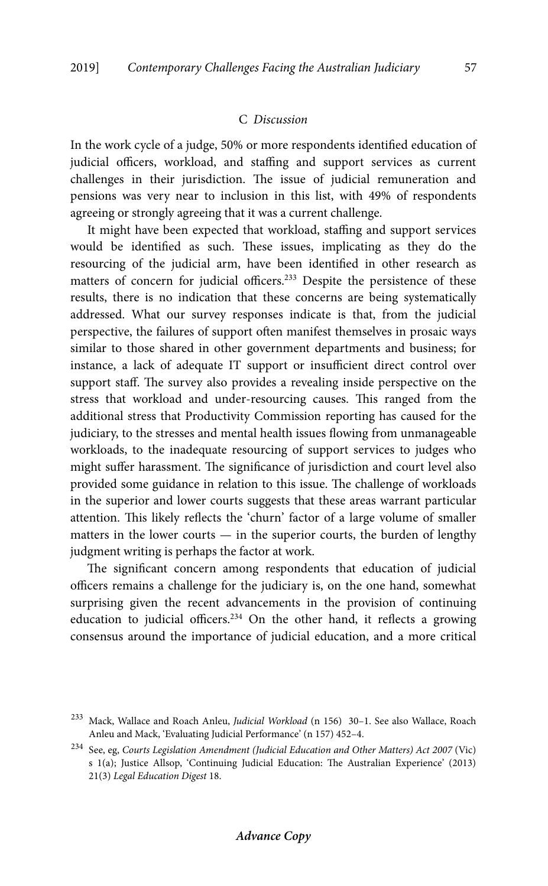### C *Discussion*

In the work cycle of a judge, 50% or more respondents identified education of judicial officers, workload, and staffing and support services as current challenges in their jurisdiction. The issue of judicial remuneration and pensions was very near to inclusion in this list, with 49% of respondents agreeing or strongly agreeing that it was a current challenge.

It might have been expected that workload, staffing and support services would be identified as such. These issues, implicating as they do the resourcing of the judicial arm, have been identified in other research as matters of concern for judicial officers.[233] Despite the persistence of these results, there is no indication that these concerns are being systematically addressed. What our survey responses indicate is that, from the judicial perspective, the failures of support often manifest themselves in prosaic ways similar to those shared in other government departments and business; for instance, a lack of adequate IT support or insufficient direct control over support staff. The survey also provides a revealing inside perspective on the stress that workload and under-resourcing causes. This ranged from the additional stress that Productivity Commission reporting has caused for the judiciary, to the stresses and mental health issues flowing from unmanageable workloads, to the inadequate resourcing of support services to judges who might suffer harassment. The significance of jurisdiction and court level also provided some guidance in relation to this issue. The challenge of workloads in the superior and lower courts suggests that these areas warrant particular attention. This likely reflects the 'churn' factor of a large volume of smaller matters in the lower courts — in the superior courts, the burden of lengthy judgment writing is perhaps the factor at work.

The significant concern among respondents that education of judicial officers remains a challenge for the judiciary is, on the one hand, somewhat surprising given the recent advancements in the provision of continuing education to judicial officers.[234] On the other hand, it reflects a growing consensus around the importance of judicial education, and a more critical

---

[233] Mack, Wallace and Roach Anleu, *Judicial Workload* (n 156) 30–1. See also Wallace, Roach Anleu and Mack, 'Evaluating Judicial Performance' (n 157) 452–4.

[234] See, eg, *Courts Legislation Amendment (Judicial Education and Other Matters) Act 2007* (Vic) s 1(a); Justice Allsop, 'Continuing Judicial Education: The Australian Experience' (2013) 21(3) *Legal Education Digest* 18.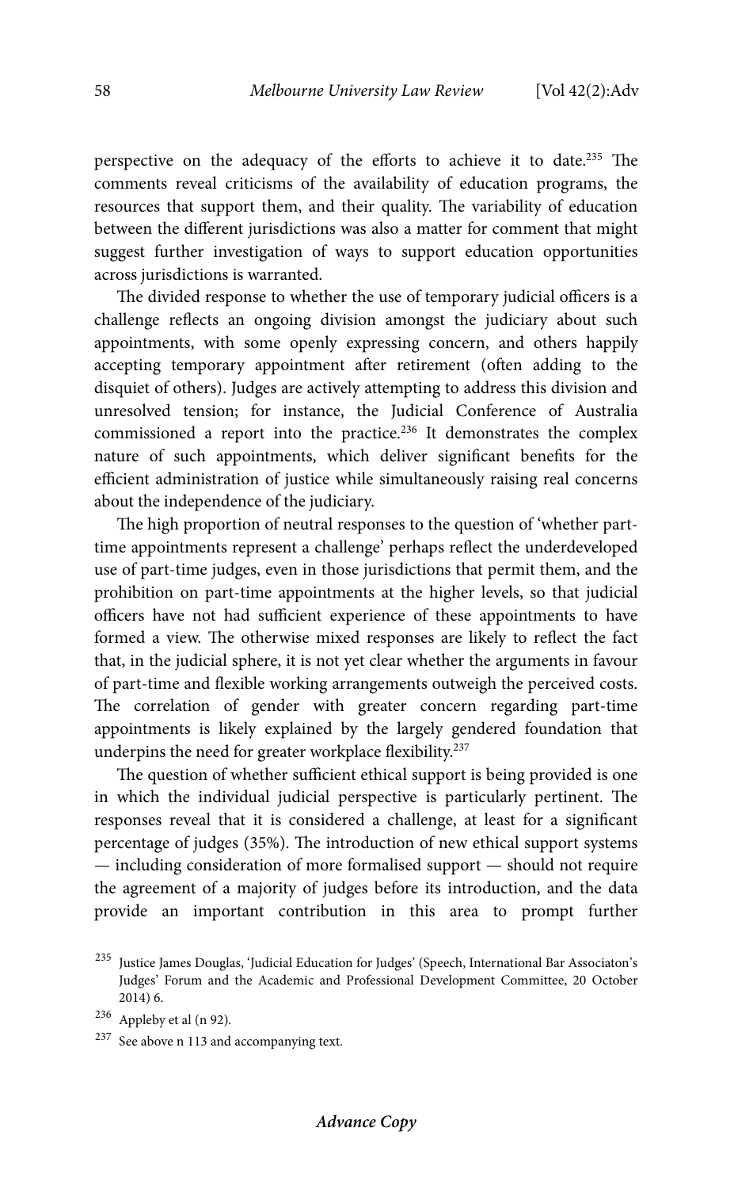perspective on the adequacy of the efforts to achieve it to date.[235] The comments reveal criticisms of the availability of education programs, the resources that support them, and their quality. The variability of education between the different jurisdictions was also a matter for comment that might suggest further investigation of ways to support education opportunities across jurisdictions is warranted.

The divided response to whether the use of temporary judicial officers is a challenge reflects an ongoing division amongst the judiciary about such appointments, with some openly expressing concern, and others happily accepting temporary appointment after retirement (often adding to the disquiet of others). Judges are actively attempting to address this division and unresolved tension; for instance, the Judicial Conference of Australia commissioned a report into the practice.[236] It demonstrates the complex nature of such appointments, which deliver significant benefits for the efficient administration of justice while simultaneously raising real concerns about the independence of the judiciary.

The high proportion of neutral responses to the question of 'whether part-time appointments represent a challenge' perhaps reflect the underdeveloped use of part-time judges, even in those jurisdictions that permit them, and the prohibition on part-time appointments at the higher levels, so that judicial officers have not had sufficient experience of these appointments to have formed a view. The otherwise mixed responses are likely to reflect the fact that, in the judicial sphere, it is not yet clear whether the arguments in favour of part-time and flexible working arrangements outweigh the perceived costs. The correlation of gender with greater concern regarding part-time appointments is likely explained by the largely gendered foundation that underpins the need for greater workplace flexibility.[237]

The question of whether sufficient ethical support is being provided is one in which the individual judicial perspective is particularly pertinent. The responses reveal that it is considered a challenge, at least for a significant percentage of judges (35%). The introduction of new ethical support systems — including consideration of more formalised support — should not require the agreement of a majority of judges before its introduction, and the data provide an important contribution in this area to prompt further

[235] Justice James Douglas, 'Judicial Education for Judges' (Speech, International Bar Associaton's Judges' Forum and the Academic and Professional Development Committee, 20 October 2014) 6.

[236] Appleby et al (n 92).

[237] See above n 113 and accompanying text.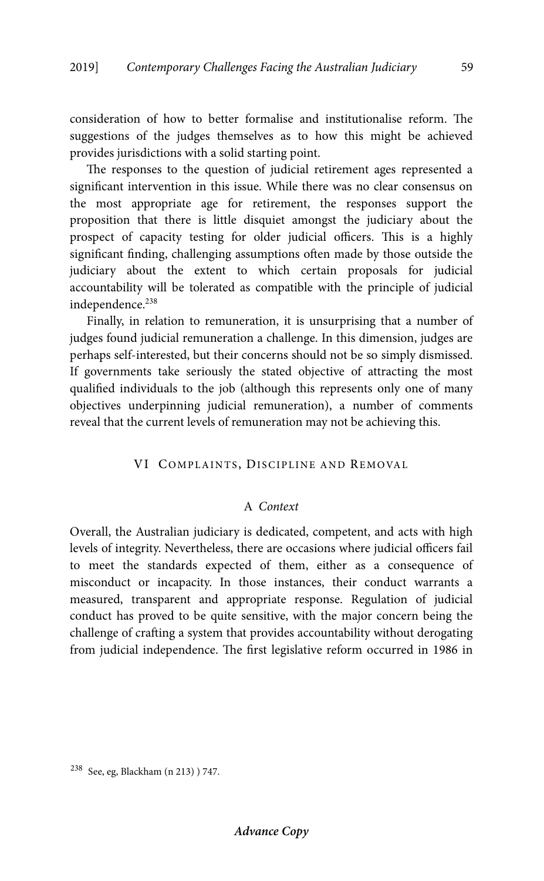consideration of how to better formalise and institutionalise reform. The suggestions of the judges themselves as to how this might be achieved provides jurisdictions with a solid starting point.

The responses to the question of judicial retirement ages represented a significant intervention in this issue. While there was no clear consensus on the most appropriate age for retirement, the responses support the proposition that there is little disquiet amongst the judiciary about the prospect of capacity testing for older judicial officers. This is a highly significant finding, challenging assumptions often made by those outside the judiciary about the extent to which certain proposals for judicial accountability will be tolerated as compatible with the principle of judicial independence.[238]

Finally, in relation to remuneration, it is unsurprising that a number of judges found judicial remuneration a challenge. In this dimension, judges are perhaps self-interested, but their concerns should not be so simply dismissed. If governments take seriously the stated objective of attracting the most qualified individuals to the job (although this represents only one of many objectives underpinning judicial remuneration), a number of comments reveal that the current levels of remuneration may not be achieving this.

## VI Complaints, Discipline and Removal

### A *Context*

Overall, the Australian judiciary is dedicated, competent, and acts with high levels of integrity. Nevertheless, there are occasions where judicial officers fail to meet the standards expected of them, either as a consequence of misconduct or incapacity. In those instances, their conduct warrants a measured, transparent and appropriate response. Regulation of judicial conduct has proved to be quite sensitive, with the major concern being the challenge of crafting a system that provides accountability without derogating from judicial independence. The first legislative reform occurred in 1986 in

---

[238] See, eg, Blackham (n 213) ) 747.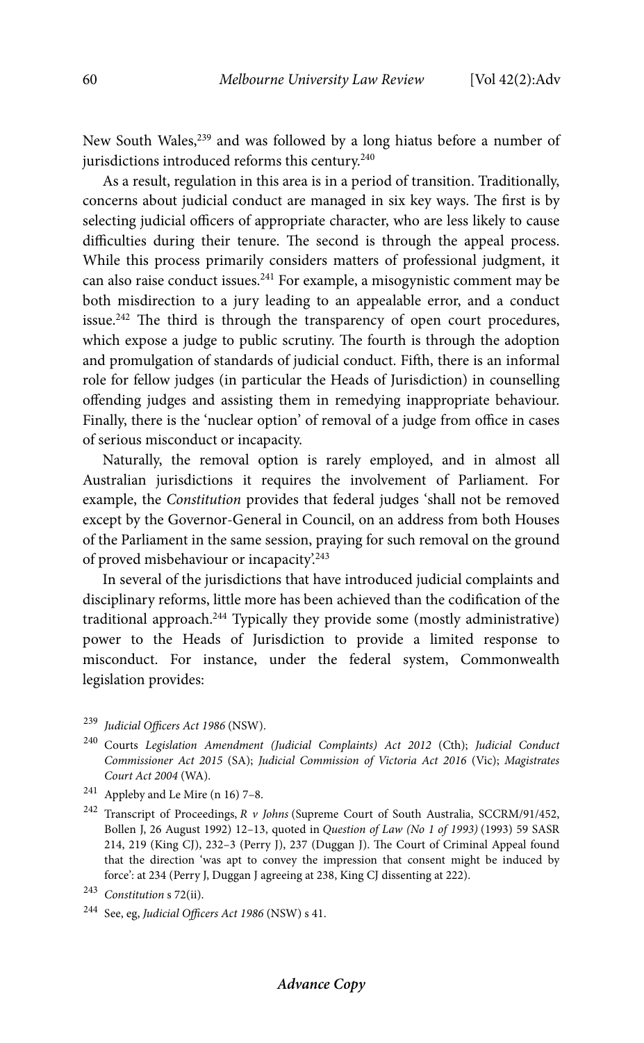New South Wales,[239] and was followed by a long hiatus before a number of jurisdictions introduced reforms this century.[240]

As a result, regulation in this area is in a period of transition. Traditionally, concerns about judicial conduct are managed in six key ways. The first is by selecting judicial officers of appropriate character, who are less likely to cause difficulties during their tenure. The second is through the appeal process. While this process primarily considers matters of professional judgment, it can also raise conduct issues.[241] For example, a misogynistic comment may be both misdirection to a jury leading to an appealable error, and a conduct issue.[242] The third is through the transparency of open court procedures, which expose a judge to public scrutiny. The fourth is through the adoption and promulgation of standards of judicial conduct. Fifth, there is an informal role for fellow judges (in particular the Heads of Jurisdiction) in counselling offending judges and assisting them in remedying inappropriate behaviour. Finally, there is the 'nuclear option' of removal of a judge from office in cases of serious misconduct or incapacity.

Naturally, the removal option is rarely employed, and in almost all Australian jurisdictions it requires the involvement of Parliament. For example, the *Constitution* provides that federal judges 'shall not be removed except by the Governor-General in Council, on an address from both Houses of the Parliament in the same session, praying for such removal on the ground of proved misbehaviour or incapacity'.[243]

In several of the jurisdictions that have introduced judicial complaints and disciplinary reforms, little more has been achieved than the codification of the traditional approach.[244] Typically they provide some (mostly administrative) power to the Heads of Jurisdiction to provide a limited response to misconduct. For instance, under the federal system, Commonwealth legislation provides:

---

239 *Judicial Officers Act 1986* (NSW).

240 Courts *Legislation Amendment (Judicial Complaints) Act 2012* (Cth); *Judicial Conduct Commissioner Act 2015* (SA); *Judicial Commission of Victoria Act 2016* (Vic); *Magistrates Court Act 2004* (WA).

241 Appleby and Le Mire (n 16) 7–8.

242 Transcript of Proceedings, *R v Johns* (Supreme Court of South Australia, SCCRM/91/452, Bollen J, 26 August 1992) 12–13, quoted in *Question of Law (No 1 of 1993)* (1993) 59 SASR 214, 219 (King CJ), 232–3 (Perry J), 237 (Duggan J). The Court of Criminal Appeal found that the direction 'was apt to convey the impression that consent might be induced by force': at 234 (Perry J, Duggan J agreeing at 238, King CJ dissenting at 222).

243 *Constitution* s 72(ii).

244 See, eg, *Judicial Officers Act 1986* (NSW) s 41.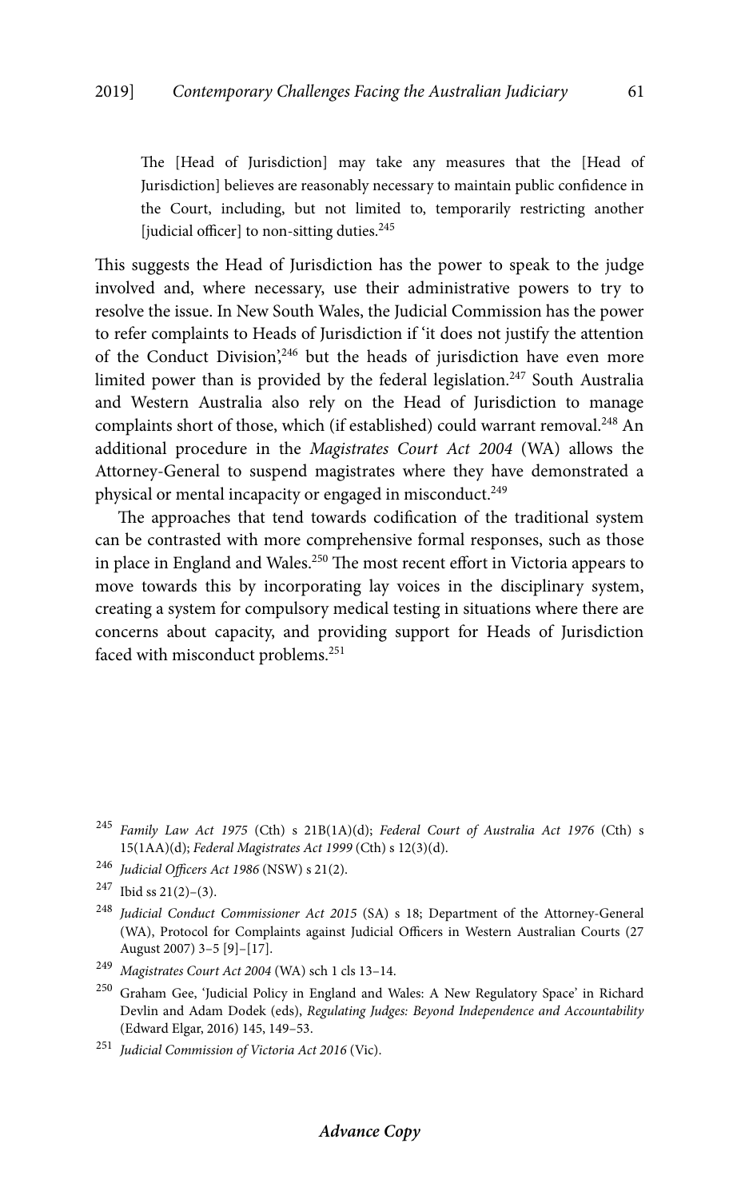> The [Head of Jurisdiction] may take any measures that the [Head of Jurisdiction] believes are reasonably necessary to maintain public confidence in the Court, including, but not limited to, temporarily restricting another [judicial officer] to non-sitting duties.[245]

This suggests the Head of Jurisdiction has the power to speak to the judge involved and, where necessary, use their administrative powers to try to resolve the issue. In New South Wales, the Judicial Commission has the power to refer complaints to Heads of Jurisdiction if 'it does not justify the attention of the Conduct Division',[246] but the heads of jurisdiction have even more limited power than is provided by the federal legislation.[247] South Australia and Western Australia also rely on the Head of Jurisdiction to manage complaints short of those, which (if established) could warrant removal.[248] An additional procedure in the *Magistrates Court Act 2004* (WA) allows the Attorney-General to suspend magistrates where they have demonstrated a physical or mental incapacity or engaged in misconduct.[249]

The approaches that tend towards codification of the traditional system can be contrasted with more comprehensive formal responses, such as those in place in England and Wales.[250] The most recent effort in Victoria appears to move towards this by incorporating lay voices in the disciplinary system, creating a system for compulsory medical testing in situations where there are concerns about capacity, and providing support for Heads of Jurisdiction faced with misconduct problems.[251]

---

[245] *Family Law Act 1975* (Cth) s 21B(1A)(d); *Federal Court of Australia Act 1976* (Cth) s 15(1AA)(d); *Federal Magistrates Act 1999* (Cth) s 12(3)(d).

[246] *Judicial Officers Act 1986* (NSW) s 21(2).

[247] Ibid ss 21(2)–(3).

[248] *Judicial Conduct Commissioner Act 2015* (SA) s 18; Department of the Attorney-General (WA), Protocol for Complaints against Judicial Officers in Western Australian Courts (27 August 2007) 3–5 [9]–[17].

[249] *Magistrates Court Act 2004* (WA) sch 1 cls 13–14.

[250] Graham Gee, 'Judicial Policy in England and Wales: A New Regulatory Space' in Richard Devlin and Adam Dodek (eds), *Regulating Judges: Beyond Independence and Accountability* (Edward Elgar, 2016) 145, 149–53.

[251] *Judicial Commission of Victoria Act 2016* (Vic).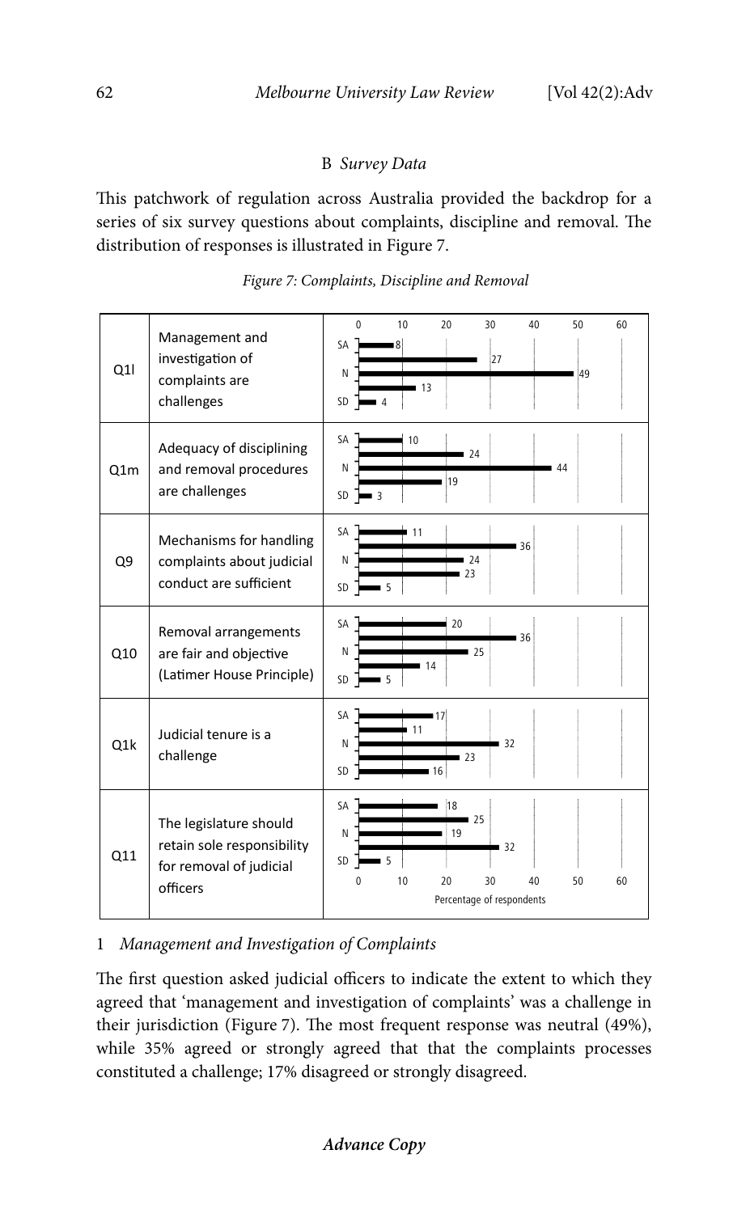## B *Survey Data*

This patchwork of regulation across Australia provided the backdrop for a series of six survey questions about complaints, discipline and removal. The distribution of responses is illustrated in Figure 7.

*Figure 7: Complaints, Discipline and Removal*

Percentage of respondents:

| | | SA | | N | | SD |
|---|---|---|---|---|---|---|
| Q1l | Management and investigation of complaints are challenges | 8 | 27 | 49 | 13 | 4 |
| Q1m | Adequacy of disciplining and removal procedures are challenges | 10 | 24 | 44 | 19 | 3 |
| Q9 | Mechanisms for handling complaints about judicial conduct are sufficient | 11 | 36 | 24 | 23 | 5 |
| Q10 | Removal arrangements are fair and objective (Latimer House Principle) | 20 | 36 | 25 | 14 | 5 |
| Q1k | Judicial tenure is a challenge | 17 | 11 | 32 | 23 | 16 |
| Q11 | The legislature should retain sole responsibility for removal of judicial officers | 18 | 25 | 19 | 32 | 5 |

### 1 *Management and Investigation of Complaints*

The first question asked judicial officers to indicate the extent to which they agreed that 'management and investigation of complaints' was a challenge in their jurisdiction (Figure 7). The most frequent response was neutral (49%), while 35% agreed or strongly agreed that that the complaints processes constituted a challenge; 17% disagreed or strongly disagreed.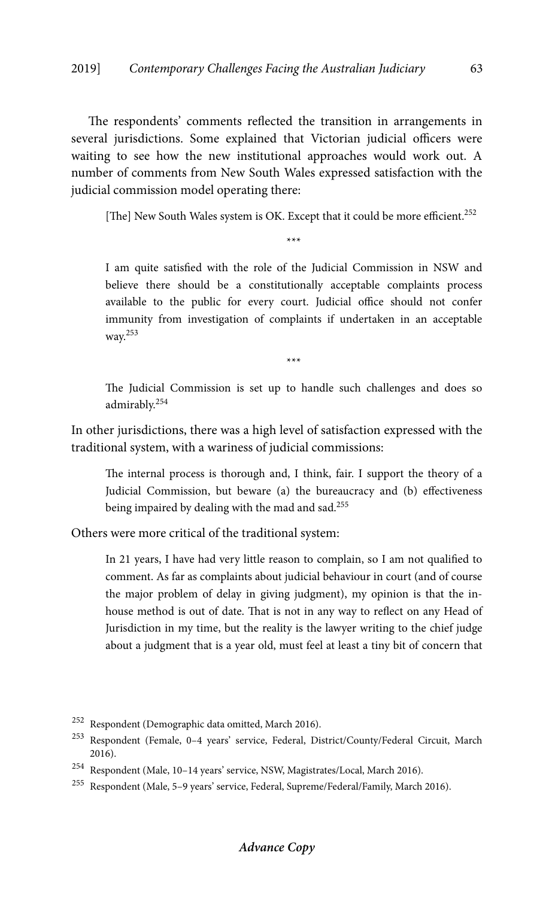The respondents' comments reflected the transition in arrangements in several jurisdictions. Some explained that Victorian judicial officers were waiting to see how the new institutional approaches would work out. A number of comments from New South Wales expressed satisfaction with the judicial commission model operating there:

> [The] New South Wales system is OK. Except that it could be more efficient.[252]
>
> \*\*\*
>
> I am quite satisfied with the role of the Judicial Commission in NSW and believe there should be a constitutionally acceptable complaints process available to the public for every court. Judicial office should not confer immunity from investigation of complaints if undertaken in an acceptable way.[253]
>
> \*\*\*
>
> The Judicial Commission is set up to handle such challenges and does so admirably.[254]

In other jurisdictions, there was a high level of satisfaction expressed with the traditional system, with a wariness of judicial commissions:

> The internal process is thorough and, I think, fair. I support the theory of a Judicial Commission, but beware (a) the bureaucracy and (b) effectiveness being impaired by dealing with the mad and sad.[255]

Others were more critical of the traditional system:

> In 21 years, I have had very little reason to complain, so I am not qualified to comment. As far as complaints about judicial behaviour in court (and of course the major problem of delay in giving judgment), my opinion is that the in-house method is out of date. That is not in any way to reflect on any Head of Jurisdiction in my time, but the reality is the lawyer writing to the chief judge about a judgment that is a year old, must feel at least a tiny bit of concern that

---

[252] Respondent (Demographic data omitted, March 2016).

[253] Respondent (Female, 0–4 years' service, Federal, District/County/Federal Circuit, March 2016).

[254] Respondent (Male, 10–14 years' service, NSW, Magistrates/Local, March 2016).

[255] Respondent (Male, 5–9 years' service, Federal, Supreme/Federal/Family, March 2016).

*Advance Copy*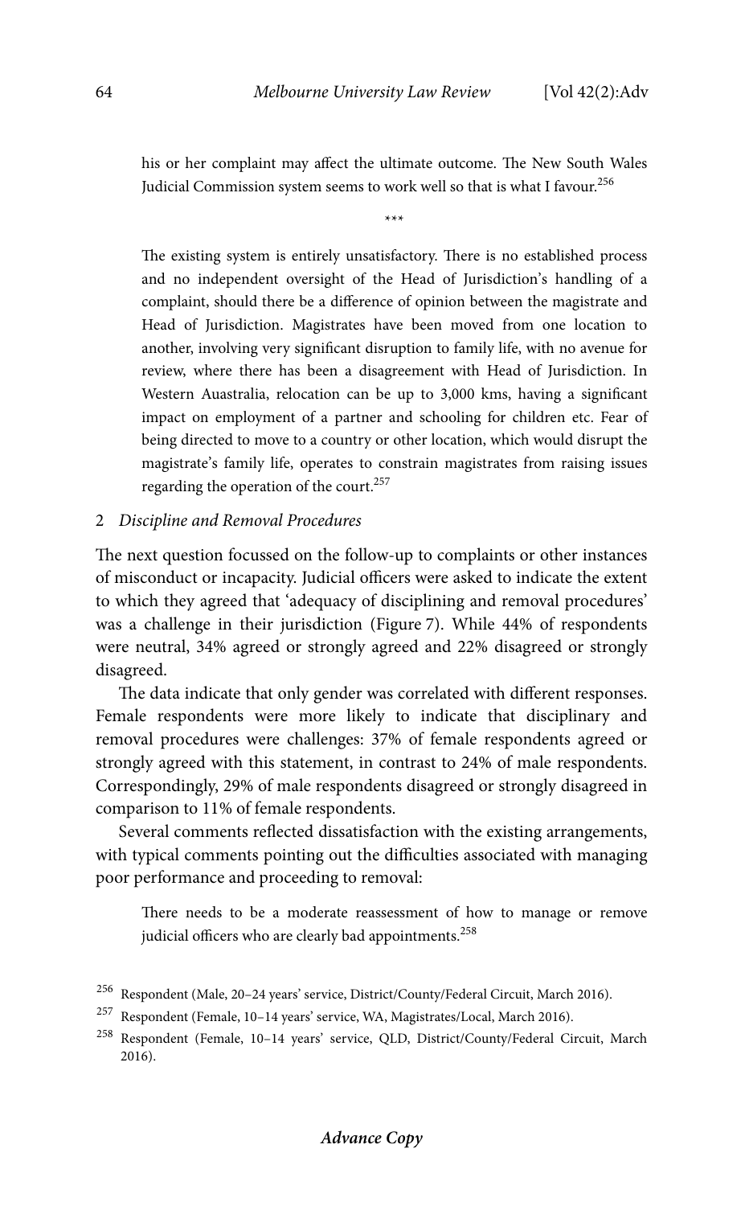> his or her complaint may affect the ultimate outcome. The New South Wales Judicial Commission system seems to work well so that is what I favour.[256]
>
> \*\*\*
>
> The existing system is entirely unsatisfactory. There is no established process and no independent oversight of the Head of Jurisdiction's handling of a complaint, should there be a difference of opinion between the magistrate and Head of Jurisdiction. Magistrates have been moved from one location to another, involving very significant disruption to family life, with no avenue for review, where there has been a disagreement with Head of Jurisdiction. In Western Auastralia, relocation can be up to 3,000 kms, having a significant impact on employment of a partner and schooling for children etc. Fear of being directed to move to a country or other location, which would disrupt the magistrate's family life, operates to constrain magistrates from raising issues regarding the operation of the court.[257]

### 2 *Discipline and Removal Procedures*

The next question focussed on the follow-up to complaints or other instances of misconduct or incapacity. Judicial officers were asked to indicate the extent to which they agreed that 'adequacy of disciplining and removal procedures' was a challenge in their jurisdiction (Figure 7). While 44% of respondents were neutral, 34% agreed or strongly agreed and 22% disagreed or strongly disagreed.

The data indicate that only gender was correlated with different responses. Female respondents were more likely to indicate that disciplinary and removal procedures were challenges: 37% of female respondents agreed or strongly agreed with this statement, in contrast to 24% of male respondents. Correspondingly, 29% of male respondents disagreed or strongly disagreed in comparison to 11% of female respondents.

Several comments reflected dissatisfaction with the existing arrangements, with typical comments pointing out the difficulties associated with managing poor performance and proceeding to removal:

> There needs to be a moderate reassessment of how to manage or remove judicial officers who are clearly bad appointments.[258]

---

[256] Respondent (Male, 20–24 years' service, District/County/Federal Circuit, March 2016).

[257] Respondent (Female, 10–14 years' service, WA, Magistrates/Local, March 2016).

[258] Respondent (Female, 10–14 years' service, QLD, District/County/Federal Circuit, March 2016).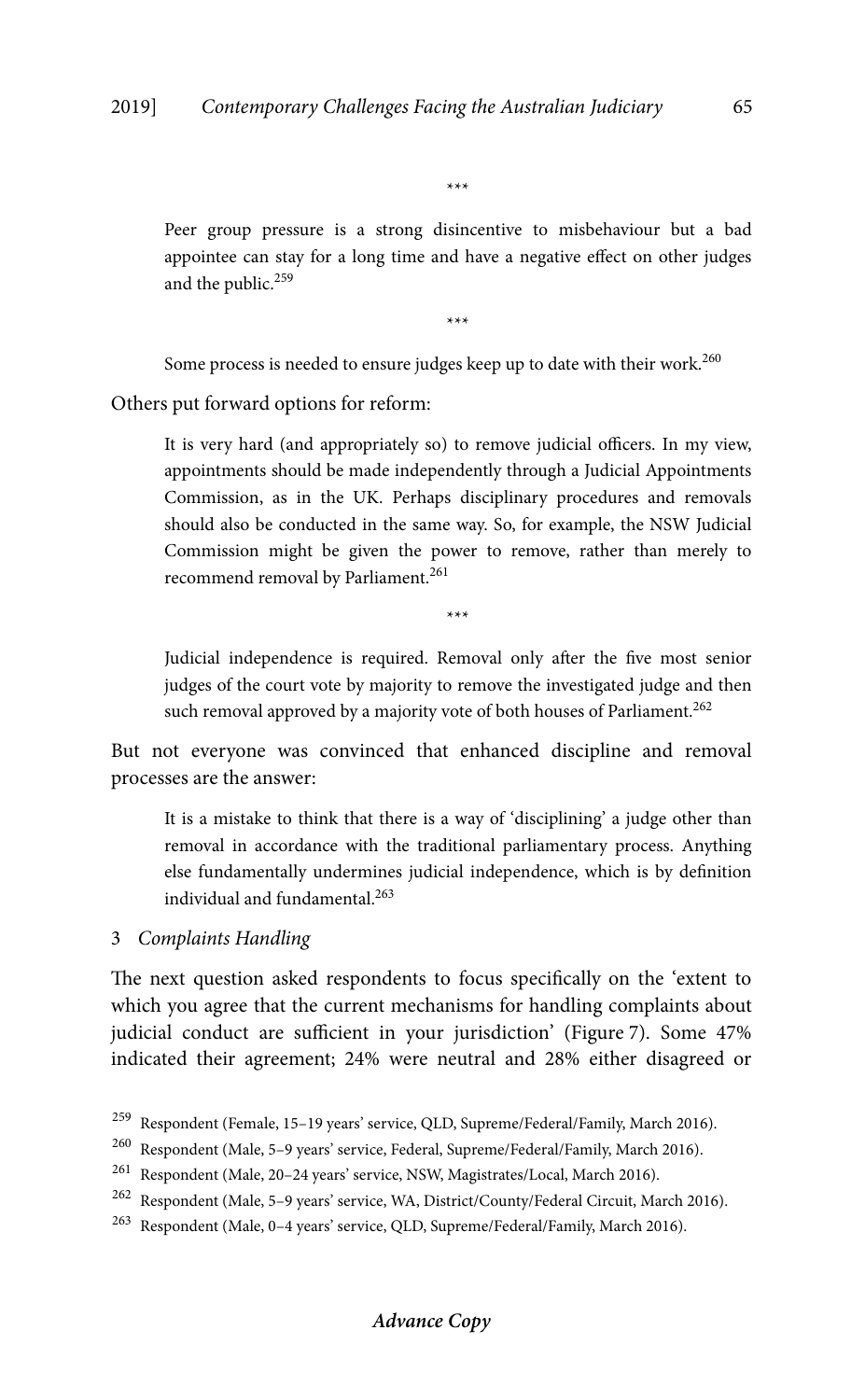\*\*\*

> Peer group pressure is a strong disincentive to misbehaviour but a bad appointee can stay for a long time and have a negative effect on other judges and the public.[259]

\*\*\*

> Some process is needed to ensure judges keep up to date with their work.[260]

Others put forward options for reform:

> It is very hard (and appropriately so) to remove judicial officers. In my view, appointments should be made independently through a Judicial Appointments Commission, as in the UK. Perhaps disciplinary procedures and removals should also be conducted in the same way. So, for example, the NSW Judicial Commission might be given the power to remove, rather than merely to recommend removal by Parliament.[261]

\*\*\*

> Judicial independence is required. Removal only after the five most senior judges of the court vote by majority to remove the investigated judge and then such removal approved by a majority vote of both houses of Parliament.[262]

But not everyone was convinced that enhanced discipline and removal processes are the answer:

> It is a mistake to think that there is a way of 'disciplining' a judge other than removal in accordance with the traditional parliamentary process. Anything else fundamentally undermines judicial independence, which is by definition individual and fundamental.[263]

### 3 *Complaints Handling*

The next question asked respondents to focus specifically on the 'extent to which you agree that the current mechanisms for handling complaints about judicial conduct are sufficient in your jurisdiction' (Figure 7). Some 47% indicated their agreement; 24% were neutral and 28% either disagreed or

---

[259] Respondent (Female, 15–19 years' service, QLD, Supreme/Federal/Family, March 2016).

[260] Respondent (Male, 5–9 years' service, Federal, Supreme/Federal/Family, March 2016).

[261] Respondent (Male, 20–24 years' service, NSW, Magistrates/Local, March 2016).

[262] Respondent (Male, 5–9 years' service, WA, District/County/Federal Circuit, March 2016).

[263] Respondent (Male, 0–4 years' service, QLD, Supreme/Federal/Family, March 2016).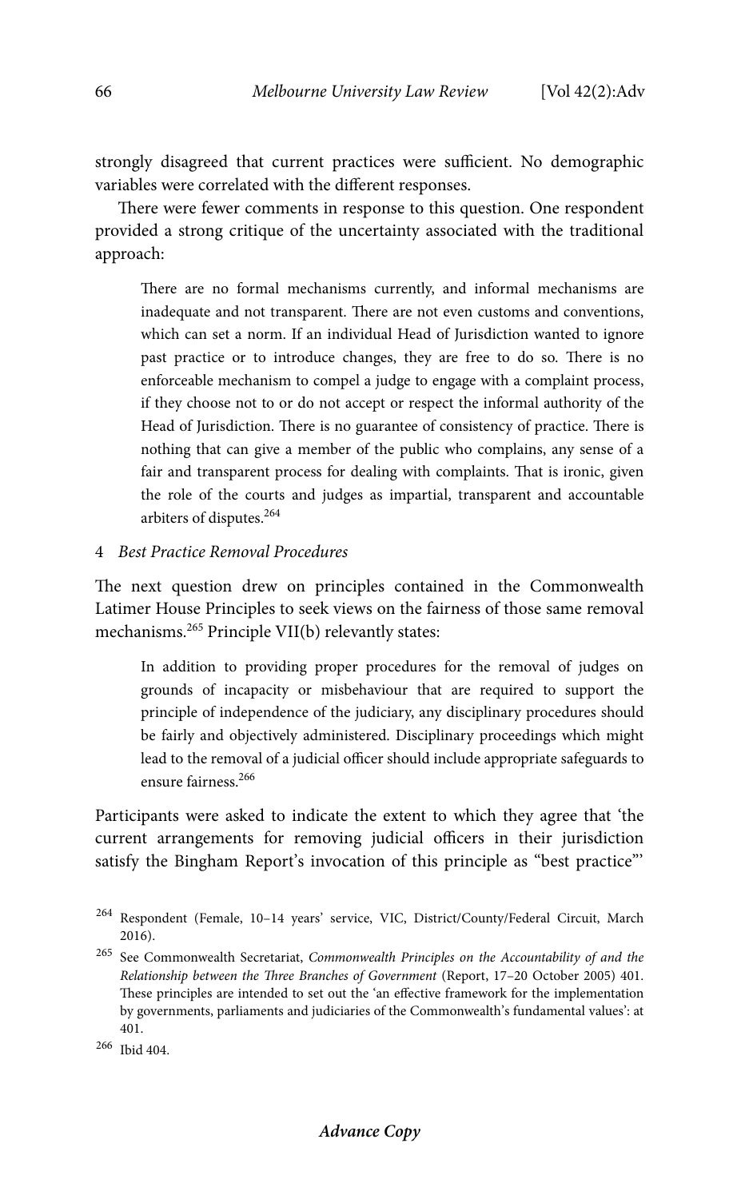strongly disagreed that current practices were sufficient. No demographic variables were correlated with the different responses.

There were fewer comments in response to this question. One respondent provided a strong critique of the uncertainty associated with the traditional approach:

> There are no formal mechanisms currently, and informal mechanisms are inadequate and not transparent. There are not even customs and conventions, which can set a norm. If an individual Head of Jurisdiction wanted to ignore past practice or to introduce changes, they are free to do so. There is no enforceable mechanism to compel a judge to engage with a complaint process, if they choose not to or do not accept or respect the informal authority of the Head of Jurisdiction. There is no guarantee of consistency of practice. There is nothing that can give a member of the public who complains, any sense of a fair and transparent process for dealing with complaints. That is ironic, given the role of the courts and judges as impartial, transparent and accountable arbiters of disputes.[264]

#### 4 *Best Practice Removal Procedures*

The next question drew on principles contained in the Commonwealth Latimer House Principles to seek views on the fairness of those same removal mechanisms.[265] Principle VII(b) relevantly states:

> In addition to providing proper procedures for the removal of judges on grounds of incapacity or misbehaviour that are required to support the principle of independence of the judiciary, any disciplinary procedures should be fairly and objectively administered. Disciplinary proceedings which might lead to the removal of a judicial officer should include appropriate safeguards to ensure fairness.[266]

Participants were asked to indicate the extent to which they agree that 'the current arrangements for removing judicial officers in their jurisdiction satisfy the Bingham Report's invocation of this principle as "best practice"'

---

[264] Respondent (Female, 10–14 years' service, VIC, District/County/Federal Circuit, March 2016).

[265] See Commonwealth Secretariat, *Commonwealth Principles on the Accountability of and the Relationship between the Three Branches of Government* (Report, 17–20 October 2005) 401. These principles are intended to set out the 'an effective framework for the implementation by governments, parliaments and judiciaries of the Commonwealth's fundamental values': at 401.

[266] Ibid 404.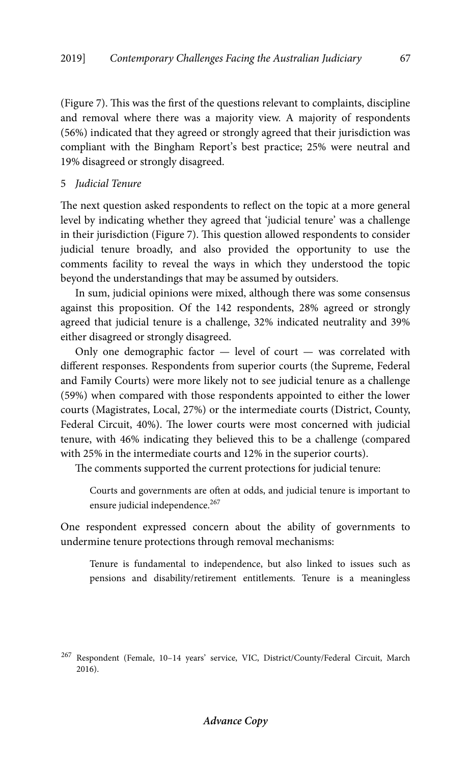(Figure 7). This was the first of the questions relevant to complaints, discipline and removal where there was a majority view. A majority of respondents (56%) indicated that they agreed or strongly agreed that their jurisdiction was compliant with the Bingham Report's best practice; 25% were neutral and 19% disagreed or strongly disagreed.

### 5 *Judicial Tenure*

The next question asked respondents to reflect on the topic at a more general level by indicating whether they agreed that 'judicial tenure' was a challenge in their jurisdiction (Figure 7). This question allowed respondents to consider judicial tenure broadly, and also provided the opportunity to use the comments facility to reveal the ways in which they understood the topic beyond the understandings that may be assumed by outsiders.

In sum, judicial opinions were mixed, although there was some consensus against this proposition. Of the 142 respondents, 28% agreed or strongly agreed that judicial tenure is a challenge, 32% indicated neutrality and 39% either disagreed or strongly disagreed.

Only one demographic factor — level of court — was correlated with different responses. Respondents from superior courts (the Supreme, Federal and Family Courts) were more likely not to see judicial tenure as a challenge (59%) when compared with those respondents appointed to either the lower courts (Magistrates, Local, 27%) or the intermediate courts (District, County, Federal Circuit, 40%). The lower courts were most concerned with judicial tenure, with 46% indicating they believed this to be a challenge (compared with 25% in the intermediate courts and 12% in the superior courts).

The comments supported the current protections for judicial tenure:

> Courts and governments are often at odds, and judicial tenure is important to ensure judicial independence.[267]

One respondent expressed concern about the ability of governments to undermine tenure protections through removal mechanisms:

> Tenure is fundamental to independence, but also linked to issues such as pensions and disability/retirement entitlements. Tenure is a meaningless

[267] Respondent (Female, 10–14 years' service, VIC, District/County/Federal Circuit, March 2016).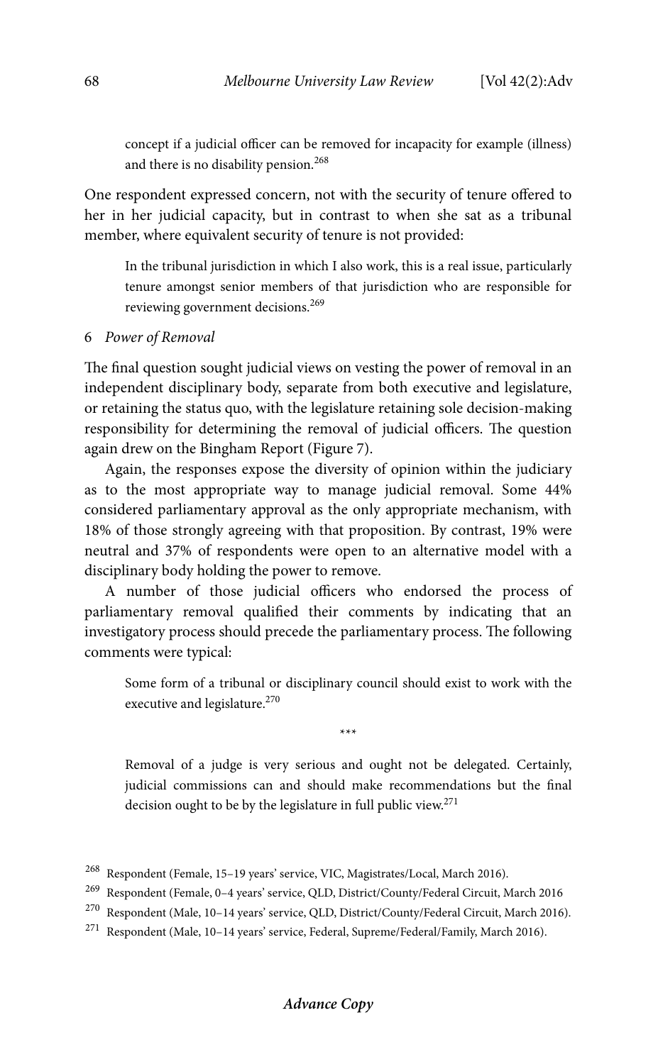> concept if a judicial officer can be removed for incapacity for example (illness) and there is no disability pension.[268]

One respondent expressed concern, not with the security of tenure offered to her in her judicial capacity, but in contrast to when she sat as a tribunal member, where equivalent security of tenure is not provided:

> In the tribunal jurisdiction in which I also work, this is a real issue, particularly tenure amongst senior members of that jurisdiction who are responsible for reviewing government decisions.[269]

### 6 *Power of Removal*

The final question sought judicial views on vesting the power of removal in an independent disciplinary body, separate from both executive and legislature, or retaining the status quo, with the legislature retaining sole decision-making responsibility for determining the removal of judicial officers. The question again drew on the Bingham Report (Figure 7).

Again, the responses expose the diversity of opinion within the judiciary as to the most appropriate way to manage judicial removal. Some 44% considered parliamentary approval as the only appropriate mechanism, with 18% of those strongly agreeing with that proposition. By contrast, 19% were neutral and 37% of respondents were open to an alternative model with a disciplinary body holding the power to remove.

A number of those judicial officers who endorsed the process of parliamentary removal qualified their comments by indicating that an investigatory process should precede the parliamentary process. The following comments were typical:

> Some form of a tribunal or disciplinary council should exist to work with the executive and legislature.[270]

\*\*\*

> Removal of a judge is very serious and ought not be delegated. Certainly, judicial commissions can and should make recommendations but the final decision ought to be by the legislature in full public view.[271]

---

[268] Respondent (Female, 15–19 years' service, VIC, Magistrates/Local, March 2016).

[269] Respondent (Female, 0–4 years' service, QLD, District/County/Federal Circuit, March 2016

[270] Respondent (Male, 10–14 years' service, QLD, District/County/Federal Circuit, March 2016).

[271] Respondent (Male, 10–14 years' service, Federal, Supreme/Federal/Family, March 2016).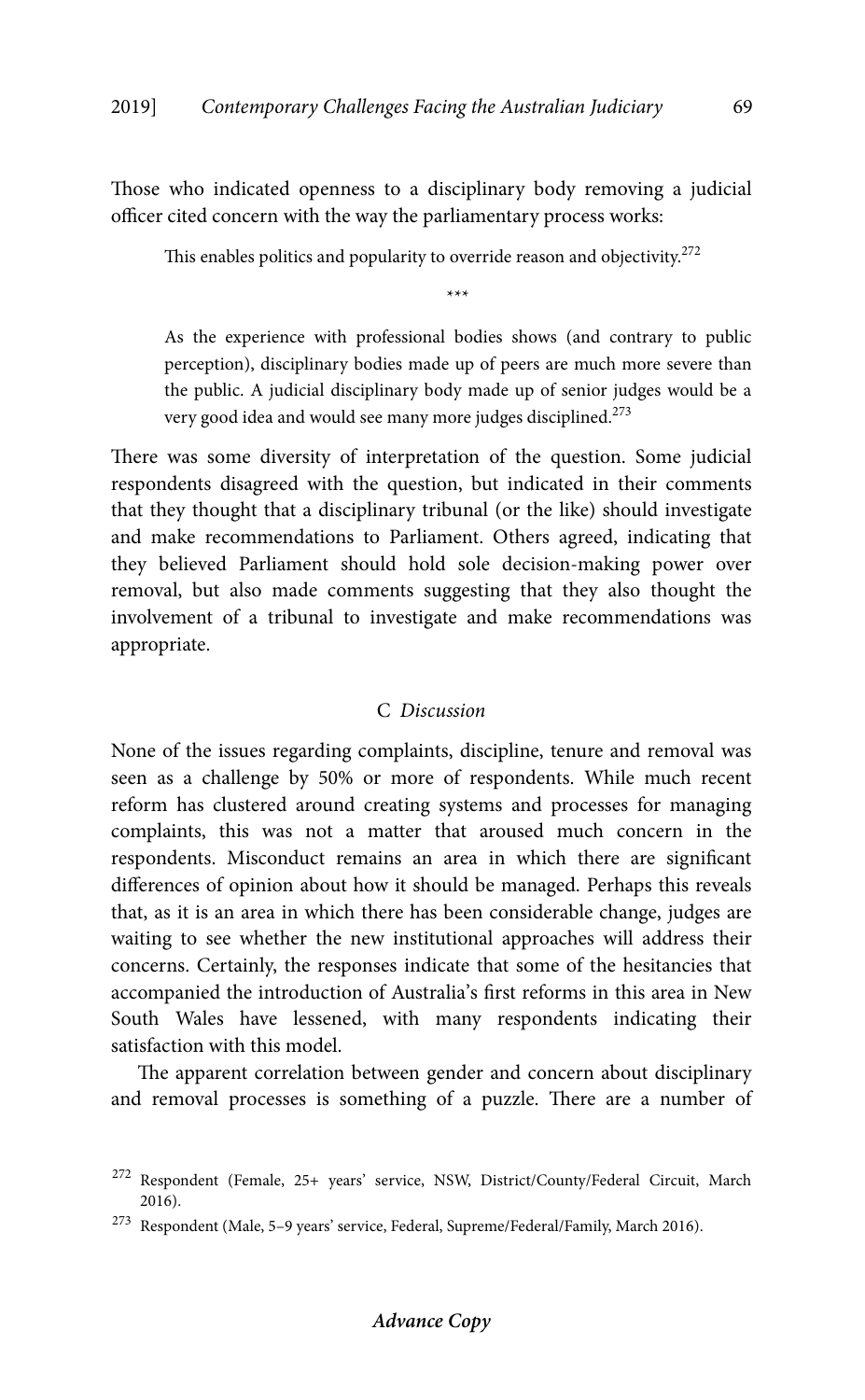Those who indicated openness to a disciplinary body removing a judicial officer cited concern with the way the parliamentary process works:

> This enables politics and popularity to override reason and objectivity.[272]
>
> \*\*\*
>
> As the experience with professional bodies shows (and contrary to public perception), disciplinary bodies made up of peers are much more severe than the public. A judicial disciplinary body made up of senior judges would be a very good idea and would see many more judges disciplined.[273]

There was some diversity of interpretation of the question. Some judicial respondents disagreed with the question, but indicated in their comments that they thought that a disciplinary tribunal (or the like) should investigate and make recommendations to Parliament. Others agreed, indicating that they believed Parliament should hold sole decision-making power over removal, but also made comments suggesting that they also thought the involvement of a tribunal to investigate and make recommendations was appropriate.

### C *Discussion*

None of the issues regarding complaints, discipline, tenure and removal was seen as a challenge by 50% or more of respondents. While much recent reform has clustered around creating systems and processes for managing complaints, this was not a matter that aroused much concern in the respondents. Misconduct remains an area in which there are significant differences of opinion about how it should be managed. Perhaps this reveals that, as it is an area in which there has been considerable change, judges are waiting to see whether the new institutional approaches will address their concerns. Certainly, the responses indicate that some of the hesitancies that accompanied the introduction of Australia's first reforms in this area in New South Wales have lessened, with many respondents indicating their satisfaction with this model.

The apparent correlation between gender and concern about disciplinary and removal processes is something of a puzzle. There are a number of

---

[272] Respondent (Female, 25+ years' service, NSW, District/County/Federal Circuit, March 2016).

[273] Respondent (Male, 5–9 years' service, Federal, Supreme/Federal/Family, March 2016).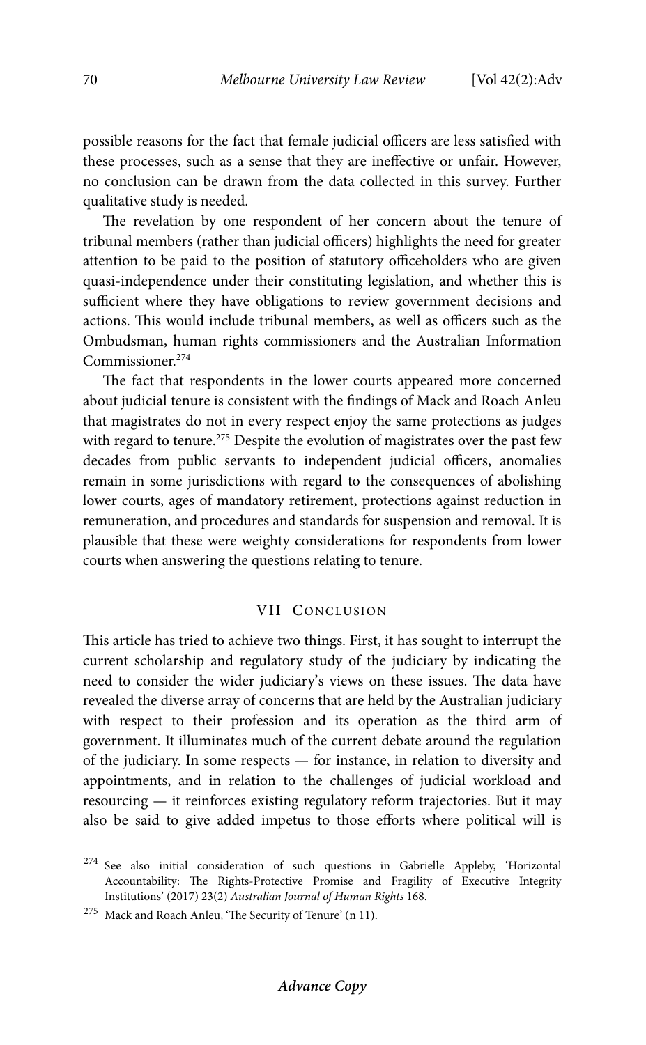possible reasons for the fact that female judicial officers are less satisfied with these processes, such as a sense that they are ineffective or unfair. However, no conclusion can be drawn from the data collected in this survey. Further qualitative study is needed.

The revelation by one respondent of her concern about the tenure of tribunal members (rather than judicial officers) highlights the need for greater attention to be paid to the position of statutory officeholders who are given quasi-independence under their constituting legislation, and whether this is sufficient where they have obligations to review government decisions and actions. This would include tribunal members, as well as officers such as the Ombudsman, human rights commissioners and the Australian Information Commissioner.[274]

The fact that respondents in the lower courts appeared more concerned about judicial tenure is consistent with the findings of Mack and Roach Anleu that magistrates do not in every respect enjoy the same protections as judges with regard to tenure.[275] Despite the evolution of magistrates over the past few decades from public servants to independent judicial officers, anomalies remain in some jurisdictions with regard to the consequences of abolishing lower courts, ages of mandatory retirement, protections against reduction in remuneration, and procedures and standards for suspension and removal. It is plausible that these were weighty considerations for respondents from lower courts when answering the questions relating to tenure.

## VII Conclusion

This article has tried to achieve two things. First, it has sought to interrupt the current scholarship and regulatory study of the judiciary by indicating the need to consider the wider judiciary's views on these issues. The data have revealed the diverse array of concerns that are held by the Australian judiciary with respect to their profession and its operation as the third arm of government. It illuminates much of the current debate around the regulation of the judiciary. In some respects — for instance, in relation to diversity and appointments, and in relation to the challenges of judicial workload and resourcing — it reinforces existing regulatory reform trajectories. But it may also be said to give added impetus to those efforts where political will is

---

[274] See also initial consideration of such questions in Gabrielle Appleby, 'Horizontal Accountability: The Rights-Protective Promise and Fragility of Executive Integrity Institutions' (2017) 23(2) *Australian Journal of Human Rights* 168.

[275] Mack and Roach Anleu, 'The Security of Tenure' (n 11).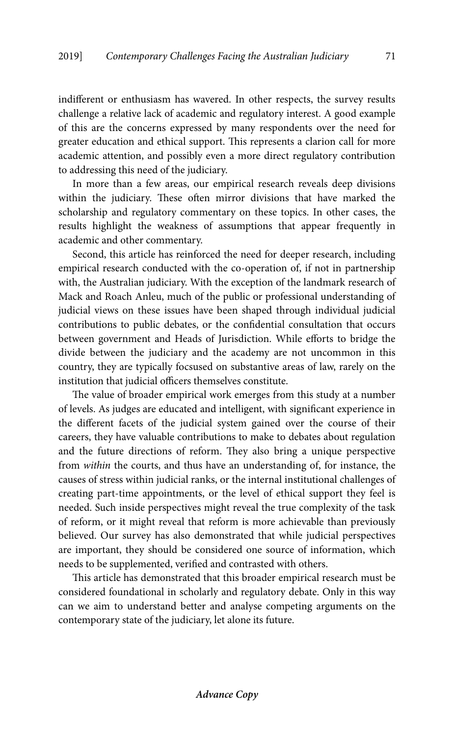indifferent or enthusiasm has wavered. In other respects, the survey results challenge a relative lack of academic and regulatory interest. A good example of this are the concerns expressed by many respondents over the need for greater education and ethical support. This represents a clarion call for more academic attention, and possibly even a more direct regulatory contribution to addressing this need of the judiciary.

In more than a few areas, our empirical research reveals deep divisions within the judiciary. These often mirror divisions that have marked the scholarship and regulatory commentary on these topics. In other cases, the results highlight the weakness of assumptions that appear frequently in academic and other commentary.

Second, this article has reinforced the need for deeper research, including empirical research conducted with the co-operation of, if not in partnership with, the Australian judiciary. With the exception of the landmark research of Mack and Roach Anleu, much of the public or professional understanding of judicial views on these issues have been shaped through individual judicial contributions to public debates, or the confidential consultation that occurs between government and Heads of Jurisdiction. While efforts to bridge the divide between the judiciary and the academy are not uncommon in this country, they are typically focsused on substantive areas of law, rarely on the institution that judicial officers themselves constitute.

The value of broader empirical work emerges from this study at a number of levels. As judges are educated and intelligent, with significant experience in the different facets of the judicial system gained over the course of their careers, they have valuable contributions to make to debates about regulation and the future directions of reform. They also bring a unique perspective from *within* the courts, and thus have an understanding of, for instance, the causes of stress within judicial ranks, or the internal institutional challenges of creating part-time appointments, or the level of ethical support they feel is needed. Such inside perspectives might reveal the true complexity of the task of reform, or it might reveal that reform is more achievable than previously believed. Our survey has also demonstrated that while judicial perspectives are important, they should be considered one source of information, which needs to be supplemented, verified and contrasted with others.

This article has demonstrated that this broader empirical research must be considered foundational in scholarly and regulatory debate. Only in this way can we aim to understand better and analyse competing arguments on the contemporary state of the judiciary, let alone its future.

***Advance Copy***